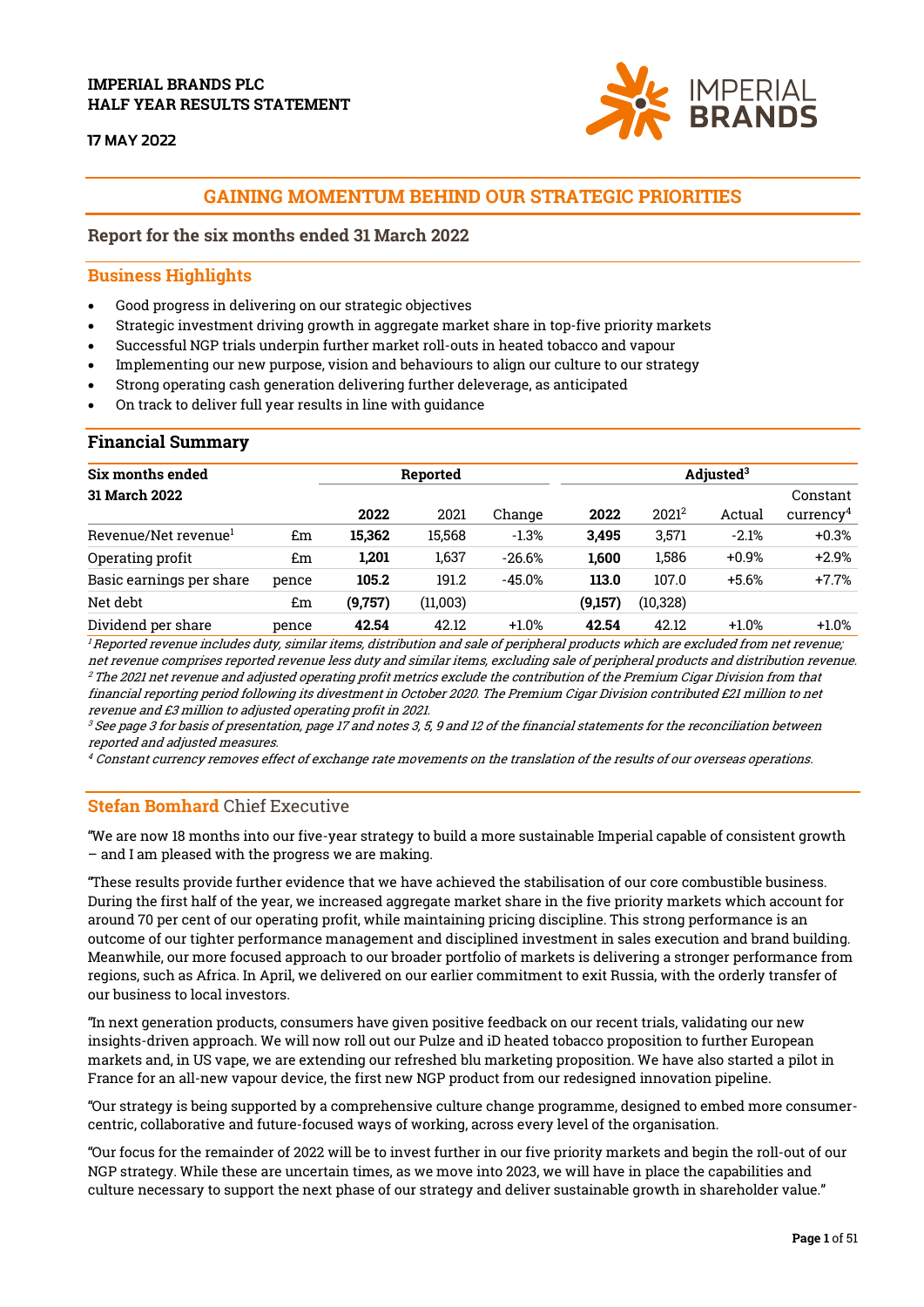IMPERIAL BRANDS PLC
HALF YEAR RESULTS STATEMENT

17 MAY 2022

# GAINING MOMENTUM BEHIND OUR STRATEGIC PRIORITIES

## Report for the six months ended 31 March 2022

## Business Highlights

- Good progress in delivering on our strategic objectives
- Strategic investment driving growth in aggregate market share in top-five priority markets
- Successful NGP trials underpin further market roll-outs in heated tobacco and vapour
- Implementing our new purpose, vision and behaviours to align our culture to our strategy
- Strong operating cash generation delivering further deleverage, as anticipated
- On track to deliver full year results in line with guidance

## Financial Summary

| Six months ended 31 March 2022 | | Reported | | | Adjusted[3] | | | |
|---|---|---|---|---|---|---|---|---|
| | | **2022** | 2021 | Change | **2022** | 2021[2] | Actual | Constant currency[4] |
| Revenue/Net revenue[1] | £m | **15,362** | 15,568 | -1.3% | **3,495** | 3,571 | -2.1% | +0.3% |
| Operating profit | £m | **1,201** | 1,637 | -26.6% | **1,600** | 1,586 | +0.9% | +2.9% |
| Basic earnings per share | pence | **105.2** | 191.2 | -45.0% | **113.0** | 107.0 | +5.6% | +7.7% |
| Net debt | £m | **(9,757)** | (11,003) | | **(9,157)** | (10,328) | | |
| Dividend per share | pence | **42.54** | 42.12 | +1.0% | **42.54** | 42.12 | +1.0% | +1.0% |

*[1] Reported revenue includes duty, similar items, distribution and sale of peripheral products which are excluded from net revenue; net revenue comprises reported revenue less duty and similar items, excluding sale of peripheral products and distribution revenue.*
*[2] The 2021 net revenue and adjusted operating profit metrics exclude the contribution of the Premium Cigar Division from that financial reporting period following its divestment in October 2020. The Premium Cigar Division contributed £21 million to net revenue and £3 million to adjusted operating profit in 2021.*
*[3] See page 3 for basis of presentation, page 17 and notes 3, 5, 9 and 12 of the financial statements for the reconciliation between reported and adjusted measures.*
*[4] Constant currency removes effect of exchange rate movements on the translation of the results of our overseas operations.*

## Stefan Bomhard Chief Executive

"We are now 18 months into our five-year strategy to build a more sustainable Imperial capable of consistent growth – and I am pleased with the progress we are making.

"These results provide further evidence that we have achieved the stabilisation of our core combustible business. During the first half of the year, we increased aggregate market share in the five priority markets which account for around 70 per cent of our operating profit, while maintaining pricing discipline. This strong performance is an outcome of our tighter performance management and disciplined investment in sales execution and brand building. Meanwhile, our more focused approach to our broader portfolio of markets is delivering a stronger performance from regions, such as Africa. In April, we delivered on our earlier commitment to exit Russia, with the orderly transfer of our business to local investors.

"In next generation products, consumers have given positive feedback on our recent trials, validating our new insights-driven approach. We will now roll out our Pulze and iD heated tobacco proposition to further European markets and, in US vape, we are extending our refreshed blu marketing proposition. We have also started a pilot in France for an all-new vapour device, the first new NGP product from our redesigned innovation pipeline.

"Our strategy is being supported by a comprehensive culture change programme, designed to embed more consumer-centric, collaborative and future-focused ways of working, across every level of the organisation.

"Our focus for the remainder of 2022 will be to invest further in our five priority markets and begin the roll-out of our NGP strategy. While these are uncertain times, as we move into 2023, we will have in place the capabilities and culture necessary to support the next phase of our strategy and deliver sustainable growth in shareholder value."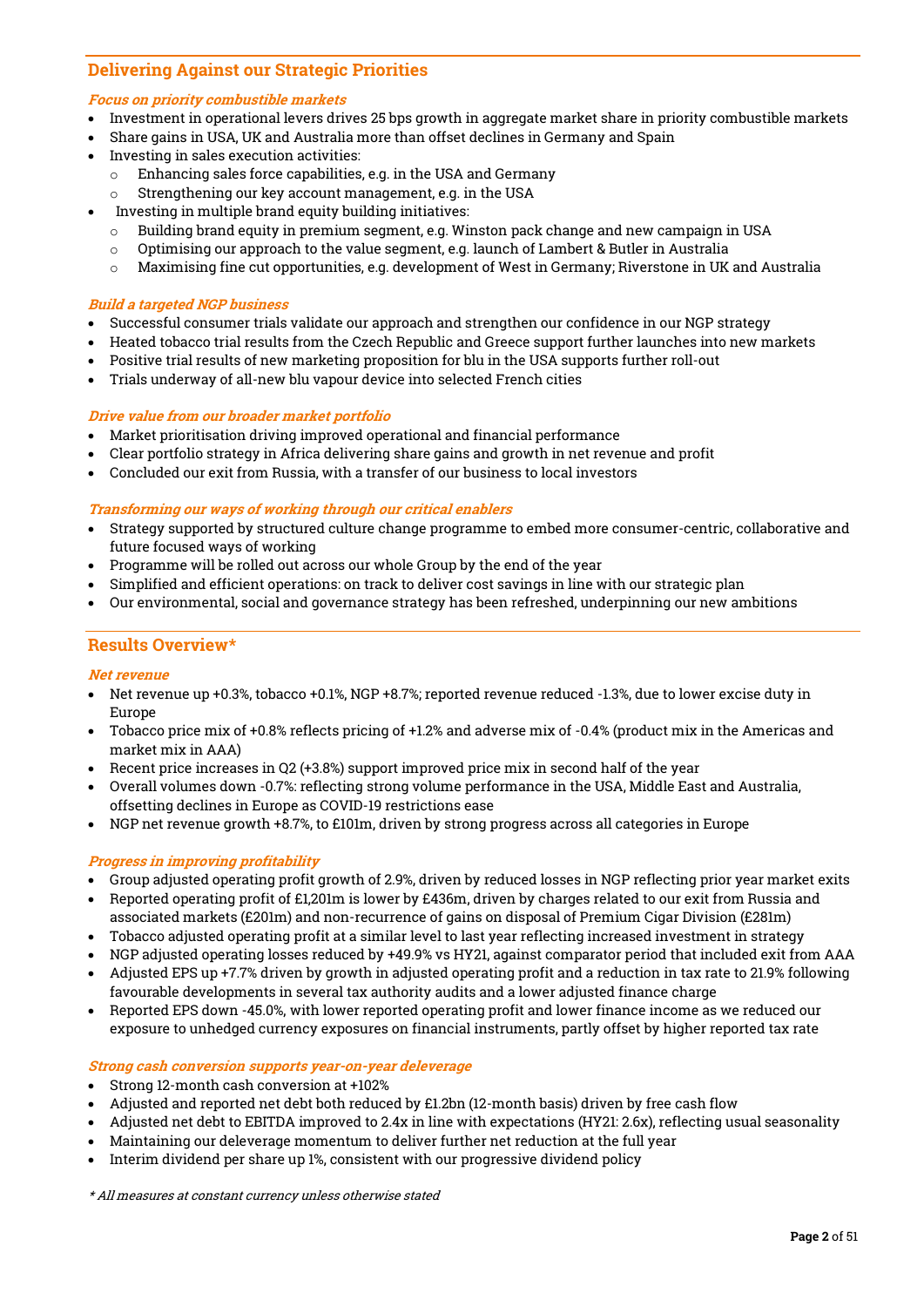## Delivering Against our Strategic Priorities

### *Focus on priority combustible markets*

- Investment in operational levers drives 25 bps growth in aggregate market share in priority combustible markets
- Share gains in USA, UK and Australia more than offset declines in Germany and Spain
- Investing in sales execution activities:
  - Enhancing sales force capabilities, e.g. in the USA and Germany
  - Strengthening our key account management, e.g. in the USA
- Investing in multiple brand equity building initiatives:
  - Building brand equity in premium segment, e.g. Winston pack change and new campaign in USA
  - Optimising our approach to the value segment, e.g. launch of Lambert & Butler in Australia
  - Maximising fine cut opportunities, e.g. development of West in Germany; Riverstone in UK and Australia

### *Build a targeted NGP business*

- Successful consumer trials validate our approach and strengthen our confidence in our NGP strategy
- Heated tobacco trial results from the Czech Republic and Greece support further launches into new markets
- Positive trial results of new marketing proposition for blu in the USA supports further roll-out
- Trials underway of all-new blu vapour device into selected French cities

### *Drive value from our broader market portfolio*

- Market prioritisation driving improved operational and financial performance
- Clear portfolio strategy in Africa delivering share gains and growth in net revenue and profit
- Concluded our exit from Russia, with a transfer of our business to local investors

### *Transforming our ways of working through our critical enablers*

- Strategy supported by structured culture change programme to embed more consumer-centric, collaborative and future focused ways of working
- Programme will be rolled out across our whole Group by the end of the year
- Simplified and efficient operations: on track to deliver cost savings in line with our strategic plan
- Our environmental, social and governance strategy has been refreshed, underpinning our new ambitions

## Results Overview*

### *Net revenue*

- Net revenue up +0.3%, tobacco +0.1%, NGP +8.7%; reported revenue reduced -1.3%, due to lower excise duty in Europe
- Tobacco price mix of +0.8% reflects pricing of +1.2% and adverse mix of -0.4% (product mix in the Americas and market mix in AAA)
- Recent price increases in Q2 (+3.8%) support improved price mix in second half of the year
- Overall volumes down -0.7%: reflecting strong volume performance in the USA, Middle East and Australia, offsetting declines in Europe as COVID-19 restrictions ease
- NGP net revenue growth +8.7%, to £101m, driven by strong progress across all categories in Europe

### *Progress in improving profitability*

- Group adjusted operating profit growth of 2.9%, driven by reduced losses in NGP reflecting prior year market exits
- Reported operating profit of £1,201m is lower by £436m, driven by charges related to our exit from Russia and associated markets (£201m) and non-recurrence of gains on disposal of Premium Cigar Division (£281m)
- Tobacco adjusted operating profit at a similar level to last year reflecting increased investment in strategy
- NGP adjusted operating losses reduced by +49.9% vs HY21, against comparator period that included exit from AAA
- Adjusted EPS up +7.7% driven by growth in adjusted operating profit and a reduction in tax rate to 21.9% following favourable developments in several tax authority audits and a lower adjusted finance charge
- Reported EPS down -45.0%, with lower reported operating profit and lower finance income as we reduced our exposure to unhedged currency exposures on financial instruments, partly offset by higher reported tax rate

### *Strong cash conversion supports year-on-year deleverage*

- Strong 12-month cash conversion at +102%
- Adjusted and reported net debt both reduced by £1.2bn (12-month basis) driven by free cash flow
- Adjusted net debt to EBITDA improved to 2.4x in line with expectations (HY21: 2.6x), reflecting usual seasonality
- Maintaining our deleverage momentum to deliver further net reduction at the full year
- Interim dividend per share up 1%, consistent with our progressive dividend policy

*\* All measures at constant currency unless otherwise stated*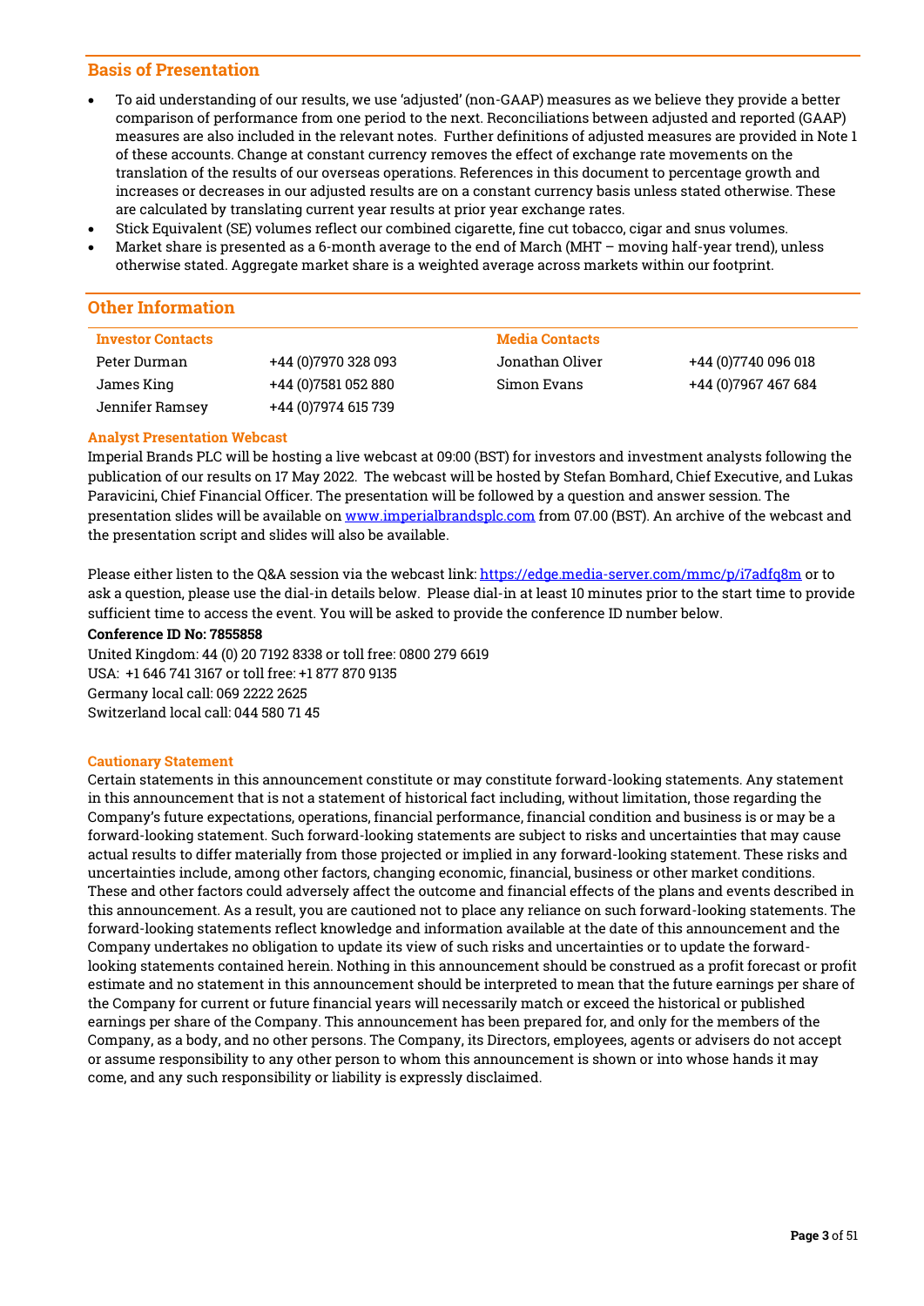## Basis of Presentation

- To aid understanding of our results, we use 'adjusted' (non-GAAP) measures as we believe they provide a better comparison of performance from one period to the next. Reconciliations between adjusted and reported (GAAP) measures are also included in the relevant notes. Further definitions of adjusted measures are provided in Note 1 of these accounts. Change at constant currency removes the effect of exchange rate movements on the translation of the results of our overseas operations. References in this document to percentage growth and increases or decreases in our adjusted results are on a constant currency basis unless stated otherwise. These are calculated by translating current year results at prior year exchange rates.
- Stick Equivalent (SE) volumes reflect our combined cigarette, fine cut tobacco, cigar and snus volumes.
- Market share is presented as a 6-month average to the end of March (MHT – moving half-year trend), unless otherwise stated. Aggregate market share is a weighted average across markets within our footprint.

## Other Information

| Investor Contacts | | Media Contacts | |
|---|---|---|---|
| Peter Durman | +44 (0)7970 328 093 | Jonathan Oliver | +44 (0)7740 096 018 |
| James King | +44 (0)7581 052 880 | Simon Evans | +44 (0)7967 467 684 |
| Jennifer Ramsey | +44 (0)7974 615 739 | | |

### Analyst Presentation Webcast

Imperial Brands PLC will be hosting a live webcast at 09:00 (BST) for investors and investment analysts following the publication of our results on 17 May 2022. The webcast will be hosted by Stefan Bomhard, Chief Executive, and Lukas Paravicini, Chief Financial Officer. The presentation will be followed by a question and answer session. The presentation slides will be available on www.imperialbrandsplc.com from 07.00 (BST). An archive of the webcast and the presentation script and slides will also be available.

Please either listen to the Q&A session via the webcast link: https://edge.media-server.com/mmc/p/i7adfq8m or to ask a question, please use the dial-in details below. Please dial-in at least 10 minutes prior to the start time to provide sufficient time to access the event. You will be asked to provide the conference ID number below.

**Conference ID No: 7855858**

United Kingdom: 44 (0) 20 7192 8338 or toll free: 0800 279 6619
USA: +1 646 741 3167 or toll free: +1 877 870 9135
Germany local call: 069 2222 2625
Switzerland local call: 044 580 71 45

### Cautionary Statement

Certain statements in this announcement constitute or may constitute forward-looking statements. Any statement in this announcement that is not a statement of historical fact including, without limitation, those regarding the Company's future expectations, operations, financial performance, financial condition and business is or may be a forward-looking statement. Such forward-looking statements are subject to risks and uncertainties that may cause actual results to differ materially from those projected or implied in any forward-looking statement. These risks and uncertainties include, among other factors, changing economic, financial, business or other market conditions. These and other factors could adversely affect the outcome and financial effects of the plans and events described in this announcement. As a result, you are cautioned not to place any reliance on such forward-looking statements. The forward-looking statements reflect knowledge and information available at the date of this announcement and the Company undertakes no obligation to update its view of such risks and uncertainties or to update the forward-looking statements contained herein. Nothing in this announcement should be construed as a profit forecast or profit estimate and no statement in this announcement should be interpreted to mean that the future earnings per share of the Company for current or future financial years will necessarily match or exceed the historical or published earnings per share of the Company. This announcement has been prepared for, and only for the members of the Company, as a body, and no other persons. The Company, its Directors, employees, agents or advisers do not accept or assume responsibility to any other person to whom this announcement is shown or into whose hands it may come, and any such responsibility or liability is expressly disclaimed.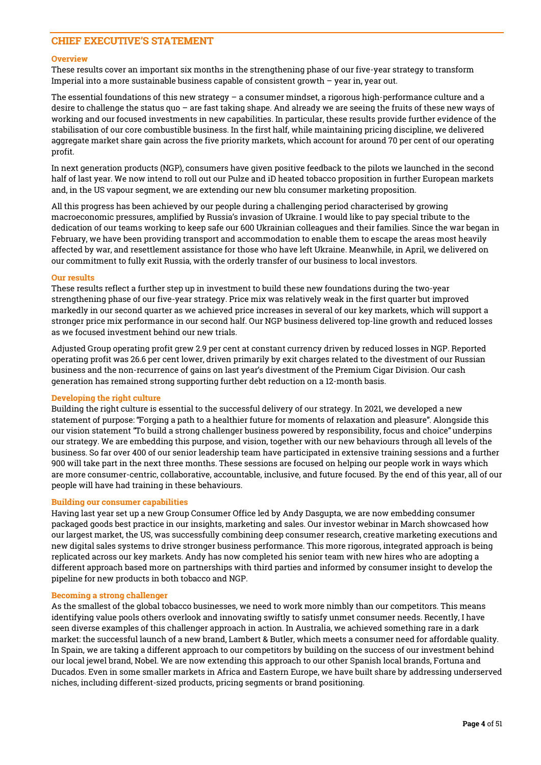## CHIEF EXECUTIVE'S STATEMENT

### Overview

These results cover an important six months in the strengthening phase of our five-year strategy to transform Imperial into a more sustainable business capable of consistent growth – year in, year out.

The essential foundations of this new strategy – a consumer mindset, a rigorous high-performance culture and a desire to challenge the status quo – are fast taking shape. And already we are seeing the fruits of these new ways of working and our focused investments in new capabilities. In particular, these results provide further evidence of the stabilisation of our core combustible business. In the first half, while maintaining pricing discipline, we delivered aggregate market share gain across the five priority markets, which account for around 70 per cent of our operating profit.

In next generation products (NGP), consumers have given positive feedback to the pilots we launched in the second half of last year. We now intend to roll out our Pulze and iD heated tobacco proposition in further European markets and, in the US vapour segment, we are extending our new blu consumer marketing proposition.

All this progress has been achieved by our people during a challenging period characterised by growing macroeconomic pressures, amplified by Russia's invasion of Ukraine. I would like to pay special tribute to the dedication of our teams working to keep safe our 600 Ukrainian colleagues and their families. Since the war began in February, we have been providing transport and accommodation to enable them to escape the areas most heavily affected by war, and resettlement assistance for those who have left Ukraine. Meanwhile, in April, we delivered on our commitment to fully exit Russia, with the orderly transfer of our business to local investors.

### Our results

These results reflect a further step up in investment to build these new foundations during the two-year strengthening phase of our five-year strategy. Price mix was relatively weak in the first quarter but improved markedly in our second quarter as we achieved price increases in several of our key markets, which will support a stronger price mix performance in our second half. Our NGP business delivered top-line growth and reduced losses as we focused investment behind our new trials.

Adjusted Group operating profit grew 2.9 per cent at constant currency driven by reduced losses in NGP. Reported operating profit was 26.6 per cent lower, driven primarily by exit charges related to the divestment of our Russian business and the non-recurrence of gains on last year's divestment of the Premium Cigar Division. Our cash generation has remained strong supporting further debt reduction on a 12-month basis.

### Developing the right culture

Building the right culture is essential to the successful delivery of our strategy. In 2021, we developed a new statement of purpose: "Forging a path to a healthier future for moments of relaxation and pleasure". Alongside this our vision statement "To build a strong challenger business powered by responsibility, focus and choice" underpins our strategy. We are embedding this purpose, and vision, together with our new behaviours through all levels of the business. So far over 400 of our senior leadership team have participated in extensive training sessions and a further 900 will take part in the next three months. These sessions are focused on helping our people work in ways which are more consumer-centric, collaborative, accountable, inclusive, and future focused. By the end of this year, all of our people will have had training in these behaviours.

### Building our consumer capabilities

Having last year set up a new Group Consumer Office led by Andy Dasgupta, we are now embedding consumer packaged goods best practice in our insights, marketing and sales. Our investor webinar in March showcased how our largest market, the US, was successfully combining deep consumer research, creative marketing executions and new digital sales systems to drive stronger business performance. This more rigorous, integrated approach is being replicated across our key markets. Andy has now completed his senior team with new hires who are adopting a different approach based more on partnerships with third parties and informed by consumer insight to develop the pipeline for new products in both tobacco and NGP.

### Becoming a strong challenger

As the smallest of the global tobacco businesses, we need to work more nimbly than our competitors. This means identifying value pools others overlook and innovating swiftly to satisfy unmet consumer needs. Recently, I have seen diverse examples of this challenger approach in action. In Australia, we achieved something rare in a dark market: the successful launch of a new brand, Lambert & Butler, which meets a consumer need for affordable quality. In Spain, we are taking a different approach to our competitors by building on the success of our investment behind our local jewel brand, Nobel. We are now extending this approach to our other Spanish local brands, Fortuna and Ducados. Even in some smaller markets in Africa and Eastern Europe, we have built share by addressing underserved niches, including different-sized products, pricing segments or brand positioning.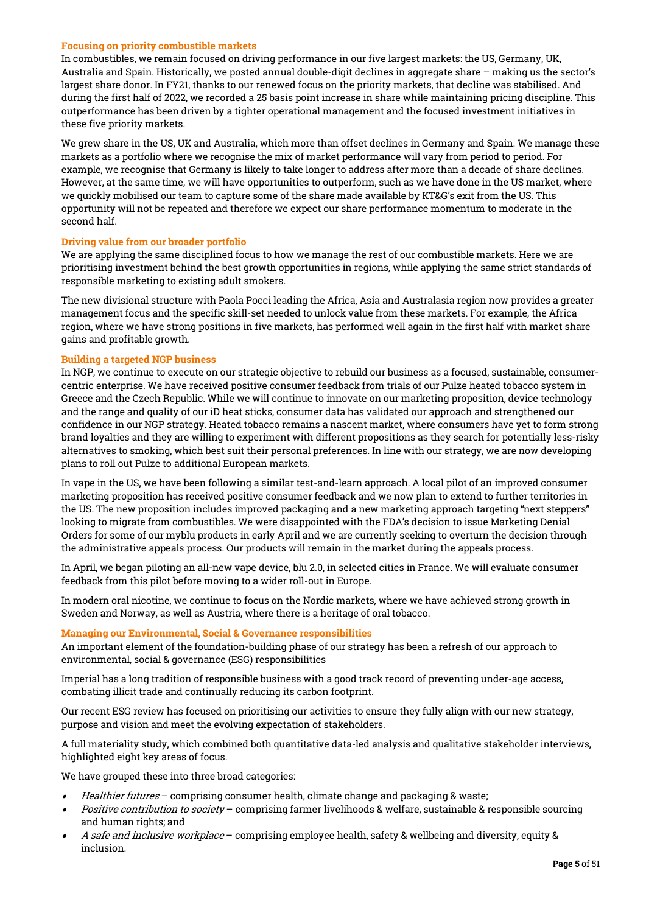### Focusing on priority combustible markets

In combustibles, we remain focused on driving performance in our five largest markets: the US, Germany, UK, Australia and Spain. Historically, we posted annual double-digit declines in aggregate share – making us the sector's largest share donor. In FY21, thanks to our renewed focus on the priority markets, that decline was stabilised. And during the first half of 2022, we recorded a 25 basis point increase in share while maintaining pricing discipline. This outperformance has been driven by a tighter operational management and the focused investment initiatives in these five priority markets.

We grew share in the US, UK and Australia, which more than offset declines in Germany and Spain. We manage these markets as a portfolio where we recognise the mix of market performance will vary from period to period. For example, we recognise that Germany is likely to take longer to address after more than a decade of share declines. However, at the same time, we will have opportunities to outperform, such as we have done in the US market, where we quickly mobilised our team to capture some of the share made available by KT&G's exit from the US. This opportunity will not be repeated and therefore we expect our share performance momentum to moderate in the second half.

### Driving value from our broader portfolio

We are applying the same disciplined focus to how we manage the rest of our combustible markets. Here we are prioritising investment behind the best growth opportunities in regions, while applying the same strict standards of responsible marketing to existing adult smokers.

The new divisional structure with Paola Pocci leading the Africa, Asia and Australasia region now provides a greater management focus and the specific skill-set needed to unlock value from these markets. For example, the Africa region, where we have strong positions in five markets, has performed well again in the first half with market share gains and profitable growth.

### Building a targeted NGP business

In NGP, we continue to execute on our strategic objective to rebuild our business as a focused, sustainable, consumer-centric enterprise. We have received positive consumer feedback from trials of our Pulze heated tobacco system in Greece and the Czech Republic. While we will continue to innovate on our marketing proposition, device technology and the range and quality of our iD heat sticks, consumer data has validated our approach and strengthened our confidence in our NGP strategy. Heated tobacco remains a nascent market, where consumers have yet to form strong brand loyalties and they are willing to experiment with different propositions as they search for potentially less-risky alternatives to smoking, which best suit their personal preferences. In line with our strategy, we are now developing plans to roll out Pulze to additional European markets.

In vape in the US, we have been following a similar test-and-learn approach. A local pilot of an improved consumer marketing proposition has received positive consumer feedback and we now plan to extend to further territories in the US. The new proposition includes improved packaging and a new marketing approach targeting "next steppers" looking to migrate from combustibles. We were disappointed with the FDA's decision to issue Marketing Denial Orders for some of our myblu products in early April and we are currently seeking to overturn the decision through the administrative appeals process. Our products will remain in the market during the appeals process.

In April, we began piloting an all-new vape device, blu 2.0, in selected cities in France. We will evaluate consumer feedback from this pilot before moving to a wider roll-out in Europe.

In modern oral nicotine, we continue to focus on the Nordic markets, where we have achieved strong growth in Sweden and Norway, as well as Austria, where there is a heritage of oral tobacco.

### Managing our Environmental, Social & Governance responsibilities

An important element of the foundation-building phase of our strategy has been a refresh of our approach to environmental, social & governance (ESG) responsibilities

Imperial has a long tradition of responsible business with a good track record of preventing under-age access, combating illicit trade and continually reducing its carbon footprint.

Our recent ESG review has focused on prioritising our activities to ensure they fully align with our new strategy, purpose and vision and meet the evolving expectation of stakeholders.

A full materiality study, which combined both quantitative data-led analysis and qualitative stakeholder interviews, highlighted eight key areas of focus.

We have grouped these into three broad categories:

- *Healthier futures* – comprising consumer health, climate change and packaging & waste;
- *Positive contribution to society* – comprising farmer livelihoods & welfare, sustainable & responsible sourcing and human rights; and
- *A safe and inclusive workplace* – comprising employee health, safety & wellbeing and diversity, equity & inclusion.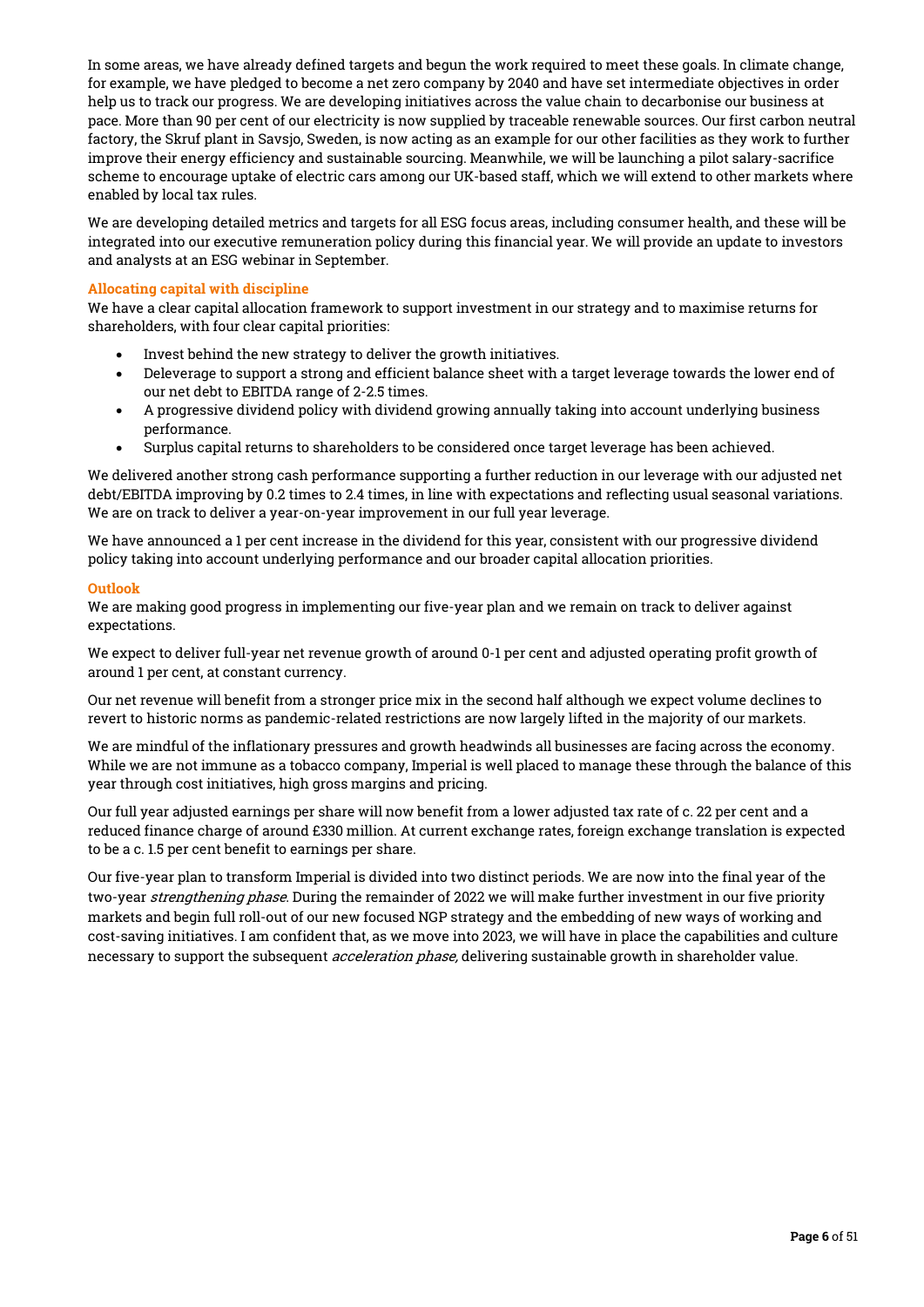In some areas, we have already defined targets and begun the work required to meet these goals. In climate change, for example, we have pledged to become a net zero company by 2040 and have set intermediate objectives in order help us to track our progress. We are developing initiatives across the value chain to decarbonise our business at pace. More than 90 per cent of our electricity is now supplied by traceable renewable sources. Our first carbon neutral factory, the Skruf plant in Savsjo, Sweden, is now acting as an example for our other facilities as they work to further improve their energy efficiency and sustainable sourcing. Meanwhile, we will be launching a pilot salary-sacrifice scheme to encourage uptake of electric cars among our UK-based staff, which we will extend to other markets where enabled by local tax rules.

We are developing detailed metrics and targets for all ESG focus areas, including consumer health, and these will be integrated into our executive remuneration policy during this financial year. We will provide an update to investors and analysts at an ESG webinar in September.

### Allocating capital with discipline

We have a clear capital allocation framework to support investment in our strategy and to maximise returns for shareholders, with four clear capital priorities:

- Invest behind the new strategy to deliver the growth initiatives.
- Deleverage to support a strong and efficient balance sheet with a target leverage towards the lower end of our net debt to EBITDA range of 2-2.5 times.
- A progressive dividend policy with dividend growing annually taking into account underlying business performance.
- Surplus capital returns to shareholders to be considered once target leverage has been achieved.

We delivered another strong cash performance supporting a further reduction in our leverage with our adjusted net debt/EBITDA improving by 0.2 times to 2.4 times, in line with expectations and reflecting usual seasonal variations. We are on track to deliver a year-on-year improvement in our full year leverage.

We have announced a 1 per cent increase in the dividend for this year, consistent with our progressive dividend policy taking into account underlying performance and our broader capital allocation priorities.

### Outlook

We are making good progress in implementing our five-year plan and we remain on track to deliver against expectations.

We expect to deliver full-year net revenue growth of around 0-1 per cent and adjusted operating profit growth of around 1 per cent, at constant currency.

Our net revenue will benefit from a stronger price mix in the second half although we expect volume declines to revert to historic norms as pandemic-related restrictions are now largely lifted in the majority of our markets.

We are mindful of the inflationary pressures and growth headwinds all businesses are facing across the economy. While we are not immune as a tobacco company, Imperial is well placed to manage these through the balance of this year through cost initiatives, high gross margins and pricing.

Our full year adjusted earnings per share will now benefit from a lower adjusted tax rate of c. 22 per cent and a reduced finance charge of around £330 million. At current exchange rates, foreign exchange translation is expected to be a c. 1.5 per cent benefit to earnings per share.

Our five-year plan to transform Imperial is divided into two distinct periods. We are now into the final year of the two-year *strengthening phase*. During the remainder of 2022 we will make further investment in our five priority markets and begin full roll-out of our new focused NGP strategy and the embedding of new ways of working and cost-saving initiatives. I am confident that, as we move into 2023, we will have in place the capabilities and culture necessary to support the subsequent *acceleration phase,* delivering sustainable growth in shareholder value.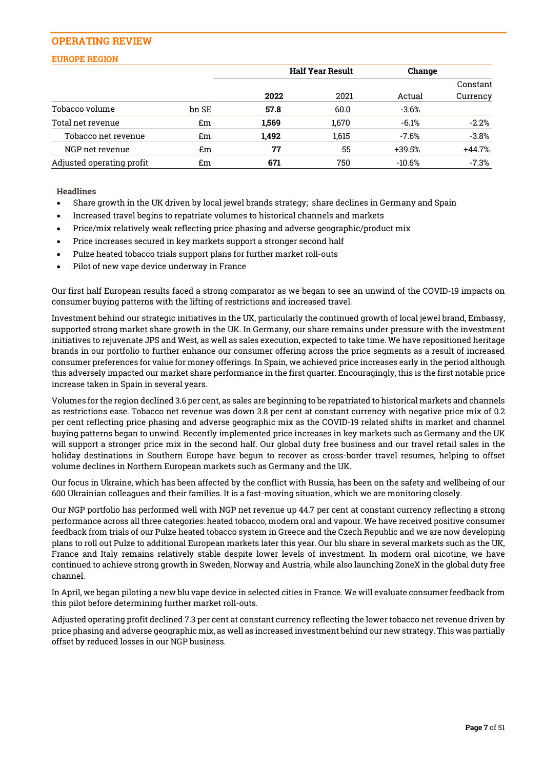## OPERATING REVIEW

### EUROPE REGION

| | | Half Year Result | | Change | |
|---|---|---|---|---|---|
| | | **2022** | 2021 | Actual | Constant Currency |
| Tobacco volume | bn SE | **57.8** | 60.0 | -3.6% | |
| Total net revenue | £m | **1,569** | 1,670 | -6.1% | -2.2% |
| Tobacco net revenue | £m | **1,492** | 1,615 | -7.6% | -3.8% |
| NGP net revenue | £m | **77** | 55 | +39.5% | +44.7% |
| Adjusted operating profit | £m | **671** | 750 | -10.6% | -7.3% |

**Headlines**

- Share growth in the UK driven by local jewel brands strategy; share declines in Germany and Spain
- Increased travel begins to repatriate volumes to historical channels and markets
- Price/mix relatively weak reflecting price phasing and adverse geographic/product mix
- Price increases secured in key markets support a stronger second half
- Pulze heated tobacco trials support plans for further market roll-outs
- Pilot of new vape device underway in France

Our first half European results faced a strong comparator as we began to see an unwind of the COVID-19 impacts on consumer buying patterns with the lifting of restrictions and increased travel.

Investment behind our strategic initiatives in the UK, particularly the continued growth of local jewel brand, Embassy, supported strong market share growth in the UK. In Germany, our share remains under pressure with the investment initiatives to rejuvenate JPS and West, as well as sales execution, expected to take time. We have repositioned heritage brands in our portfolio to further enhance our consumer offering across the price segments as a result of increased consumer preferences for value for money offerings. In Spain, we achieved price increases early in the period although this adversely impacted our market share performance in the first quarter. Encouragingly, this is the first notable price increase taken in Spain in several years.

Volumes for the region declined 3.6 per cent, as sales are beginning to be repatriated to historical markets and channels as restrictions ease. Tobacco net revenue was down 3.8 per cent at constant currency with negative price mix of 0.2 per cent reflecting price phasing and adverse geographic mix as the COVID-19 related shifts in market and channel buying patterns began to unwind. Recently implemented price increases in key markets such as Germany and the UK will support a stronger price mix in the second half. Our global duty free business and our travel retail sales in the holiday destinations in Southern Europe have begun to recover as cross-border travel resumes, helping to offset volume declines in Northern European markets such as Germany and the UK.

Our focus in Ukraine, which has been affected by the conflict with Russia, has been on the safety and wellbeing of our 600 Ukrainian colleagues and their families. It is a fast-moving situation, which we are monitoring closely.

Our NGP portfolio has performed well with NGP net revenue up 44.7 per cent at constant currency reflecting a strong performance across all three categories: heated tobacco, modern oral and vapour. We have received positive consumer feedback from trials of our Pulze heated tobacco system in Greece and the Czech Republic and we are now developing plans to roll out Pulze to additional European markets later this year. Our blu share in several markets such as the UK, France and Italy remains relatively stable despite lower levels of investment. In modern oral nicotine, we have continued to achieve strong growth in Sweden, Norway and Austria, while also launching ZoneX in the global duty free channel.

In April, we began piloting a new blu vape device in selected cities in France. We will evaluate consumer feedback from this pilot before determining further market roll-outs.

Adjusted operating profit declined 7.3 per cent at constant currency reflecting the lower tobacco net revenue driven by price phasing and adverse geographic mix, as well as increased investment behind our new strategy. This was partially offset by reduced losses in our NGP business.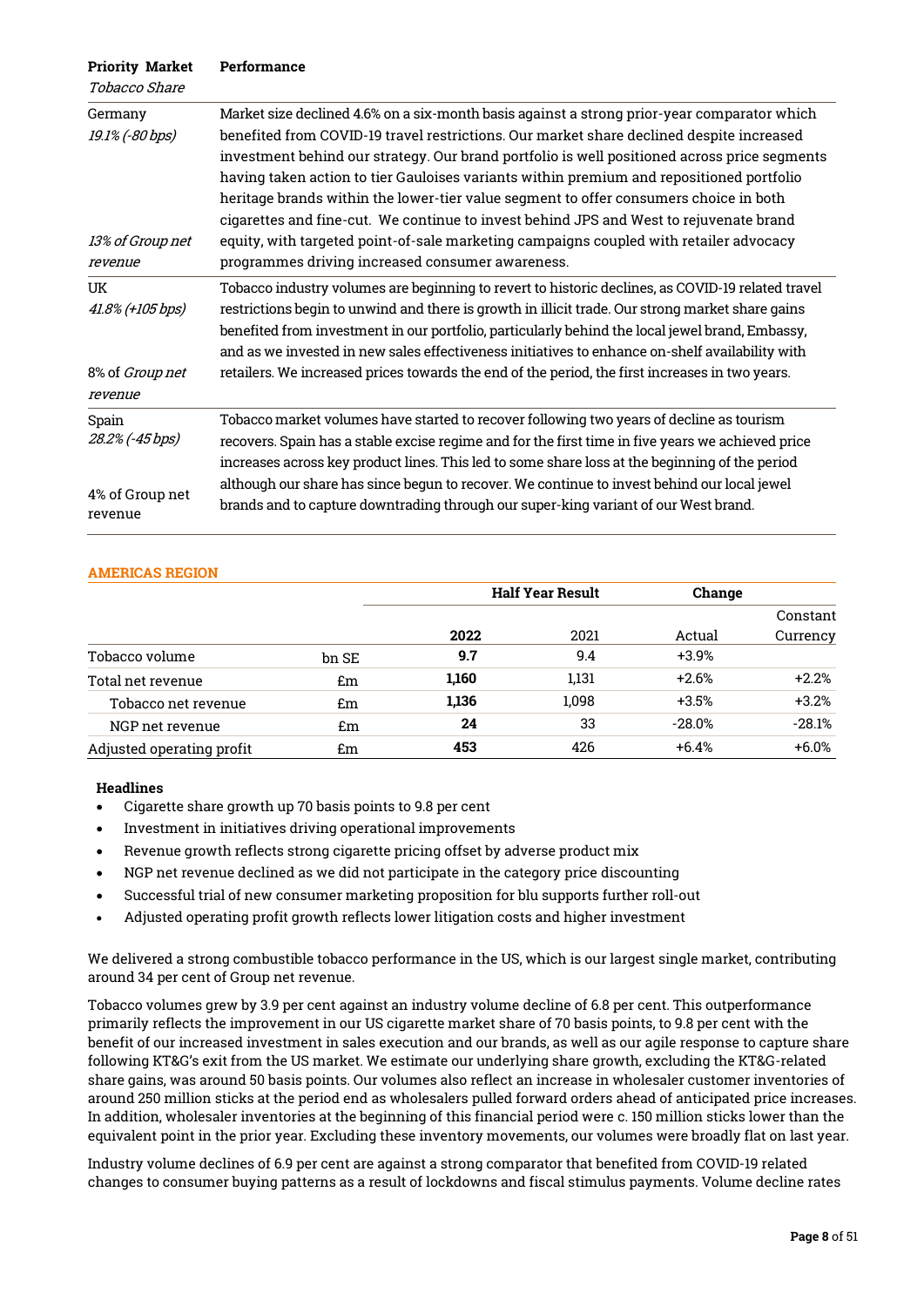| Priority Market<br>*Tobacco Share* | Performance |
|---|---|
| Germany<br>*19.1% (-80 bps)*<br><br>*13% of Group net revenue* | Market size declined 4.6% on a six-month basis against a strong prior-year comparator which benefited from COVID-19 travel restrictions. Our market share declined despite increased investment behind our strategy. Our brand portfolio is well positioned across price segments having taken action to tier Gauloises variants within premium and repositioned portfolio heritage brands within the lower-tier value segment to offer consumers choice in both cigarettes and fine-cut. We continue to invest behind JPS and West to rejuvenate brand equity, with targeted point-of-sale marketing campaigns coupled with retailer advocacy programmes driving increased consumer awareness. |
| UK<br>*41.8% (+105 bps)*<br><br>8% of *Group net revenue* | Tobacco industry volumes are beginning to revert to historic declines, as COVID-19 related travel restrictions begin to unwind and there is growth in illicit trade. Our strong market share gains benefited from investment in our portfolio, particularly behind the local jewel brand, Embassy, and as we invested in new sales effectiveness initiatives to enhance on-shelf availability with retailers. We increased prices towards the end of the period, the first increases in two years. |
| Spain<br>*28.2% (-45 bps)*<br><br>4% of Group net revenue | Tobacco market volumes have started to recover following two years of decline as tourism recovers. Spain has a stable excise regime and for the first time in five years we achieved price increases across key product lines. This led to some share loss at the beginning of the period although our share has since begun to recover. We continue to invest behind our local jewel brands and to capture downtrading through our super-king variant of our West brand. |

## AMERICAS REGION

| | | Half Year Result | | Change | |
|---|---|---|---|---|---|
| | | **2022** | 2021 | Actual | Constant Currency |
| Tobacco volume | bn SE | **9.7** | 9.4 | +3.9% | |
| Total net revenue | £m | **1,160** | 1,131 | +2.6% | +2.2% |
| Tobacco net revenue | £m | **1,136** | 1,098 | +3.5% | +3.2% |
| NGP net revenue | £m | **24** | 33 | -28.0% | -28.1% |
| Adjusted operating profit | £m | **453** | 426 | +6.4% | +6.0% |

**Headlines**

- Cigarette share growth up 70 basis points to 9.8 per cent
- Investment in initiatives driving operational improvements
- Revenue growth reflects strong cigarette pricing offset by adverse product mix
- NGP net revenue declined as we did not participate in the category price discounting
- Successful trial of new consumer marketing proposition for blu supports further roll-out
- Adjusted operating profit growth reflects lower litigation costs and higher investment

We delivered a strong combustible tobacco performance in the US, which is our largest single market, contributing around 34 per cent of Group net revenue.

Tobacco volumes grew by 3.9 per cent against an industry volume decline of 6.8 per cent. This outperformance primarily reflects the improvement in our US cigarette market share of 70 basis points, to 9.8 per cent with the benefit of our increased investment in sales execution and our brands, as well as our agile response to capture share following KT&G's exit from the US market. We estimate our underlying share growth, excluding the KT&G-related share gains, was around 50 basis points. Our volumes also reflect an increase in wholesaler customer inventories of around 250 million sticks at the period end as wholesalers pulled forward orders ahead of anticipated price increases. In addition, wholesaler inventories at the beginning of this financial period were c. 150 million sticks lower than the equivalent point in the prior year. Excluding these inventory movements, our volumes were broadly flat on last year.

Industry volume declines of 6.9 per cent are against a strong comparator that benefited from COVID-19 related changes to consumer buying patterns as a result of lockdowns and fiscal stimulus payments. Volume decline rates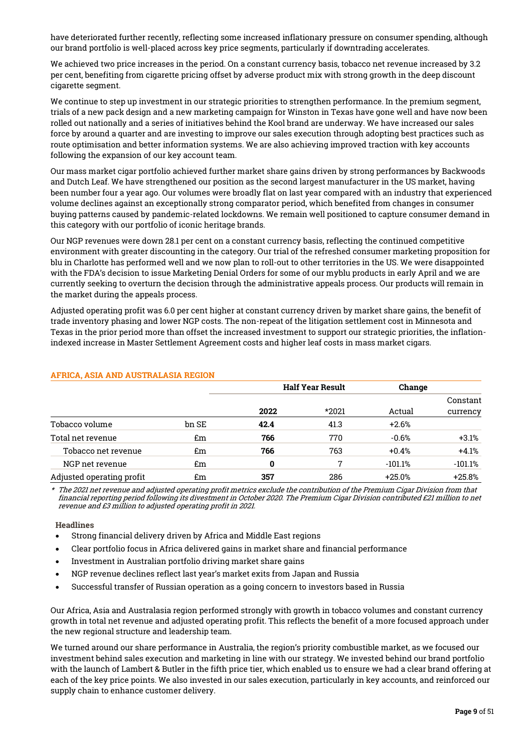have deteriorated further recently, reflecting some increased inflationary pressure on consumer spending, although our brand portfolio is well-placed across key price segments, particularly if downtrading accelerates.

We achieved two price increases in the period. On a constant currency basis, tobacco net revenue increased by 3.2 per cent, benefiting from cigarette pricing offset by adverse product mix with strong growth in the deep discount cigarette segment.

We continue to step up investment in our strategic priorities to strengthen performance. In the premium segment, trials of a new pack design and a new marketing campaign for Winston in Texas have gone well and have now been rolled out nationally and a series of initiatives behind the Kool brand are underway. We have increased our sales force by around a quarter and are investing to improve our sales execution through adopting best practices such as route optimisation and better information systems. We are also achieving improved traction with key accounts following the expansion of our key account team.

Our mass market cigar portfolio achieved further market share gains driven by strong performances by Backwoods and Dutch Leaf. We have strengthened our position as the second largest manufacturer in the US market, having been number four a year ago. Our volumes were broadly flat on last year compared with an industry that experienced volume declines against an exceptionally strong comparator period, which benefited from changes in consumer buying patterns caused by pandemic-related lockdowns. We remain well positioned to capture consumer demand in this category with our portfolio of iconic heritage brands.

Our NGP revenues were down 28.1 per cent on a constant currency basis, reflecting the continued competitive environment with greater discounting in the category. Our trial of the refreshed consumer marketing proposition for blu in Charlotte has performed well and we now plan to roll-out to other territories in the US. We were disappointed with the FDA's decision to issue Marketing Denial Orders for some of our myblu products in early April and we are currently seeking to overturn the decision through the administrative appeals process. Our products will remain in the market during the appeals process.

Adjusted operating profit was 6.0 per cent higher at constant currency driven by market share gains, the benefit of trade inventory phasing and lower NGP costs. The non-repeat of the litigation settlement cost in Minnesota and Texas in the prior period more than offset the increased investment to support our strategic priorities, the inflation-indexed increase in Master Settlement Agreement costs and higher leaf costs in mass market cigars.

## AFRICA, ASIA AND AUSTRALASIA REGION

| | | Half Year Result | | Change | |
|---|---|---|---|---|---|
| | | **2022** | *2021 | Actual | Constant currency |
| Tobacco volume | bn SE | **42.4** | 41.3 | +2.6% | |
| Total net revenue | £m | **766** | 770 | -0.6% | +3.1% |
| Tobacco net revenue | £m | **766** | 763 | +0.4% | +4.1% |
| NGP net revenue | £m | **0** | 7 | -101.1% | -101.1% |
| Adjusted operating profit | £m | **357** | 286 | +25.0% | +25.8% |

*\* The 2021 net revenue and adjusted operating profit metrics exclude the contribution of the Premium Cigar Division from that financial reporting period following its divestment in October 2020. The Premium Cigar Division contributed £21 million to net revenue and £3 million to adjusted operating profit in 2021.*

### Headlines

- Strong financial delivery driven by Africa and Middle East regions
- Clear portfolio focus in Africa delivered gains in market share and financial performance
- Investment in Australian portfolio driving market share gains
- NGP revenue declines reflect last year's market exits from Japan and Russia
- Successful transfer of Russian operation as a going concern to investors based in Russia

Our Africa, Asia and Australasia region performed strongly with growth in tobacco volumes and constant currency growth in total net revenue and adjusted operating profit. This reflects the benefit of a more focused approach under the new regional structure and leadership team.

We turned around our share performance in Australia, the region's priority combustible market, as we focused our investment behind sales execution and marketing in line with our strategy. We invested behind our brand portfolio with the launch of Lambert & Butler in the fifth price tier, which enabled us to ensure we had a clear brand offering at each of the key price points. We also invested in our sales execution, particularly in key accounts, and reinforced our supply chain to enhance customer delivery.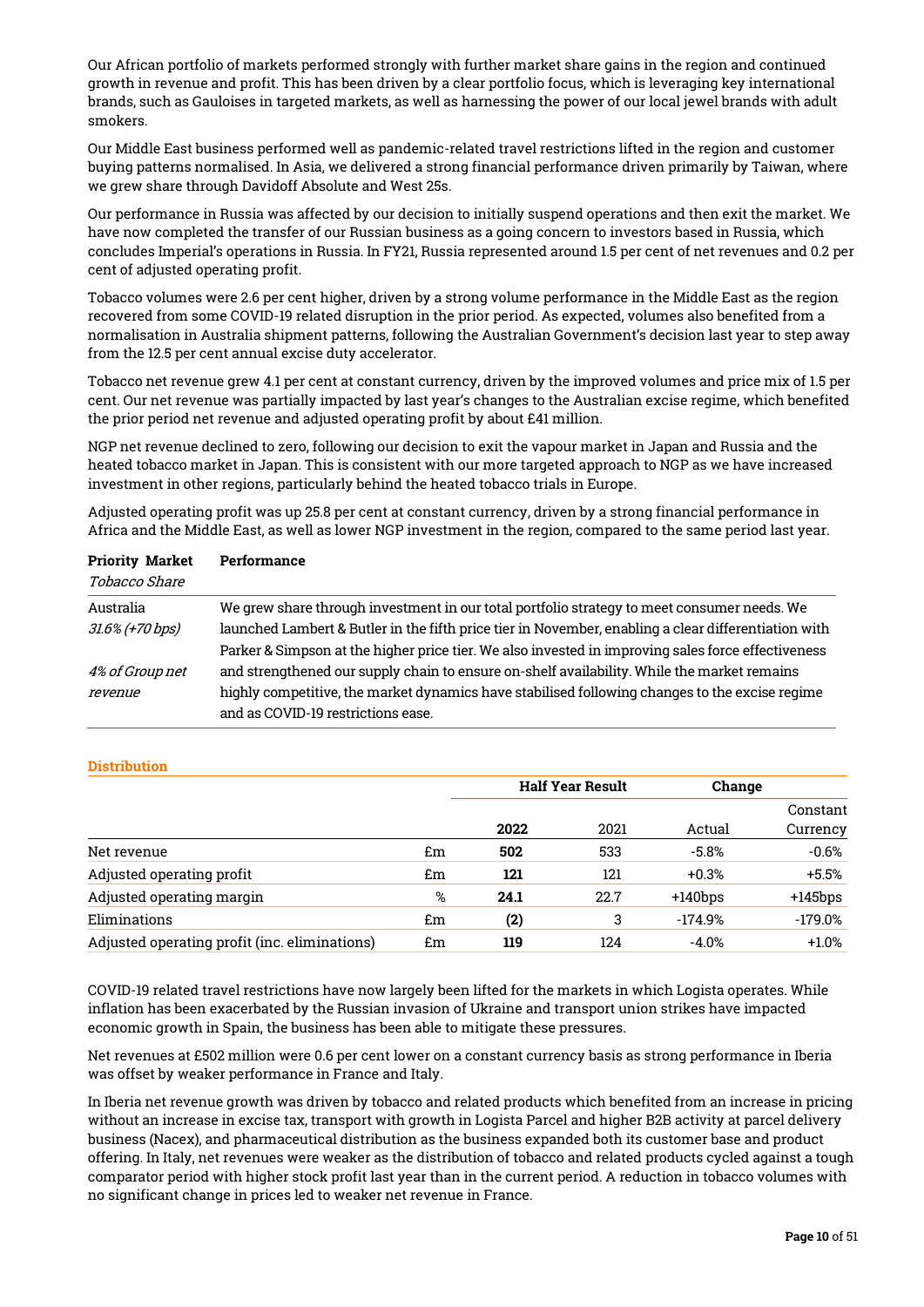Our African portfolio of markets performed strongly with further market share gains in the region and continued growth in revenue and profit. This has been driven by a clear portfolio focus, which is leveraging key international brands, such as Gauloises in targeted markets, as well as harnessing the power of our local jewel brands with adult smokers.

Our Middle East business performed well as pandemic-related travel restrictions lifted in the region and customer buying patterns normalised. In Asia, we delivered a strong financial performance driven primarily by Taiwan, where we grew share through Davidoff Absolute and West 25s.

Our performance in Russia was affected by our decision to initially suspend operations and then exit the market. We have now completed the transfer of our Russian business as a going concern to investors based in Russia, which concludes Imperial's operations in Russia. In FY21, Russia represented around 1.5 per cent of net revenues and 0.2 per cent of adjusted operating profit.

Tobacco volumes were 2.6 per cent higher, driven by a strong volume performance in the Middle East as the region recovered from some COVID-19 related disruption in the prior period. As expected, volumes also benefited from a normalisation in Australia shipment patterns, following the Australian Government's decision last year to step away from the 12.5 per cent annual excise duty accelerator.

Tobacco net revenue grew 4.1 per cent at constant currency, driven by the improved volumes and price mix of 1.5 per cent. Our net revenue was partially impacted by last year's changes to the Australian excise regime, which benefited the prior period net revenue and adjusted operating profit by about £41 million.

NGP net revenue declined to zero, following our decision to exit the vapour market in Japan and Russia and the heated tobacco market in Japan. This is consistent with our more targeted approach to NGP as we have increased investment in other regions, particularly behind the heated tobacco trials in Europe.

Adjusted operating profit was up 25.8 per cent at constant currency, driven by a strong financial performance in Africa and the Middle East, as well as lower NGP investment in the region, compared to the same period last year.

| **Priority Market** *Tobacco Share* | **Performance** |
|---|---|
| Australia *31.6% (+70 bps)* *4% of Group net revenue* | We grew share through investment in our total portfolio strategy to meet consumer needs. We launched Lambert & Butler in the fifth price tier in November, enabling a clear differentiation with Parker & Simpson at the higher price tier. We also invested in improving sales force effectiveness and strengthened our supply chain to ensure on-shelf availability. While the market remains highly competitive, the market dynamics have stabilised following changes to the excise regime and as COVID-19 restrictions ease. |

## Distribution

| | | Half Year Result | | Change | |
|---|---|---|---|---|---|
| | | **2022** | 2021 | Actual | Constant Currency |
| Net revenue | £m | **502** | 533 | -5.8% | -0.6% |
| Adjusted operating profit | £m | **121** | 121 | +0.3% | +5.5% |
| Adjusted operating margin | % | **24.1** | 22.7 | +140bps | +145bps |
| Eliminations | £m | **(2)** | 3 | -174.9% | -179.0% |
| Adjusted operating profit (inc. eliminations) | £m | **119** | 124 | -4.0% | +1.0% |

COVID-19 related travel restrictions have now largely been lifted for the markets in which Logista operates. While inflation has been exacerbated by the Russian invasion of Ukraine and transport union strikes have impacted economic growth in Spain, the business has been able to mitigate these pressures.

Net revenues at £502 million were 0.6 per cent lower on a constant currency basis as strong performance in Iberia was offset by weaker performance in France and Italy.

In Iberia net revenue growth was driven by tobacco and related products which benefited from an increase in pricing without an increase in excise tax, transport with growth in Logista Parcel and higher B2B activity at parcel delivery business (Nacex), and pharmaceutical distribution as the business expanded both its customer base and product offering. In Italy, net revenues were weaker as the distribution of tobacco and related products cycled against a tough comparator period with higher stock profit last year than in the current period. A reduction in tobacco volumes with no significant change in prices led to weaker net revenue in France.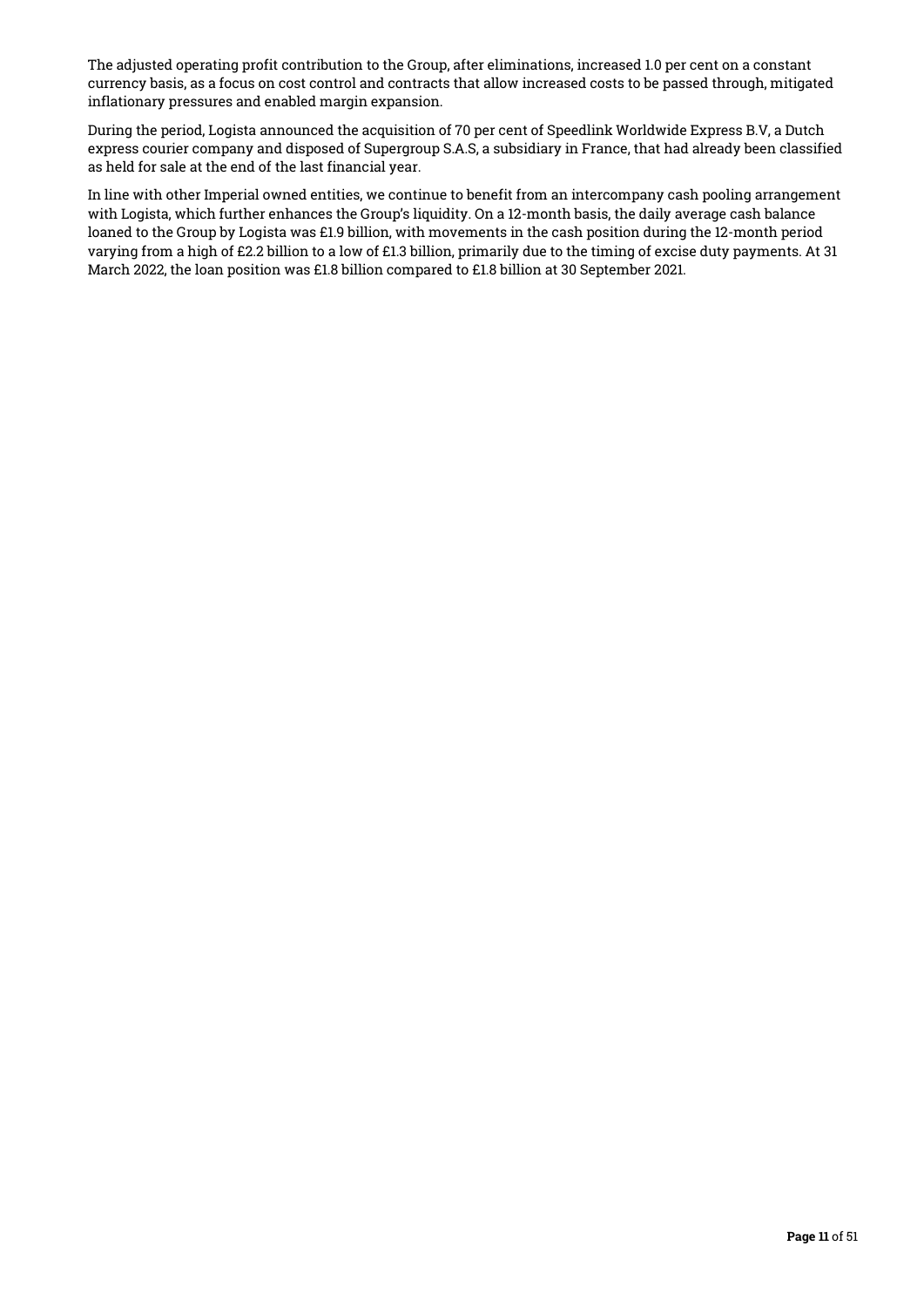The adjusted operating profit contribution to the Group, after eliminations, increased 1.0 per cent on a constant currency basis, as a focus on cost control and contracts that allow increased costs to be passed through, mitigated inflationary pressures and enabled margin expansion.

During the period, Logista announced the acquisition of 70 per cent of Speedlink Worldwide Express B.V, a Dutch express courier company and disposed of Supergroup S.A.S, a subsidiary in France, that had already been classified as held for sale at the end of the last financial year.

In line with other Imperial owned entities, we continue to benefit from an intercompany cash pooling arrangement with Logista, which further enhances the Group's liquidity. On a 12-month basis, the daily average cash balance loaned to the Group by Logista was £1.9 billion, with movements in the cash position during the 12-month period varying from a high of £2.2 billion to a low of £1.3 billion, primarily due to the timing of excise duty payments. At 31 March 2022, the loan position was £1.8 billion compared to £1.8 billion at 30 September 2021.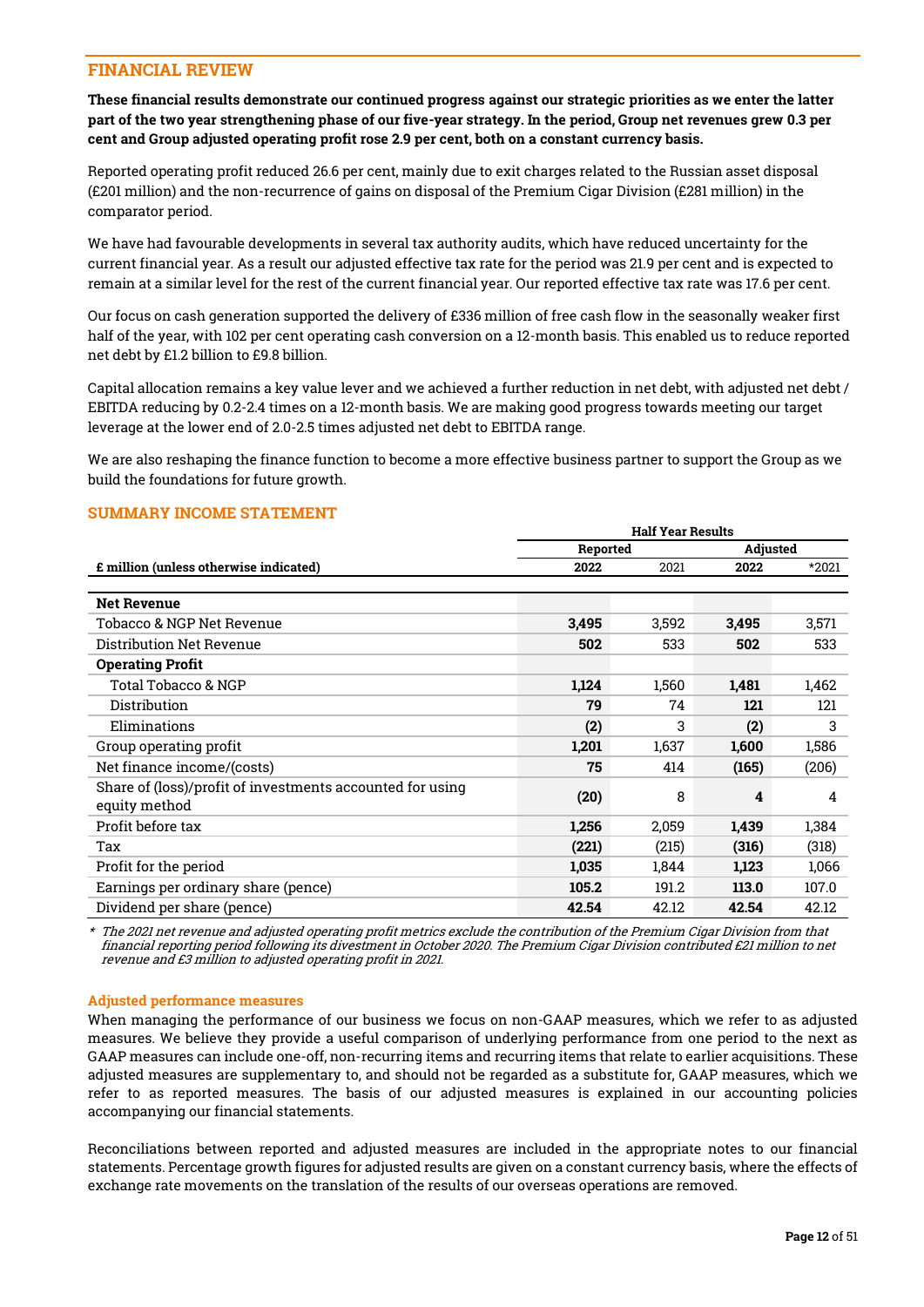## FINANCIAL REVIEW

**These financial results demonstrate our continued progress against our strategic priorities as we enter the latter part of the two year strengthening phase of our five-year strategy. In the period, Group net revenues grew 0.3 per cent and Group adjusted operating profit rose 2.9 per cent, both on a constant currency basis.**

Reported operating profit reduced 26.6 per cent, mainly due to exit charges related to the Russian asset disposal (£201 million) and the non-recurrence of gains on disposal of the Premium Cigar Division (£281 million) in the comparator period.

We have had favourable developments in several tax authority audits, which have reduced uncertainty for the current financial year. As a result our adjusted effective tax rate for the period was 21.9 per cent and is expected to remain at a similar level for the rest of the current financial year. Our reported effective tax rate was 17.6 per cent.

Our focus on cash generation supported the delivery of £336 million of free cash flow in the seasonally weaker first half of the year, with 102 per cent operating cash conversion on a 12-month basis. This enabled us to reduce reported net debt by £1.2 billion to £9.8 billion.

Capital allocation remains a key value lever and we achieved a further reduction in net debt, with adjusted net debt / EBITDA reducing by 0.2-2.4 times on a 12-month basis. We are making good progress towards meeting our target leverage at the lower end of 2.0-2.5 times adjusted net debt to EBITDA range.

We are also reshaping the finance function to become a more effective business partner to support the Group as we build the foundations for future growth.

## SUMMARY INCOME STATEMENT

| | Half Year Results | | | |
|---|---|---|---|---|
| | Reported | | Adjusted | |
| **£ million (unless otherwise indicated)** | **2022** | 2021 | **2022** | *2021 |
| **Net Revenue** | | | | |
| Tobacco & NGP Net Revenue | **3,495** | 3,592 | **3,495** | 3,571 |
| Distribution Net Revenue | **502** | 533 | **502** | 533 |
| **Operating Profit** | | | | |
| Total Tobacco & NGP | **1,124** | 1,560 | **1,481** | 1,462 |
| Distribution | **79** | 74 | **121** | 121 |
| Eliminations | **(2)** | 3 | **(2)** | 3 |
| Group operating profit | **1,201** | 1,637 | **1,600** | 1,586 |
| Net finance income/(costs) | **75** | 414 | **(165)** | (206) |
| Share of (loss)/profit of investments accounted for using equity method | **(20)** | 8 | **4** | 4 |
| Profit before tax | **1,256** | 2,059 | **1,439** | 1,384 |
| Tax | **(221)** | (215) | **(316)** | (318) |
| Profit for the period | **1,035** | 1,844 | **1,123** | 1,066 |
| Earnings per ordinary share (pence) | **105.2** | 191.2 | **113.0** | 107.0 |
| Dividend per share (pence) | **42.54** | 42.12 | **42.54** | 42.12 |

\* *The 2021 net revenue and adjusted operating profit metrics exclude the contribution of the Premium Cigar Division from that financial reporting period following its divestment in October 2020. The Premium Cigar Division contributed £21 million to net revenue and £3 million to adjusted operating profit in 2021.*

### Adjusted performance measures

When managing the performance of our business we focus on non-GAAP measures, which we refer to as adjusted measures. We believe they provide a useful comparison of underlying performance from one period to the next as GAAP measures can include one-off, non-recurring items and recurring items that relate to earlier acquisitions. These adjusted measures are supplementary to, and should not be regarded as a substitute for, GAAP measures, which we refer to as reported measures. The basis of our adjusted measures is explained in our accounting policies accompanying our financial statements.

Reconciliations between reported and adjusted measures are included in the appropriate notes to our financial statements. Percentage growth figures for adjusted results are given on a constant currency basis, where the effects of exchange rate movements on the translation of the results of our overseas operations are removed.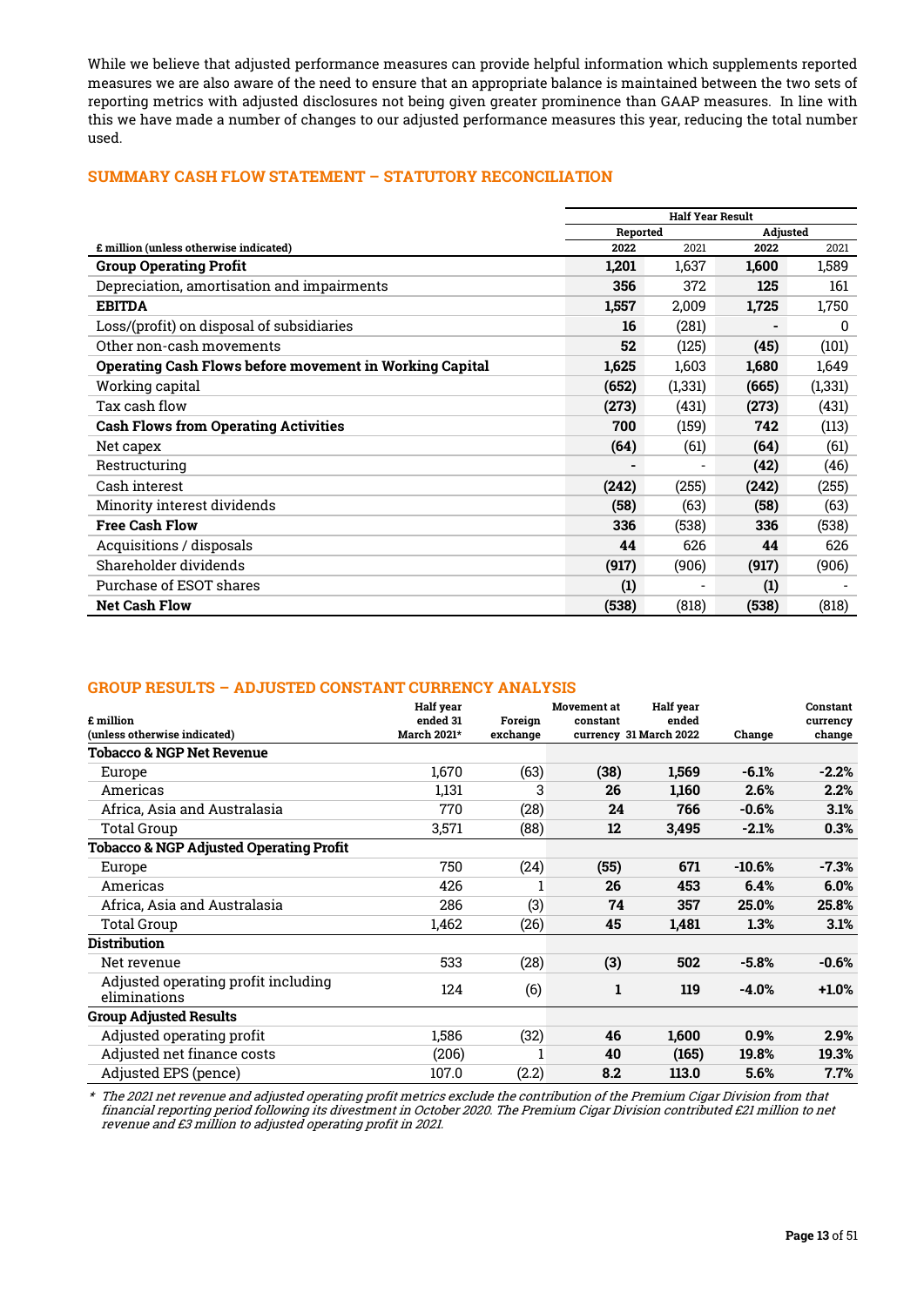While we believe that adjusted performance measures can provide helpful information which supplements reported measures we are also aware of the need to ensure that an appropriate balance is maintained between the two sets of reporting metrics with adjusted disclosures not being given greater prominence than GAAP measures. In line with this we have made a number of changes to our adjusted performance measures this year, reducing the total number used.

## SUMMARY CASH FLOW STATEMENT – STATUTORY RECONCILIATION

| | Half Year Result | | | |
|---|---|---|---|---|
| | Reported | | Adjusted | |
| £ million (unless otherwise indicated) | 2022 | 2021 | 2022 | 2021 |
| **Group Operating Profit** | **1,201** | 1,637 | **1,600** | 1,589 |
| Depreciation, amortisation and impairments | **356** | 372 | **125** | 161 |
| **EBITDA** | **1,557** | 2,009 | **1,725** | 1,750 |
| Loss/(profit) on disposal of subsidiaries | **16** | (281) | **-** | 0 |
| Other non-cash movements | **52** | (125) | **(45)** | (101) |
| **Operating Cash Flows before movement in Working Capital** | **1,625** | 1,603 | **1,680** | 1,649 |
| Working capital | **(652)** | (1,331) | **(665)** | (1,331) |
| Tax cash flow | **(273)** | (431) | **(273)** | (431) |
| **Cash Flows from Operating Activities** | **700** | (159) | **742** | (113) |
| Net capex | **(64)** | (61) | **(64)** | (61) |
| Restructuring | **-** | - | **(42)** | (46) |
| Cash interest | **(242)** | (255) | **(242)** | (255) |
| Minority interest dividends | **(58)** | (63) | **(58)** | (63) |
| **Free Cash Flow** | **336** | (538) | **336** | (538) |
| Acquisitions / disposals | **44** | 626 | **44** | 626 |
| Shareholder dividends | **(917)** | (906) | **(917)** | (906) |
| Purchase of ESOT shares | **(1)** | - | **(1)** | - |
| **Net Cash Flow** | **(538)** | (818) | **(538)** | (818) |

## GROUP RESULTS – ADJUSTED CONSTANT CURRENCY ANALYSIS

| £ million (unless otherwise indicated) | Half year ended 31 March 2021* | Foreign exchange | Movement at constant currency | Half year ended 31 March 2022 | Change | Constant currency change |
|---|---|---|---|---|---|---|
| **Tobacco & NGP Net Revenue** | | | | | | |
| Europe | 1,670 | (63) | **(38)** | **1,569** | **-6.1%** | **-2.2%** |
| Americas | 1,131 | 3 | **26** | **1,160** | **2.6%** | **2.2%** |
| Africa, Asia and Australasia | 770 | (28) | **24** | **766** | **-0.6%** | **3.1%** |
| Total Group | 3,571 | (88) | **12** | **3,495** | **-2.1%** | **0.3%** |
| **Tobacco & NGP Adjusted Operating Profit** | | | | | | |
| Europe | 750 | (24) | **(55)** | **671** | **-10.6%** | **-7.3%** |
| Americas | 426 | 1 | **26** | **453** | **6.4%** | **6.0%** |
| Africa, Asia and Australasia | 286 | (3) | **74** | **357** | **25.0%** | **25.8%** |
| Total Group | 1,462 | (26) | **45** | **1,481** | **1.3%** | **3.1%** |
| **Distribution** | | | | | | |
| Net revenue | 533 | (28) | **(3)** | **502** | **-5.8%** | **-0.6%** |
| Adjusted operating profit including eliminations | 124 | (6) | **1** | **119** | **-4.0%** | **+1.0%** |
| **Group Adjusted Results** | | | | | | |
| Adjusted operating profit | 1,586 | (32) | **46** | **1,600** | **0.9%** | **2.9%** |
| Adjusted net finance costs | (206) | 1 | **40** | **(165)** | **19.8%** | **19.3%** |
| Adjusted EPS (pence) | 107.0 | (2.2) | **8.2** | **113.0** | **5.6%** | **7.7%** |

\* *The 2021 net revenue and adjusted operating profit metrics exclude the contribution of the Premium Cigar Division from that financial reporting period following its divestment in October 2020. The Premium Cigar Division contributed £21 million to net revenue and £3 million to adjusted operating profit in 2021.*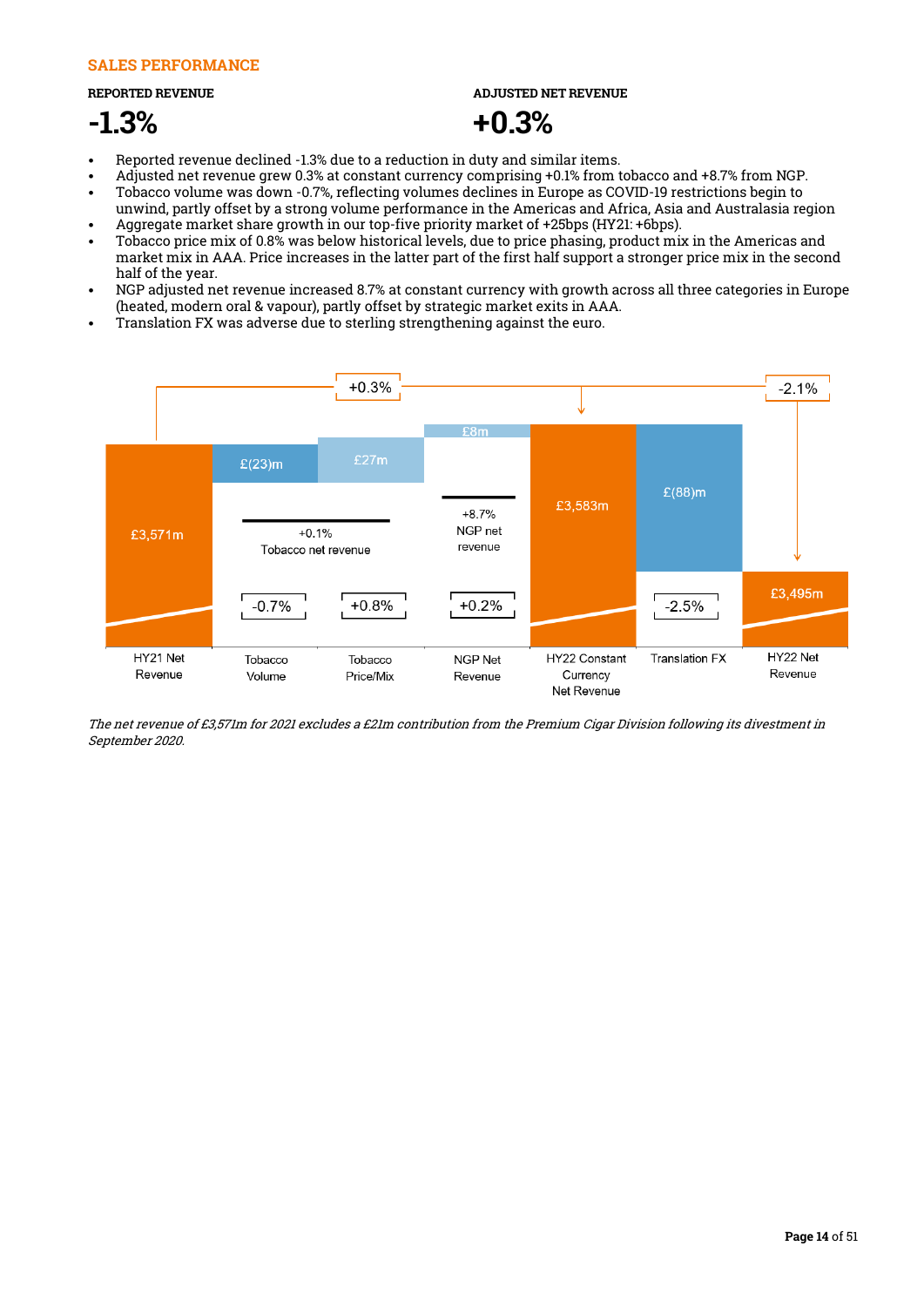## SALES PERFORMANCE

**REPORTED REVENUE**

# -1.3%

**ADJUSTED NET REVENUE**

# +0.3%

- Reported revenue declined -1.3% due to a reduction in duty and similar items.
- Adjusted net revenue grew 0.3% at constant currency comprising +0.1% from tobacco and +8.7% from NGP.
- Tobacco volume was down -0.7%, reflecting volumes declines in Europe as COVID-19 restrictions begin to unwind, partly offset by a strong volume performance in the Americas and Africa, Asia and Australasia region
- Aggregate market share growth in our top-five priority market of +25bps (HY21: +6bps).
- Tobacco price mix of 0.8% was below historical levels, due to price phasing, product mix in the Americas and market mix in AAA. Price increases in the latter part of the first half support a stronger price mix in the second half of the year.
- NGP adjusted net revenue increased 8.7% at constant currency with growth across all three categories in Europe (heated, modern oral & vapour), partly offset by strategic market exits in AAA.
- Translation FX was adverse due to sterling strengthening against the euro.

| | HY21 Net Revenue | Tobacco Volume | Tobacco Price/Mix | NGP Net Revenue | HY22 Constant Currency Net Revenue | Translation FX | HY22 Net Revenue |
|---|---|---|---|---|---|---|---|
| Value | £3,571m | £(23)m | £27m | £8m | £3,583m | £(88)m | £3,495m |
| Change | | -0.7% | +0.8% | +0.2% | +0.3% | -2.5% | -2.1% |
| | | +0.1% Tobacco net revenue | | +8.7% NGP net revenue | | | |

*The net revenue of £3,571m for 2021 excludes a £21m contribution from the Premium Cigar Division following its divestment in September 2020.*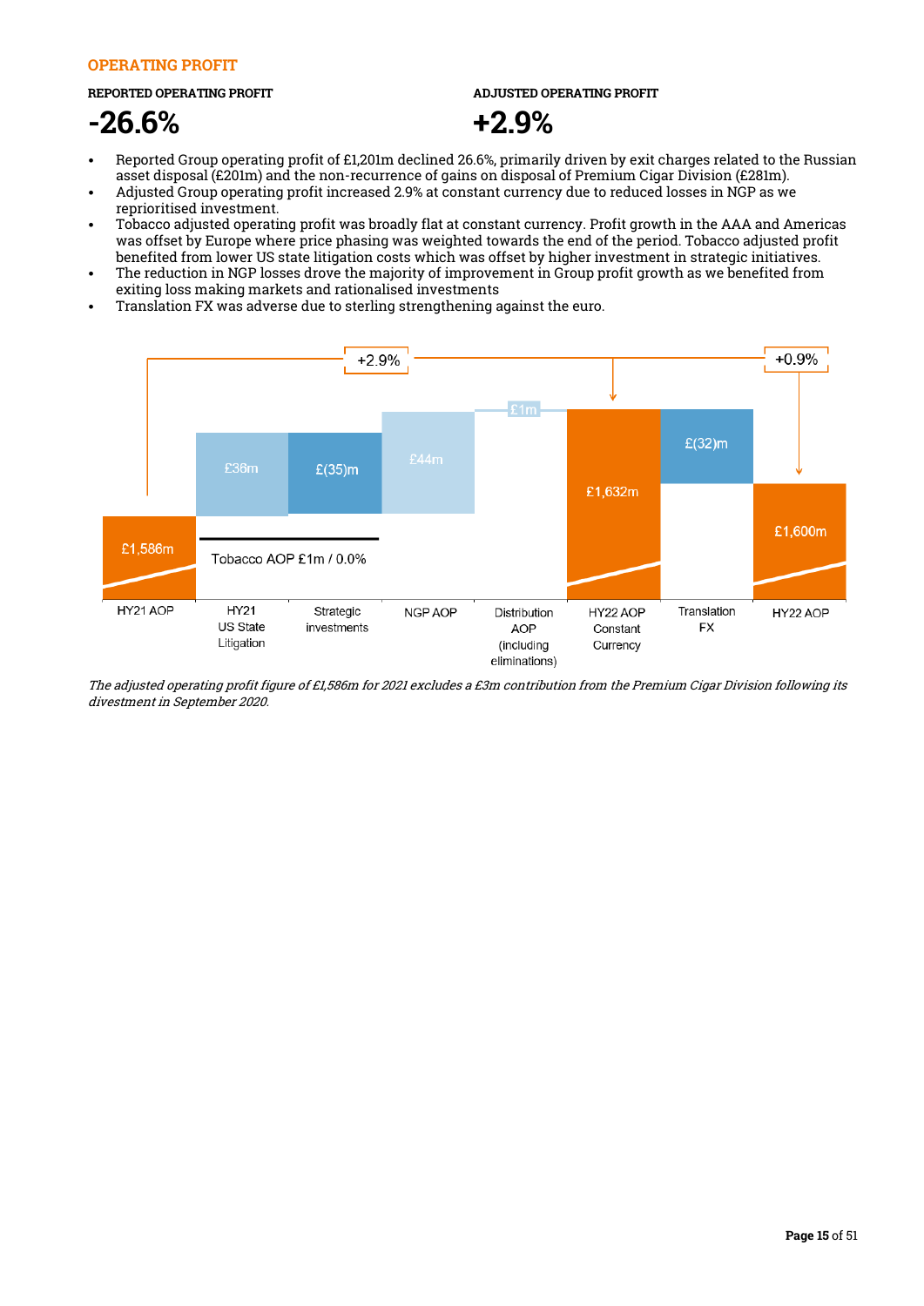## OPERATING PROFIT

**REPORTED OPERATING PROFIT**

# -26.6%

**ADJUSTED OPERATING PROFIT**

# +2.9%

- Reported Group operating profit of £1,201m declined 26.6%, primarily driven by exit charges related to the Russian asset disposal (£201m) and the non-recurrence of gains on disposal of Premium Cigar Division (£281m).
- Adjusted Group operating profit increased 2.9% at constant currency due to reduced losses in NGP as we reprioritised investment.
- Tobacco adjusted operating profit was broadly flat at constant currency. Profit growth in the AAA and Americas was offset by Europe where price phasing was weighted towards the end of the period. Tobacco adjusted profit benefited from lower US state litigation costs which was offset by higher investment in strategic initiatives.
- The reduction in NGP losses drove the majority of improvement in Group profit growth as we benefited from exiting loss making markets and rationalised investments
- Translation FX was adverse due to sterling strengthening against the euro.

| HY21 AOP | HY21 US State Litigation | Strategic investments | NGP AOP | Distribution AOP (including eliminations) | HY22 AOP Constant Currency | Translation FX | HY22 AOP |
|---|---|---|---|---|---|---|---|
| £1,586m | £36m | £(35)m | £44m | £1m | £1,632m | £(32)m | £1,600m |

Tobacco AOP £1m / 0.0%

+2.9% (HY21 AOP to HY22 AOP Constant Currency); +0.9% (HY21 AOP to HY22 AOP)

*The adjusted operating profit figure of £1,586m for 2021 excludes a £3m contribution from the Premium Cigar Division following its divestment in September 2020.*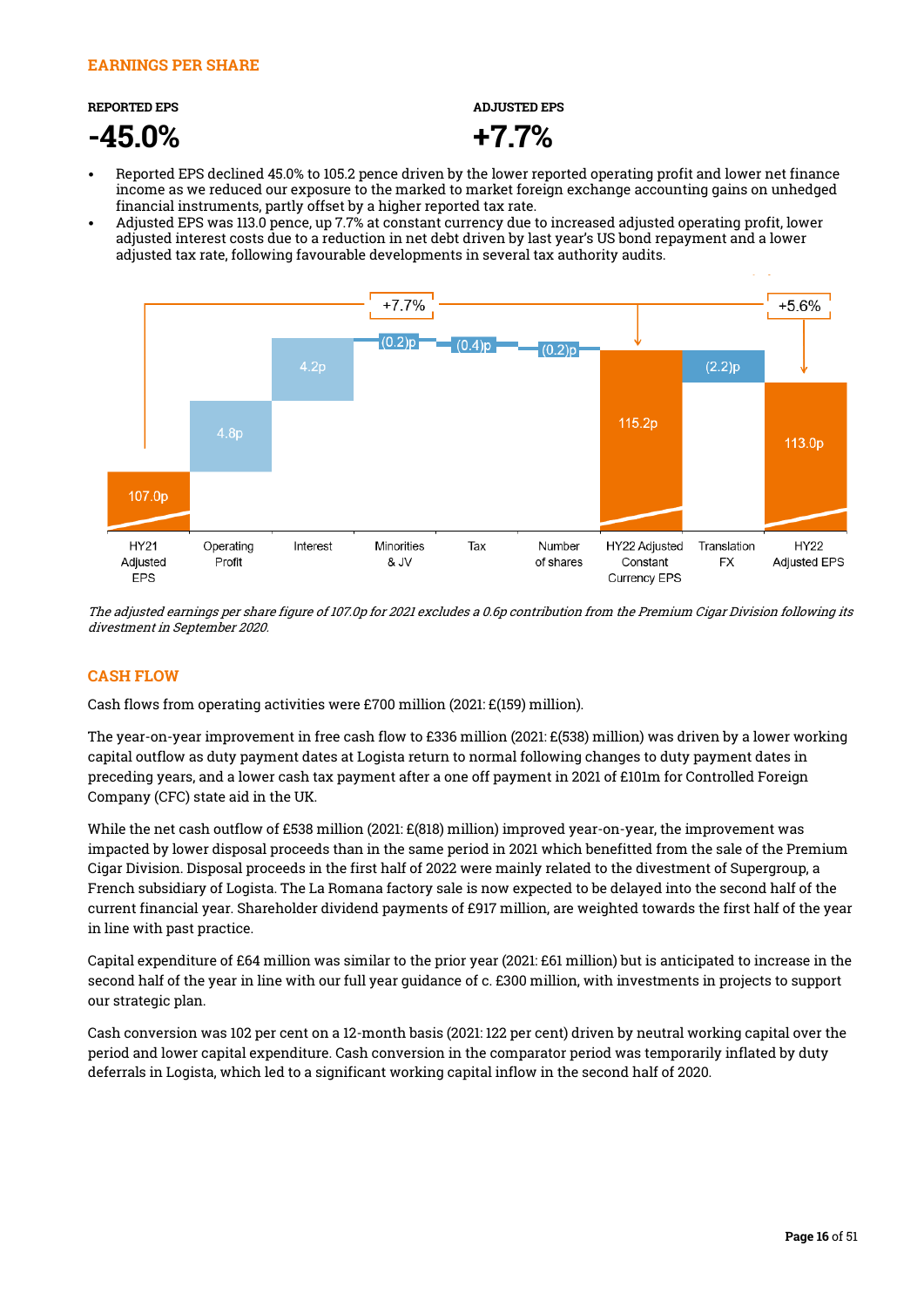## EARNINGS PER SHARE

**REPORTED EPS**

**-45.0%**

**ADJUSTED EPS**

**+7.7%**

- Reported EPS declined 45.0% to 105.2 pence driven by the lower reported operating profit and lower net finance income as we reduced our exposure to the marked to market foreign exchange accounting gains on unhedged financial instruments, partly offset by a higher reported tax rate.
- Adjusted EPS was 113.0 pence, up 7.7% at constant currency due to increased adjusted operating profit, lower adjusted interest costs due to a reduction in net debt driven by last year's US bond repayment and a lower adjusted tax rate, following favourable developments in several tax authority audits.

| HY21 Adjusted EPS | Operating Profit | Interest | Minorities & JV | Tax | Number of shares | HY22 Adjusted Constant Currency EPS | Translation FX | HY22 Adjusted EPS |
|---|---|---|---|---|---|---|---|---|
| 107.0p | 4.8p | 4.2p | (0.2)p | (0.4)p | (0.2)p | 115.2p | (2.2)p | 113.0p |

+7.7% (HY21 Adjusted EPS to HY22 Adjusted Constant Currency EPS); +5.6% (HY21 Adjusted EPS to HY22 Adjusted EPS)

*The adjusted earnings per share figure of 107.0p for 2021 excludes a 0.6p contribution from the Premium Cigar Division following its divestment in September 2020.*

## CASH FLOW

Cash flows from operating activities were £700 million (2021: £(159) million).

The year-on-year improvement in free cash flow to £336 million (2021: £(538) million) was driven by a lower working capital outflow as duty payment dates at Logista return to normal following changes to duty payment dates in preceding years, and a lower cash tax payment after a one off payment in 2021 of £101m for Controlled Foreign Company (CFC) state aid in the UK.

While the net cash outflow of £538 million (2021: £(818) million) improved year-on-year, the improvement was impacted by lower disposal proceeds than in the same period in 2021 which benefitted from the sale of the Premium Cigar Division. Disposal proceeds in the first half of 2022 were mainly related to the divestment of Supergroup, a French subsidiary of Logista. The La Romana factory sale is now expected to be delayed into the second half of the current financial year. Shareholder dividend payments of £917 million, are weighted towards the first half of the year in line with past practice.

Capital expenditure of £64 million was similar to the prior year (2021: £61 million) but is anticipated to increase in the second half of the year in line with our full year guidance of c. £300 million, with investments in projects to support our strategic plan.

Cash conversion was 102 per cent on a 12-month basis (2021: 122 per cent) driven by neutral working capital over the period and lower capital expenditure. Cash conversion in the comparator period was temporarily inflated by duty deferrals in Logista, which led to a significant working capital inflow in the second half of 2020.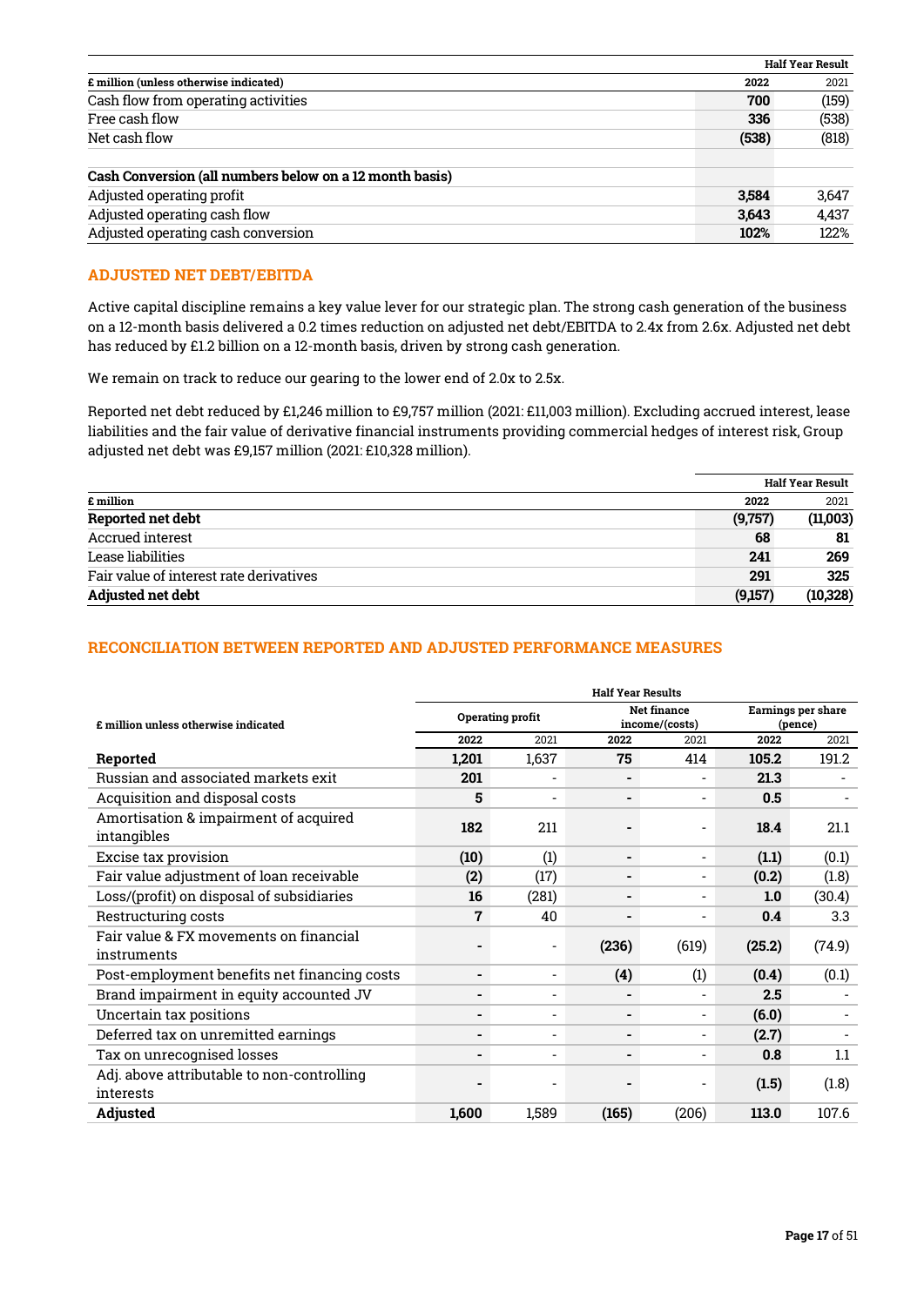| £ million (unless otherwise indicated) | Half Year Result 2022 | 2021 |
|---|---|---|
| Cash flow from operating activities | 700 | (159) |
| Free cash flow | 336 | (538) |
| Net cash flow | (538) | (818) |
| | | |
| **Cash Conversion (all numbers below on a 12 month basis)** | | |
| Adjusted operating profit | 3,584 | 3,647 |
| Adjusted operating cash flow | 3,643 | 4,437 |
| Adjusted operating cash conversion | 102% | 122% |

## ADJUSTED NET DEBT/EBITDA

Active capital discipline remains a key value lever for our strategic plan. The strong cash generation of the business on a 12-month basis delivered a 0.2 times reduction on adjusted net debt/EBITDA to 2.4x from 2.6x. Adjusted net debt has reduced by £1.2 billion on a 12-month basis, driven by strong cash generation.

We remain on track to reduce our gearing to the lower end of 2.0x to 2.5x.

Reported net debt reduced by £1,246 million to £9,757 million (2021: £11,003 million). Excluding accrued interest, lease liabilities and the fair value of derivative financial instruments providing commercial hedges of interest risk, Group adjusted net debt was £9,157 million (2021: £10,328 million).

| £ million | Half Year Result 2022 | 2021 |
|---|---|---|
| **Reported net debt** | (9,757) | (11,003) |
| Accrued interest | 68 | 81 |
| Lease liabilities | 241 | 269 |
| Fair value of interest rate derivatives | 291 | 325 |
| **Adjusted net debt** | (9,157) | (10,328) |

## RECONCILIATION BETWEEN REPORTED AND ADJUSTED PERFORMANCE MEASURES

| £ million unless otherwise indicated | Half Year Results: Operating profit 2022 | Operating profit 2021 | Net finance income/(costs) 2022 | Net finance income/(costs) 2021 | Earnings per share (pence) 2022 | Earnings per share (pence) 2021 |
|---|---|---|---|---|---|---|
| **Reported** | 1,201 | 1,637 | 75 | 414 | 105.2 | 191.2 |
| Russian and associated markets exit | 201 | - | - | - | 21.3 | - |
| Acquisition and disposal costs | 5 | - | - | - | 0.5 | - |
| Amortisation & impairment of acquired intangibles | 182 | 211 | - | - | 18.4 | 21.1 |
| Excise tax provision | (10) | (1) | - | - | (1.1) | (0.1) |
| Fair value adjustment of loan receivable | (2) | (17) | - | - | (0.2) | (1.8) |
| Loss/(profit) on disposal of subsidiaries | 16 | (281) | - | - | 1.0 | (30.4) |
| Restructuring costs | 7 | 40 | - | - | 0.4 | 3.3 |
| Fair value & FX movements on financial instruments | - | - | (236) | (619) | (25.2) | (74.9) |
| Post-employment benefits net financing costs | - | - | (4) | (1) | (0.4) | (0.1) |
| Brand impairment in equity accounted JV | - | - | - | - | 2.5 | - |
| Uncertain tax positions | - | - | - | - | (6.0) | - |
| Deferred tax on unremitted earnings | - | - | - | - | (2.7) | - |
| Tax on unrecognised losses | - | - | - | - | 0.8 | 1.1 |
| Adj. above attributable to non-controlling interests | - | - | - | - | (1.5) | (1.8) |
| **Adjusted** | 1,600 | 1,589 | (165) | (206) | 113.0 | 107.6 |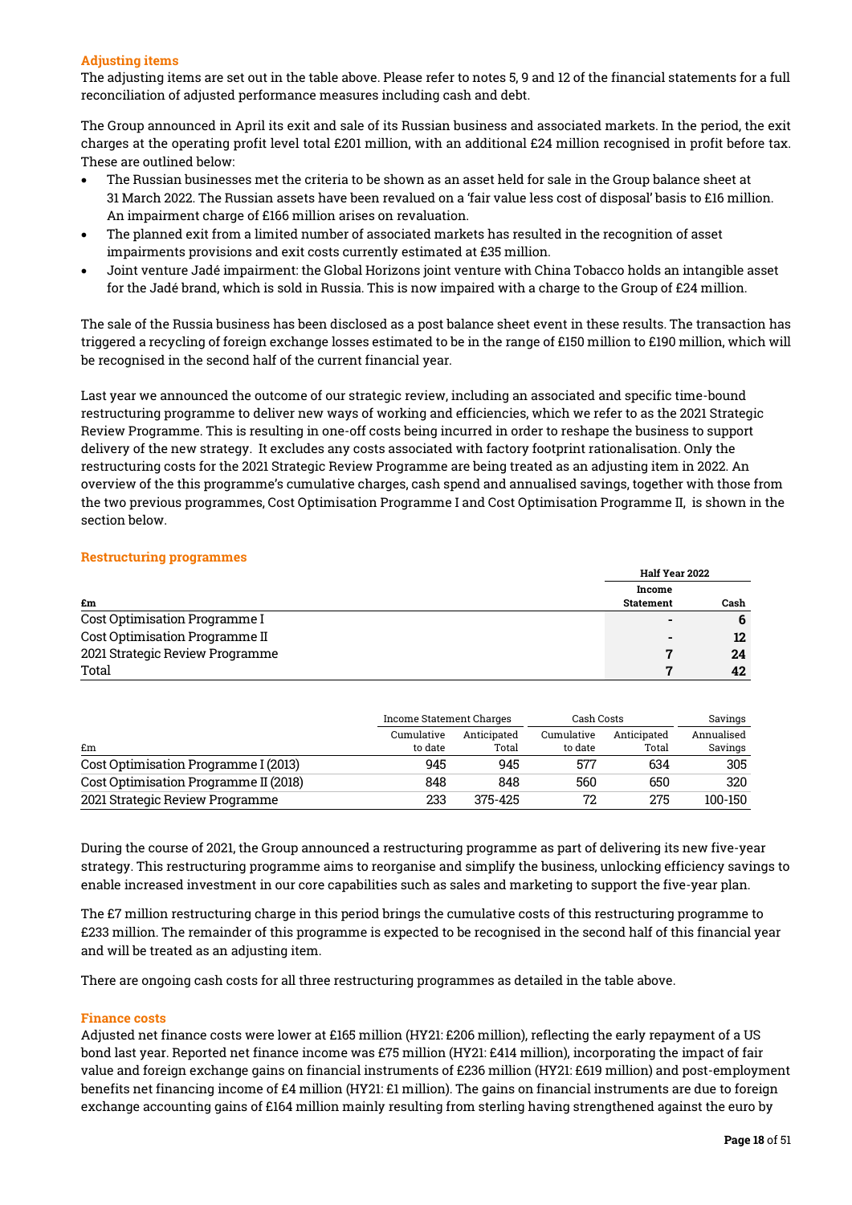### Adjusting items

The adjusting items are set out in the table above. Please refer to notes 5, 9 and 12 of the financial statements for a full reconciliation of adjusted performance measures including cash and debt.

The Group announced in April its exit and sale of its Russian business and associated markets. In the period, the exit charges at the operating profit level total £201 million, with an additional £24 million recognised in profit before tax. These are outlined below:

- The Russian businesses met the criteria to be shown as an asset held for sale in the Group balance sheet at 31 March 2022. The Russian assets have been revalued on a 'fair value less cost of disposal' basis to £16 million. An impairment charge of £166 million arises on revaluation.
- The planned exit from a limited number of associated markets has resulted in the recognition of asset impairments provisions and exit costs currently estimated at £35 million.
- Joint venture Jadé impairment: the Global Horizons joint venture with China Tobacco holds an intangible asset for the Jadé brand, which is sold in Russia. This is now impaired with a charge to the Group of £24 million.

The sale of the Russia business has been disclosed as a post balance sheet event in these results. The transaction has triggered a recycling of foreign exchange losses estimated to be in the range of £150 million to £190 million, which will be recognised in the second half of the current financial year.

Last year we announced the outcome of our strategic review, including an associated and specific time-bound restructuring programme to deliver new ways of working and efficiencies, which we refer to as the 2021 Strategic Review Programme. This is resulting in one-off costs being incurred in order to reshape the business to support delivery of the new strategy. It excludes any costs associated with factory footprint rationalisation. Only the restructuring costs for the 2021 Strategic Review Programme are being treated as an adjusting item in 2022. An overview of the this programme's cumulative charges, cash spend and annualised savings, together with those from the two previous programmes, Cost Optimisation Programme I and Cost Optimisation Programme II, is shown in the section below.

### Restructuring programmes

| £m | Half Year 2022 Income Statement | Half Year 2022 Cash |
|---|---|---|
| Cost Optimisation Programme I | - | **6** |
| Cost Optimisation Programme II | - | **12** |
| 2021 Strategic Review Programme | **7** | **24** |
| Total | **7** | **42** |

| | Income Statement Charges | | Cash Costs | | Savings |
|---|---|---|---|---|---|
| £m | Cumulative to date | Anticipated Total | Cumulative to date | Anticipated Total | Annualised Savings |
| Cost Optimisation Programme I (2013) | 945 | 945 | 577 | 634 | 305 |
| Cost Optimisation Programme II (2018) | 848 | 848 | 560 | 650 | 320 |
| 2021 Strategic Review Programme | 233 | 375-425 | 72 | 275 | 100-150 |

During the course of 2021, the Group announced a restructuring programme as part of delivering its new five-year strategy. This restructuring programme aims to reorganise and simplify the business, unlocking efficiency savings to enable increased investment in our core capabilities such as sales and marketing to support the five-year plan.

The £7 million restructuring charge in this period brings the cumulative costs of this restructuring programme to £233 million. The remainder of this programme is expected to be recognised in the second half of this financial year and will be treated as an adjusting item.

There are ongoing cash costs for all three restructuring programmes as detailed in the table above.

### Finance costs

Adjusted net finance costs were lower at £165 million (HY21: £206 million), reflecting the early repayment of a US bond last year. Reported net finance income was £75 million (HY21: £414 million), incorporating the impact of fair value and foreign exchange gains on financial instruments of £236 million (HY21: £619 million) and post-employment benefits net financing income of £4 million (HY21: £1 million). The gains on financial instruments are due to foreign exchange accounting gains of £164 million mainly resulting from sterling having strengthened against the euro by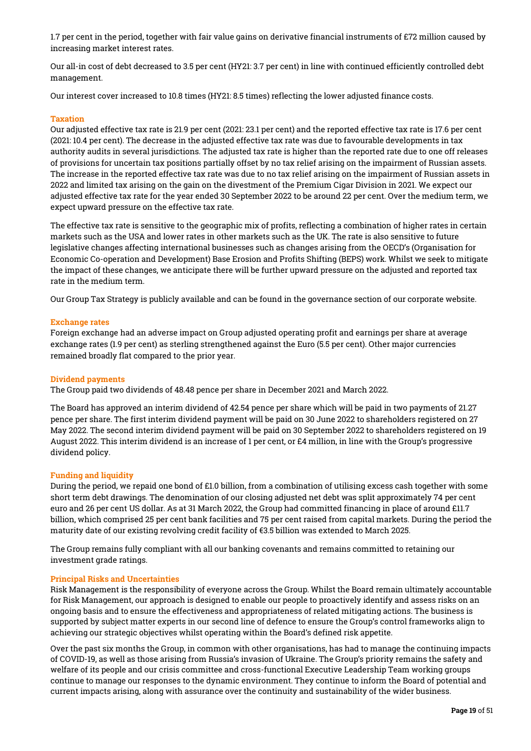1.7 per cent in the period, together with fair value gains on derivative financial instruments of £72 million caused by increasing market interest rates.

Our all-in cost of debt decreased to 3.5 per cent (HY21: 3.7 per cent) in line with continued efficiently controlled debt management.

Our interest cover increased to 10.8 times (HY21: 8.5 times) reflecting the lower adjusted finance costs.

### Taxation

Our adjusted effective tax rate is 21.9 per cent (2021: 23.1 per cent) and the reported effective tax rate is 17.6 per cent (2021: 10.4 per cent). The decrease in the adjusted effective tax rate was due to favourable developments in tax authority audits in several jurisdictions. The adjusted tax rate is higher than the reported rate due to one off releases of provisions for uncertain tax positions partially offset by no tax relief arising on the impairment of Russian assets. The increase in the reported effective tax rate was due to no tax relief arising on the impairment of Russian assets in 2022 and limited tax arising on the gain on the divestment of the Premium Cigar Division in 2021. We expect our adjusted effective tax rate for the year ended 30 September 2022 to be around 22 per cent. Over the medium term, we expect upward pressure on the effective tax rate.

The effective tax rate is sensitive to the geographic mix of profits, reflecting a combination of higher rates in certain markets such as the USA and lower rates in other markets such as the UK. The rate is also sensitive to future legislative changes affecting international businesses such as changes arising from the OECD's (Organisation for Economic Co-operation and Development) Base Erosion and Profits Shifting (BEPS) work. Whilst we seek to mitigate the impact of these changes, we anticipate there will be further upward pressure on the adjusted and reported tax rate in the medium term.

Our Group Tax Strategy is publicly available and can be found in the governance section of our corporate website.

### Exchange rates

Foreign exchange had an adverse impact on Group adjusted operating profit and earnings per share at average exchange rates (1.9 per cent) as sterling strengthened against the Euro (5.5 per cent). Other major currencies remained broadly flat compared to the prior year.

### Dividend payments

The Group paid two dividends of 48.48 pence per share in December 2021 and March 2022.

The Board has approved an interim dividend of 42.54 pence per share which will be paid in two payments of 21.27 pence per share. The first interim dividend payment will be paid on 30 June 2022 to shareholders registered on 27 May 2022. The second interim dividend payment will be paid on 30 September 2022 to shareholders registered on 19 August 2022. This interim dividend is an increase of 1 per cent, or £4 million, in line with the Group's progressive dividend policy.

### Funding and liquidity

During the period, we repaid one bond of £1.0 billion, from a combination of utilising excess cash together with some short term debt drawings. The denomination of our closing adjusted net debt was split approximately 74 per cent euro and 26 per cent US dollar. As at 31 March 2022, the Group had committed financing in place of around £11.7 billion, which comprised 25 per cent bank facilities and 75 per cent raised from capital markets. During the period the maturity date of our existing revolving credit facility of €3.5 billion was extended to March 2025.

The Group remains fully compliant with all our banking covenants and remains committed to retaining our investment grade ratings.

### Principal Risks and Uncertainties

Risk Management is the responsibility of everyone across the Group. Whilst the Board remain ultimately accountable for Risk Management, our approach is designed to enable our people to proactively identify and assess risks on an ongoing basis and to ensure the effectiveness and appropriateness of related mitigating actions. The business is supported by subject matter experts in our second line of defence to ensure the Group's control frameworks align to achieving our strategic objectives whilst operating within the Board's defined risk appetite.

Over the past six months the Group, in common with other organisations, has had to manage the continuing impacts of COVID-19, as well as those arising from Russia's invasion of Ukraine. The Group's priority remains the safety and welfare of its people and our crisis committee and cross-functional Executive Leadership Team working groups continue to manage our responses to the dynamic environment. They continue to inform the Board of potential and current impacts arising, along with assurance over the continuity and sustainability of the wider business.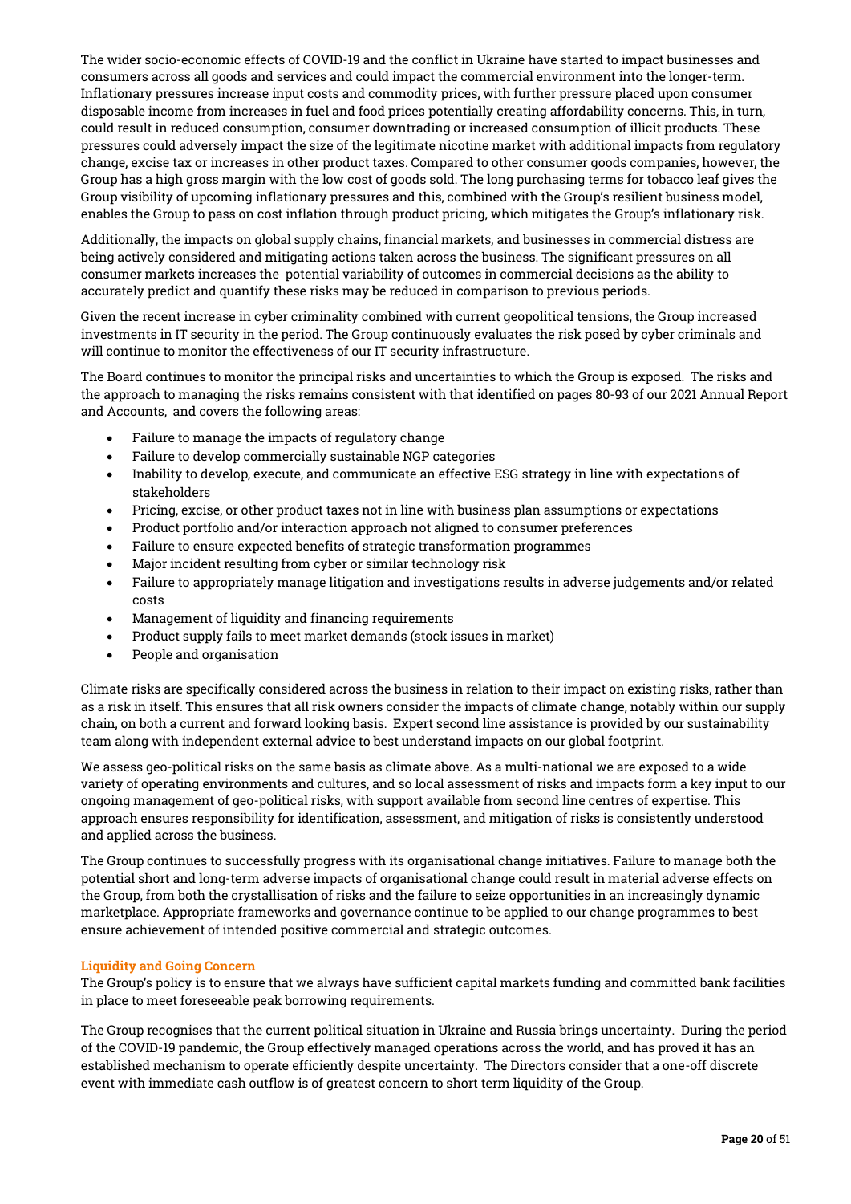The wider socio-economic effects of COVID-19 and the conflict in Ukraine have started to impact businesses and consumers across all goods and services and could impact the commercial environment into the longer-term. Inflationary pressures increase input costs and commodity prices, with further pressure placed upon consumer disposable income from increases in fuel and food prices potentially creating affordability concerns. This, in turn, could result in reduced consumption, consumer downtrading or increased consumption of illicit products. These pressures could adversely impact the size of the legitimate nicotine market with additional impacts from regulatory change, excise tax or increases in other product taxes. Compared to other consumer goods companies, however, the Group has a high gross margin with the low cost of goods sold. The long purchasing terms for tobacco leaf gives the Group visibility of upcoming inflationary pressures and this, combined with the Group's resilient business model, enables the Group to pass on cost inflation through product pricing, which mitigates the Group's inflationary risk.

Additionally, the impacts on global supply chains, financial markets, and businesses in commercial distress are being actively considered and mitigating actions taken across the business. The significant pressures on all consumer markets increases the potential variability of outcomes in commercial decisions as the ability to accurately predict and quantify these risks may be reduced in comparison to previous periods.

Given the recent increase in cyber criminality combined with current geopolitical tensions, the Group increased investments in IT security in the period. The Group continuously evaluates the risk posed by cyber criminals and will continue to monitor the effectiveness of our IT security infrastructure.

The Board continues to monitor the principal risks and uncertainties to which the Group is exposed. The risks and the approach to managing the risks remains consistent with that identified on pages 80-93 of our 2021 Annual Report and Accounts, and covers the following areas:

- Failure to manage the impacts of regulatory change
- Failure to develop commercially sustainable NGP categories
- Inability to develop, execute, and communicate an effective ESG strategy in line with expectations of stakeholders
- Pricing, excise, or other product taxes not in line with business plan assumptions or expectations
- Product portfolio and/or interaction approach not aligned to consumer preferences
- Failure to ensure expected benefits of strategic transformation programmes
- Major incident resulting from cyber or similar technology risk
- Failure to appropriately manage litigation and investigations results in adverse judgements and/or related costs
- Management of liquidity and financing requirements
- Product supply fails to meet market demands (stock issues in market)
- People and organisation

Climate risks are specifically considered across the business in relation to their impact on existing risks, rather than as a risk in itself. This ensures that all risk owners consider the impacts of climate change, notably within our supply chain, on both a current and forward looking basis. Expert second line assistance is provided by our sustainability team along with independent external advice to best understand impacts on our global footprint.

We assess geo-political risks on the same basis as climate above. As a multi-national we are exposed to a wide variety of operating environments and cultures, and so local assessment of risks and impacts form a key input to our ongoing management of geo-political risks, with support available from second line centres of expertise. This approach ensures responsibility for identification, assessment, and mitigation of risks is consistently understood and applied across the business.

The Group continues to successfully progress with its organisational change initiatives. Failure to manage both the potential short and long-term adverse impacts of organisational change could result in material adverse effects on the Group, from both the crystallisation of risks and the failure to seize opportunities in an increasingly dynamic marketplace. Appropriate frameworks and governance continue to be applied to our change programmes to best ensure achievement of intended positive commercial and strategic outcomes.

### Liquidity and Going Concern

The Group's policy is to ensure that we always have sufficient capital markets funding and committed bank facilities in place to meet foreseeable peak borrowing requirements.

The Group recognises that the current political situation in Ukraine and Russia brings uncertainty. During the period of the COVID-19 pandemic, the Group effectively managed operations across the world, and has proved it has an established mechanism to operate efficiently despite uncertainty. The Directors consider that a one-off discrete event with immediate cash outflow is of greatest concern to short term liquidity of the Group.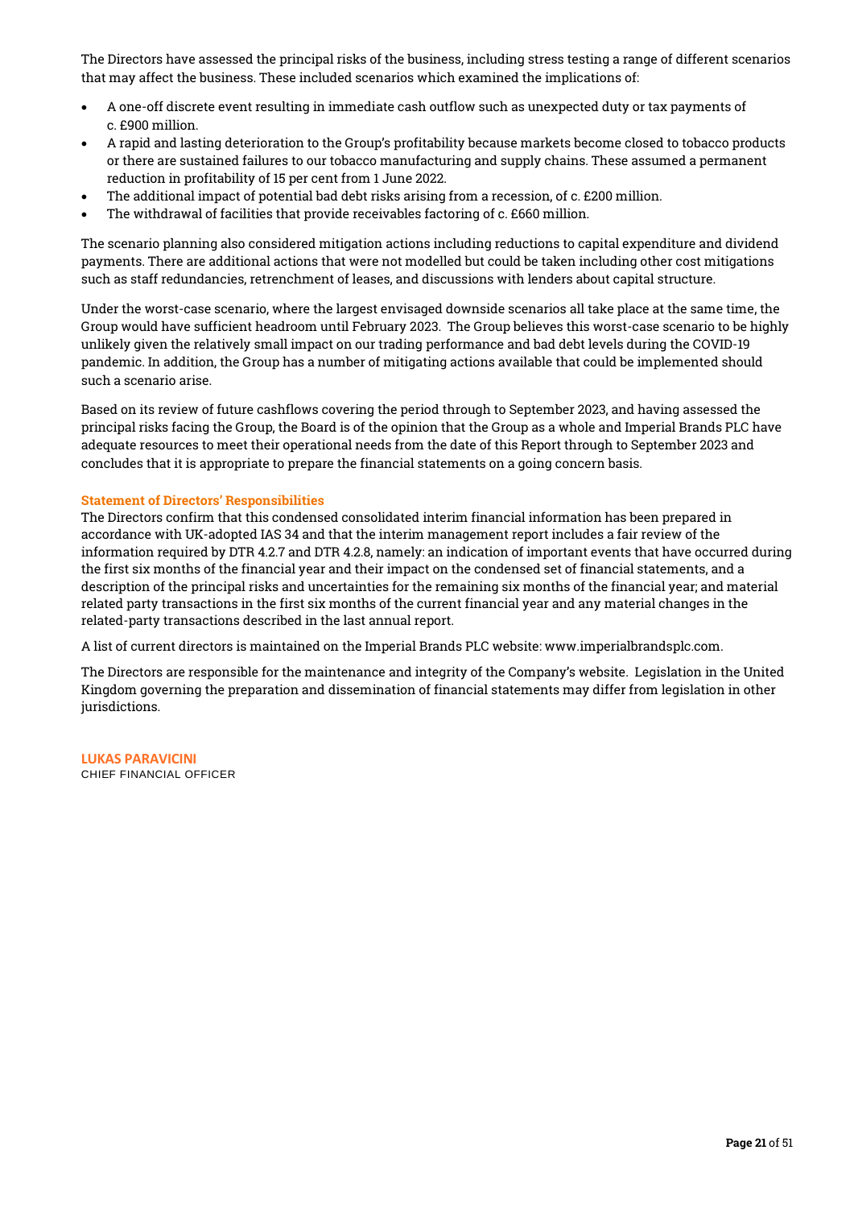The Directors have assessed the principal risks of the business, including stress testing a range of different scenarios that may affect the business. These included scenarios which examined the implications of:

- A one-off discrete event resulting in immediate cash outflow such as unexpected duty or tax payments of c. £900 million.
- A rapid and lasting deterioration to the Group's profitability because markets become closed to tobacco products or there are sustained failures to our tobacco manufacturing and supply chains. These assumed a permanent reduction in profitability of 15 per cent from 1 June 2022.
- The additional impact of potential bad debt risks arising from a recession, of c. £200 million.
- The withdrawal of facilities that provide receivables factoring of c. £660 million.

The scenario planning also considered mitigation actions including reductions to capital expenditure and dividend payments. There are additional actions that were not modelled but could be taken including other cost mitigations such as staff redundancies, retrenchment of leases, and discussions with lenders about capital structure.

Under the worst-case scenario, where the largest envisaged downside scenarios all take place at the same time, the Group would have sufficient headroom until February 2023. The Group believes this worst-case scenario to be highly unlikely given the relatively small impact on our trading performance and bad debt levels during the COVID-19 pandemic. In addition, the Group has a number of mitigating actions available that could be implemented should such a scenario arise.

Based on its review of future cashflows covering the period through to September 2023, and having assessed the principal risks facing the Group, the Board is of the opinion that the Group as a whole and Imperial Brands PLC have adequate resources to meet their operational needs from the date of this Report through to September 2023 and concludes that it is appropriate to prepare the financial statements on a going concern basis.

### Statement of Directors' Responsibilities

The Directors confirm that this condensed consolidated interim financial information has been prepared in accordance with UK-adopted IAS 34 and that the interim management report includes a fair review of the information required by DTR 4.2.7 and DTR 4.2.8, namely: an indication of important events that have occurred during the first six months of the financial year and their impact on the condensed set of financial statements, and a description of the principal risks and uncertainties for the remaining six months of the financial year; and material related party transactions in the first six months of the current financial year and any material changes in the related-party transactions described in the last annual report.

A list of current directors is maintained on the Imperial Brands PLC website: www.imperialbrandsplc.com.

The Directors are responsible for the maintenance and integrity of the Company's website. Legislation in the United Kingdom governing the preparation and dissemination of financial statements may differ from legislation in other jurisdictions.

**LUKAS PARAVICINI**
CHIEF FINANCIAL OFFICER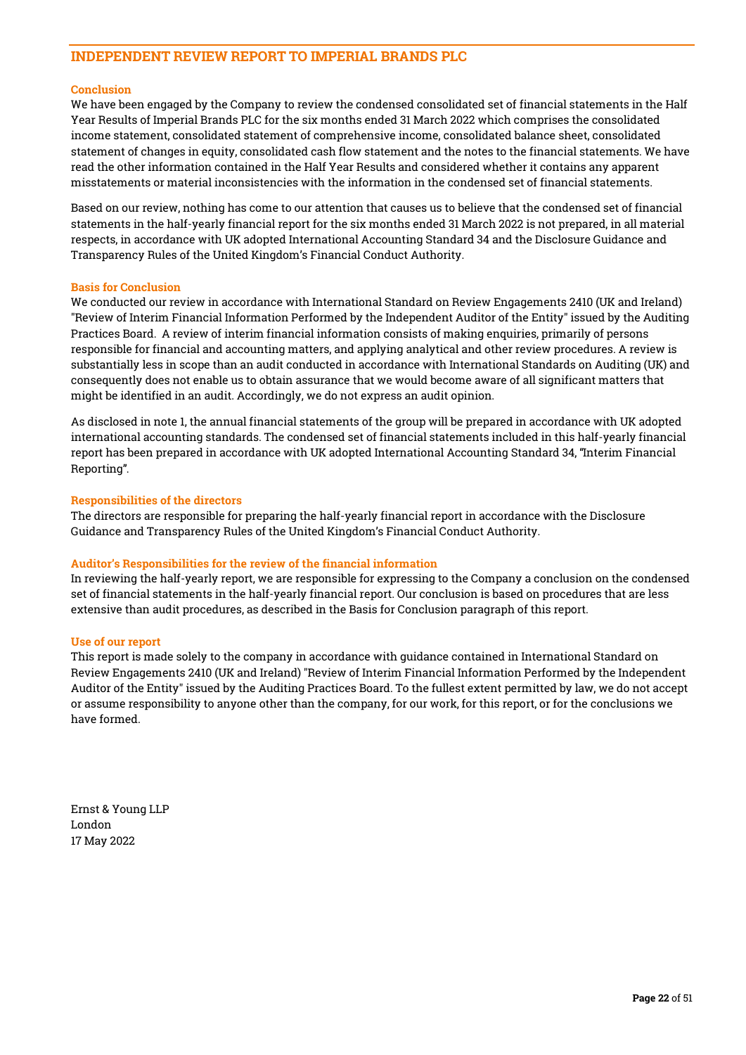# INDEPENDENT REVIEW REPORT TO IMPERIAL BRANDS PLC

## Conclusion

We have been engaged by the Company to review the condensed consolidated set of financial statements in the Half Year Results of Imperial Brands PLC for the six months ended 31 March 2022 which comprises the consolidated income statement, consolidated statement of comprehensive income, consolidated balance sheet, consolidated statement of changes in equity, consolidated cash flow statement and the notes to the financial statements. We have read the other information contained in the Half Year Results and considered whether it contains any apparent misstatements or material inconsistencies with the information in the condensed set of financial statements.

Based on our review, nothing has come to our attention that causes us to believe that the condensed set of financial statements in the half-yearly financial report for the six months ended 31 March 2022 is not prepared, in all material respects, in accordance with UK adopted International Accounting Standard 34 and the Disclosure Guidance and Transparency Rules of the United Kingdom's Financial Conduct Authority.

## Basis for Conclusion

We conducted our review in accordance with International Standard on Review Engagements 2410 (UK and Ireland) "Review of Interim Financial Information Performed by the Independent Auditor of the Entity" issued by the Auditing Practices Board. A review of interim financial information consists of making enquiries, primarily of persons responsible for financial and accounting matters, and applying analytical and other review procedures. A review is substantially less in scope than an audit conducted in accordance with International Standards on Auditing (UK) and consequently does not enable us to obtain assurance that we would become aware of all significant matters that might be identified in an audit. Accordingly, we do not express an audit opinion.

As disclosed in note 1, the annual financial statements of the group will be prepared in accordance with UK adopted international accounting standards. The condensed set of financial statements included in this half-yearly financial report has been prepared in accordance with UK adopted International Accounting Standard 34, "Interim Financial Reporting".

## Responsibilities of the directors

The directors are responsible for preparing the half-yearly financial report in accordance with the Disclosure Guidance and Transparency Rules of the United Kingdom's Financial Conduct Authority.

## Auditor's Responsibilities for the review of the financial information

In reviewing the half-yearly report, we are responsible for expressing to the Company a conclusion on the condensed set of financial statements in the half-yearly financial report. Our conclusion is based on procedures that are less extensive than audit procedures, as described in the Basis for Conclusion paragraph of this report.

## Use of our report

This report is made solely to the company in accordance with guidance contained in International Standard on Review Engagements 2410 (UK and Ireland) "Review of Interim Financial Information Performed by the Independent Auditor of the Entity" issued by the Auditing Practices Board. To the fullest extent permitted by law, we do not accept or assume responsibility to anyone other than the company, for our work, for this report, or for the conclusions we have formed.

Ernst & Young LLP
London
17 May 2022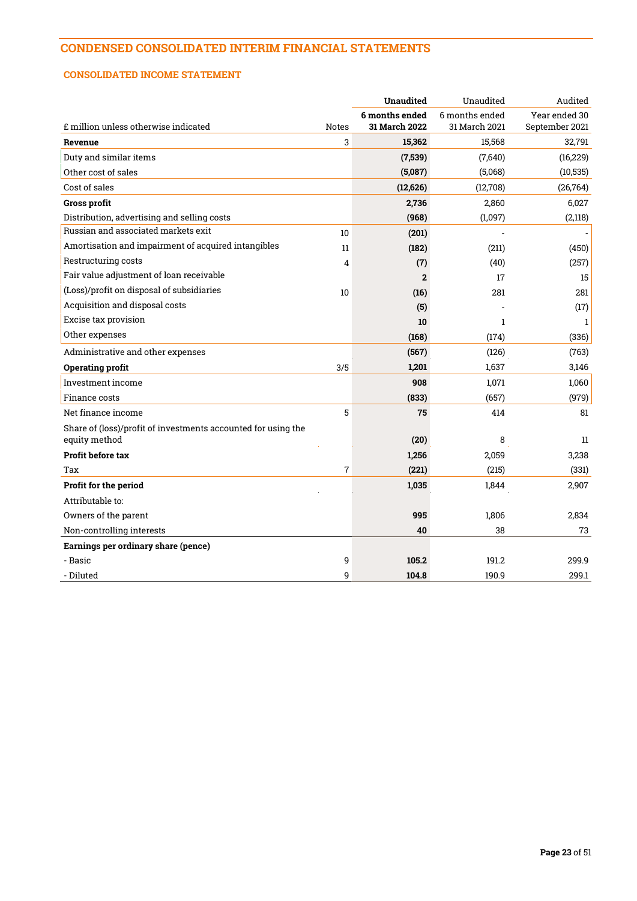# CONDENSED CONSOLIDATED INTERIM FINANCIAL STATEMENTS

## CONSOLIDATED INCOME STATEMENT

| £ million unless otherwise indicated | Notes | **Unaudited**<br>**6 months ended 31 March 2022** | Unaudited<br>6 months ended 31 March 2021 | Audited<br>Year ended 30 September 2021 |
|---|---|---|---|---|
| **Revenue** | 3 | **15,362** | 15,568 | 32,791 |
| Duty and similar items | | **(7,539)** | (7,640) | (16,229) |
| Other cost of sales | | **(5,087)** | (5,068) | (10,535) |
| Cost of sales | | **(12,626)** | (12,708) | (26,764) |
| **Gross profit** | | **2,736** | 2,860 | 6,027 |
| Distribution, advertising and selling costs | | **(968)** | (1,097) | (2,118) |
| Russian and associated markets exit | 10 | **(201)** | - | - |
| Amortisation and impairment of acquired intangibles | 11 | **(182)** | (211) | (450) |
| Restructuring costs | 4 | **(7)** | (40) | (257) |
| Fair value adjustment of loan receivable | | **2** | 17 | 15 |
| (Loss)/profit on disposal of subsidiaries | 10 | **(16)** | 281 | 281 |
| Acquisition and disposal costs | | **(5)** | - | (17) |
| Excise tax provision | | **10** | 1 | 1 |
| Other expenses | | **(168)** | (174) | (336) |
| Administrative and other expenses | | **(567)** | (126) | (763) |
| **Operating profit** | 3/5 | **1,201** | 1,637 | 3,146 |
| Investment income | | **908** | 1,071 | 1,060 |
| Finance costs | | **(833)** | (657) | (979) |
| Net finance income | 5 | **75** | 414 | 81 |
| Share of (loss)/profit of investments accounted for using the equity method | | **(20)** | 8 | 11 |
| **Profit before tax** | | **1,256** | 2,059 | 3,238 |
| Tax | 7 | **(221)** | (215) | (331) |
| **Profit for the period** | | **1,035** | 1,844 | 2,907 |
| Attributable to: | | | | |
| Owners of the parent | | **995** | 1,806 | 2,834 |
| Non-controlling interests | | **40** | 38 | 73 |
| **Earnings per ordinary share (pence)** | | | | |
| - Basic | 9 | **105.2** | 191.2 | 299.9 |
| - Diluted | 9 | **104.8** | 190.9 | 299.1 |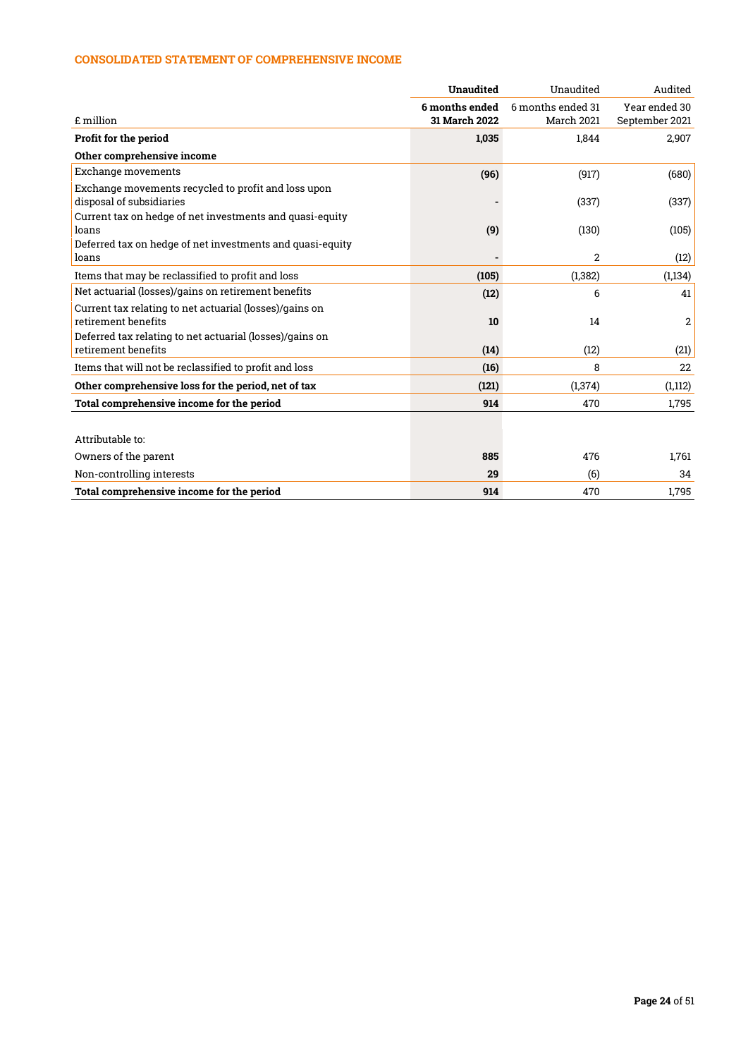## CONSOLIDATED STATEMENT OF COMPREHENSIVE INCOME

| £ million | **Unaudited** **6 months ended 31 March 2022** | Unaudited 6 months ended 31 March 2021 | Audited Year ended 30 September 2021 |
|---|---|---|---|
| **Profit for the period** | **1,035** | 1,844 | 2,907 |
| **Other comprehensive income** | | | |
| Exchange movements | **(96)** | (917) | (680) |
| Exchange movements recycled to profit and loss upon disposal of subsidiaries | **-** | (337) | (337) |
| Current tax on hedge of net investments and quasi-equity loans | **(9)** | (130) | (105) |
| Deferred tax on hedge of net investments and quasi-equity loans | **-** | 2 | (12) |
| Items that may be reclassified to profit and loss | **(105)** | (1,382) | (1,134) |
| Net actuarial (losses)/gains on retirement benefits | **(12)** | 6 | 41 |
| Current tax relating to net actuarial (losses)/gains on retirement benefits | **10** | 14 | 2 |
| Deferred tax relating to net actuarial (losses)/gains on retirement benefits | **(14)** | (12) | (21) |
| Items that will not be reclassified to profit and loss | **(16)** | 8 | 22 |
| **Other comprehensive loss for the period, net of tax** | **(121)** | (1,374) | (1,112) |
| **Total comprehensive income for the period** | **914** | 470 | 1,795 |
| | | | |
| Attributable to: | | | |
| Owners of the parent | **885** | 476 | 1,761 |
| Non-controlling interests | **29** | (6) | 34 |
| **Total comprehensive income for the period** | **914** | 470 | 1,795 |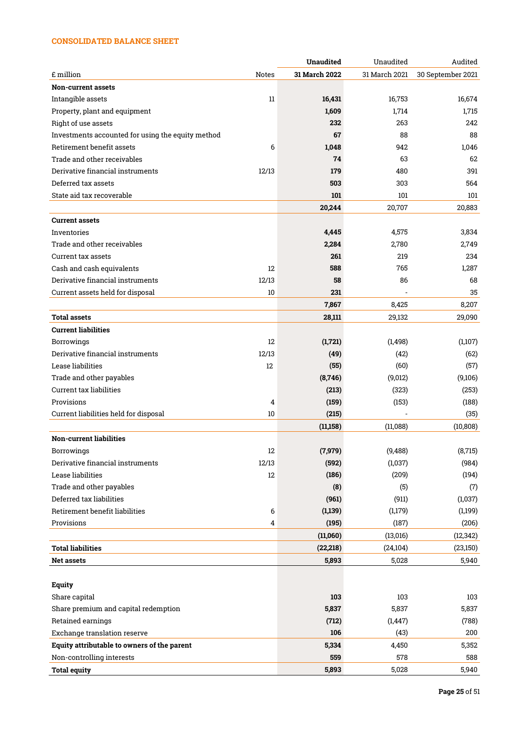## CONSOLIDATED BALANCE SHEET

| £ million | Notes | Unaudited 31 March 2022 | Unaudited 31 March 2021 | Audited 30 September 2021 |
|---|---|---|---|---|
| **Non-current assets** | | | | |
| Intangible assets | 11 | **16,431** | 16,753 | 16,674 |
| Property, plant and equipment | | **1,609** | 1,714 | 1,715 |
| Right of use assets | | **232** | 263 | 242 |
| Investments accounted for using the equity method | | **67** | 88 | 88 |
| Retirement benefit assets | 6 | **1,048** | 942 | 1,046 |
| Trade and other receivables | | **74** | 63 | 62 |
| Derivative financial instruments | 12/13 | **179** | 480 | 391 |
| Deferred tax assets | | **503** | 303 | 564 |
| State aid tax recoverable | | **101** | 101 | 101 |
| | | **20,244** | 20,707 | 20,883 |
| **Current assets** | | | | |
| Inventories | | **4,445** | 4,575 | 3,834 |
| Trade and other receivables | | **2,284** | 2,780 | 2,749 |
| Current tax assets | | **261** | 219 | 234 |
| Cash and cash equivalents | 12 | **588** | 765 | 1,287 |
| Derivative financial instruments | 12/13 | **58** | 86 | 68 |
| Current assets held for disposal | 10 | **231** | - | 35 |
| | | **7,867** | 8,425 | 8,207 |
| **Total assets** | | **28,111** | 29,132 | 29,090 |
| **Current liabilities** | | | | |
| Borrowings | 12 | **(1,721)** | (1,498) | (1,107) |
| Derivative financial instruments | 12/13 | **(49)** | (42) | (62) |
| Lease liabilities | 12 | **(55)** | (60) | (57) |
| Trade and other payables | | **(8,746)** | (9,012) | (9,106) |
| Current tax liabilities | | **(213)** | (323) | (253) |
| Provisions | 4 | **(159)** | (153) | (188) |
| Current liabilities held for disposal | 10 | **(215)** | - | (35) |
| | | **(11,158)** | (11,088) | (10,808) |
| **Non-current liabilities** | | | | |
| Borrowings | 12 | **(7,979)** | (9,488) | (8,715) |
| Derivative financial instruments | 12/13 | **(592)** | (1,037) | (984) |
| Lease liabilities | 12 | **(186)** | (209) | (194) |
| Trade and other payables | | **(8)** | (5) | (7) |
| Deferred tax liabilities | | **(961)** | (911) | (1,037) |
| Retirement benefit liabilities | 6 | **(1,139)** | (1,179) | (1,199) |
| Provisions | 4 | **(195)** | (187) | (206) |
| | | **(11,060)** | (13,016) | (12,342) |
| **Total liabilities** | | **(22,218)** | (24,104) | (23,150) |
| **Net assets** | | **5,893** | 5,028 | 5,940 |
| | | | | |
| **Equity** | | | | |
| Share capital | | **103** | 103 | 103 |
| Share premium and capital redemption | | **5,837** | 5,837 | 5,837 |
| Retained earnings | | **(712)** | (1,447) | (788) |
| Exchange translation reserve | | **106** | (43) | 200 |
| **Equity attributable to owners of the parent** | | **5,334** | 4,450 | 5,352 |
| Non-controlling interests | | **559** | 578 | 588 |
| **Total equity** | | **5,893** | 5,028 | 5,940 |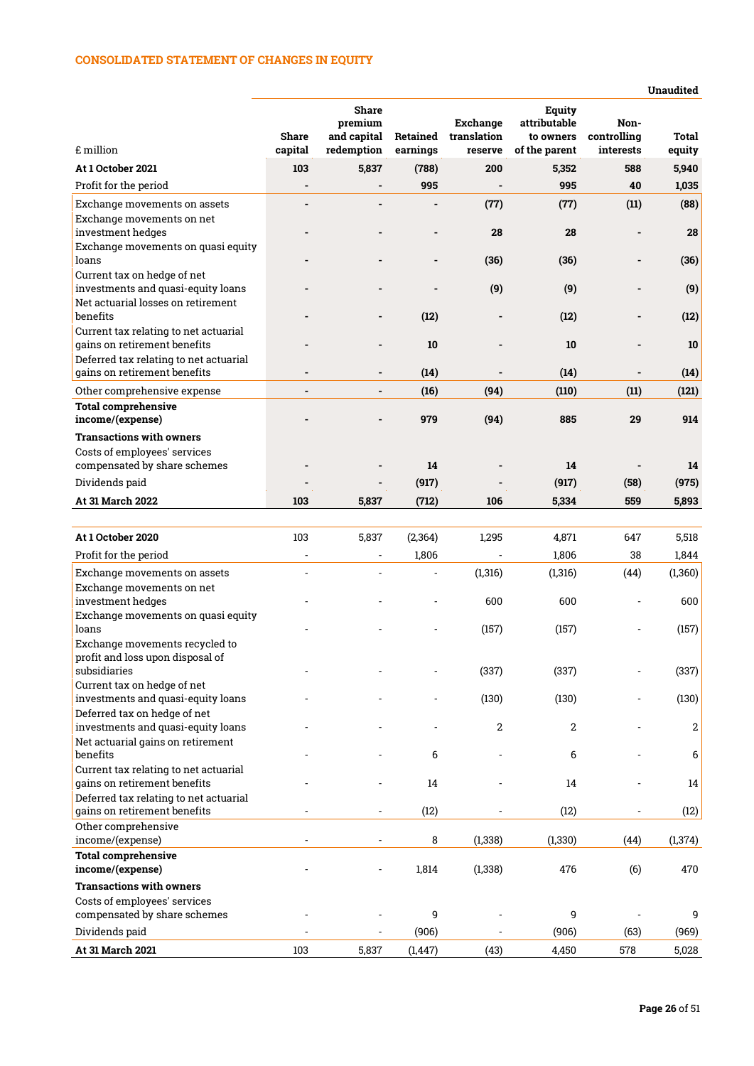## CONSOLIDATED STATEMENT OF CHANGES IN EQUITY

Unaudited

| £ million | Share capital | Share premium and capital redemption | Retained earnings | Exchange translation reserve | Equity attributable to owners of the parent | Non-controlling interests | Total equity |
|---|---|---|---|---|---|---|---|
| **At 1 October 2021** | **103** | **5,837** | **(788)** | **200** | **5,352** | **588** | **5,940** |
| Profit for the period | **-** | **-** | **995** | **-** | **995** | **40** | **1,035** |
| Exchange movements on assets | **-** | **-** | **-** | **(77)** | **(77)** | **(11)** | **(88)** |
| Exchange movements on net investment hedges | **-** | **-** | **-** | **28** | **28** | **-** | **28** |
| Exchange movements on quasi equity loans | **-** | **-** | **-** | **(36)** | **(36)** | **-** | **(36)** |
| Current tax on hedge of net investments and quasi-equity loans | **-** | **-** | **-** | **(9)** | **(9)** | **-** | **(9)** |
| Net actuarial losses on retirement benefits | **-** | **-** | **(12)** | **-** | **(12)** | **-** | **(12)** |
| Current tax relating to net actuarial gains on retirement benefits | **-** | **-** | **10** | **-** | **10** | **-** | **10** |
| Deferred tax relating to net actuarial gains on retirement benefits | **-** | **-** | **(14)** | **-** | **(14)** | **-** | **(14)** |
| Other comprehensive expense | **-** | **-** | **(16)** | **(94)** | **(110)** | **(11)** | **(121)** |
| **Total comprehensive income/(expense)** | **-** | **-** | **979** | **(94)** | **885** | **29** | **914** |
| **Transactions with owners** | | | | | | | |
| Costs of employees' services compensated by share schemes | **-** | **-** | **14** | **-** | **14** | **-** | **14** |
| Dividends paid | **-** | **-** | **(917)** | **-** | **(917)** | **(58)** | **(975)** |
| **At 31 March 2022** | **103** | **5,837** | **(712)** | **106** | **5,334** | **559** | **5,893** |
| | | | | | | | |
| **At 1 October 2020** | 103 | 5,837 | (2,364) | 1,295 | 4,871 | 647 | 5,518 |
| Profit for the period | - | - | 1,806 | - | 1,806 | 38 | 1,844 |
| Exchange movements on assets | - | - | - | (1,316) | (1,316) | (44) | (1,360) |
| Exchange movements on net investment hedges | - | - | - | 600 | 600 | - | 600 |
| Exchange movements on quasi equity loans | - | - | - | (157) | (157) | - | (157) |
| Exchange movements recycled to profit and loss upon disposal of subsidiaries | - | - | - | (337) | (337) | - | (337) |
| Current tax on hedge of net investments and quasi-equity loans | - | - | - | (130) | (130) | - | (130) |
| Deferred tax on hedge of net investments and quasi-equity loans | - | - | - | 2 | 2 | - | 2 |
| Net actuarial gains on retirement benefits | - | - | 6 | - | 6 | - | 6 |
| Current tax relating to net actuarial gains on retirement benefits | - | - | 14 | - | 14 | - | 14 |
| Deferred tax relating to net actuarial gains on retirement benefits | - | - | (12) | - | (12) | - | (12) |
| Other comprehensive income/(expense) | - | - | 8 | (1,338) | (1,330) | (44) | (1,374) |
| **Total comprehensive income/(expense)** | - | - | 1,814 | (1,338) | 476 | (6) | 470 |
| **Transactions with owners** | | | | | | | |
| Costs of employees' services compensated by share schemes | - | - | 9 | - | 9 | - | 9 |
| Dividends paid | - | - | (906) | - | (906) | (63) | (969) |
| **At 31 March 2021** | 103 | 5,837 | (1,447) | (43) | 4,450 | 578 | 5,028 |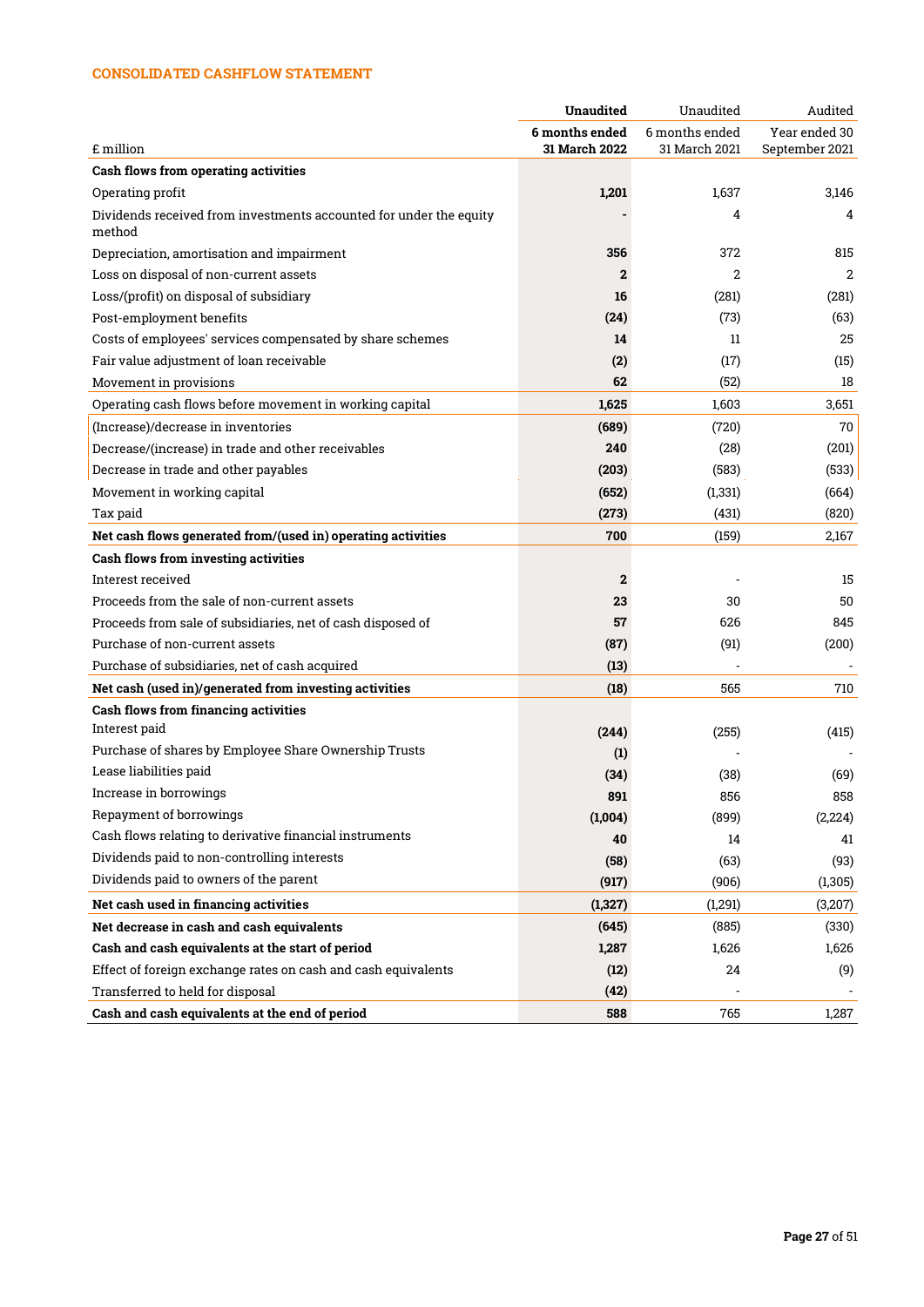## CONSOLIDATED CASHFLOW STATEMENT

| £ million | **Unaudited 6 months ended 31 March 2022** | Unaudited 6 months ended 31 March 2021 | Audited Year ended 30 September 2021 |
|---|---|---|---|
| **Cash flows from operating activities** | | | |
| Operating profit | **1,201** | 1,637 | 3,146 |
| Dividends received from investments accounted for under the equity method | **-** | 4 | 4 |
| Depreciation, amortisation and impairment | **356** | 372 | 815 |
| Loss on disposal of non-current assets | **2** | 2 | 2 |
| Loss/(profit) on disposal of subsidiary | **16** | (281) | (281) |
| Post-employment benefits | **(24)** | (73) | (63) |
| Costs of employees' services compensated by share schemes | **14** | 11 | 25 |
| Fair value adjustment of loan receivable | **(2)** | (17) | (15) |
| Movement in provisions | **62** | (52) | 18 |
| Operating cash flows before movement in working capital | **1,625** | 1,603 | 3,651 |
| (Increase)/decrease in inventories | **(689)** | (720) | 70 |
| Decrease/(increase) in trade and other receivables | **240** | (28) | (201) |
| Decrease in trade and other payables | **(203)** | (583) | (533) |
| Movement in working capital | **(652)** | (1,331) | (664) |
| Tax paid | **(273)** | (431) | (820) |
| **Net cash flows generated from/(used in) operating activities** | **700** | (159) | 2,167 |
| **Cash flows from investing activities** | | | |
| Interest received | **2** | - | 15 |
| Proceeds from the sale of non-current assets | **23** | 30 | 50 |
| Proceeds from sale of subsidiaries, net of cash disposed of | **57** | 626 | 845 |
| Purchase of non-current assets | **(87)** | (91) | (200) |
| Purchase of subsidiaries, net of cash acquired | **(13)** | - | - |
| **Net cash (used in)/generated from investing activities** | **(18)** | 565 | 710 |
| **Cash flows from financing activities** | | | |
| Interest paid | **(244)** | (255) | (415) |
| Purchase of shares by Employee Share Ownership Trusts | **(1)** | - | - |
| Lease liabilities paid | **(34)** | (38) | (69) |
| Increase in borrowings | **891** | 856 | 858 |
| Repayment of borrowings | **(1,004)** | (899) | (2,224) |
| Cash flows relating to derivative financial instruments | **40** | 14 | 41 |
| Dividends paid to non-controlling interests | **(58)** | (63) | (93) |
| Dividends paid to owners of the parent | **(917)** | (906) | (1,305) |
| **Net cash used in financing activities** | **(1,327)** | (1,291) | (3,207) |
| **Net decrease in cash and cash equivalents** | **(645)** | (885) | (330) |
| **Cash and cash equivalents at the start of period** | **1,287** | 1,626 | 1,626 |
| Effect of foreign exchange rates on cash and cash equivalents | **(12)** | 24 | (9) |
| Transferred to held for disposal | **(42)** | - | - |
| **Cash and cash equivalents at the end of period** | **588** | 765 | 1,287 |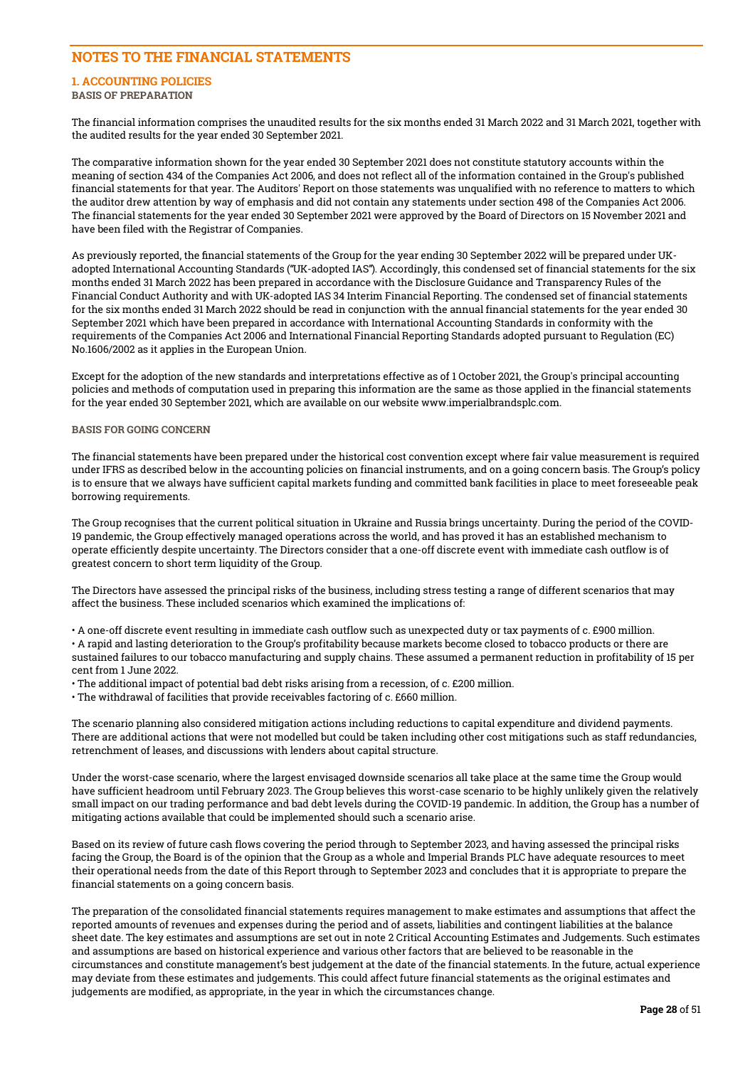# NOTES TO THE FINANCIAL STATEMENTS

## 1. ACCOUNTING POLICIES

### BASIS OF PREPARATION

The financial information comprises the unaudited results for the six months ended 31 March 2022 and 31 March 2021, together with the audited results for the year ended 30 September 2021.

The comparative information shown for the year ended 30 September 2021 does not constitute statutory accounts within the meaning of section 434 of the Companies Act 2006, and does not reflect all of the information contained in the Group's published financial statements for that year. The Auditors' Report on those statements was unqualified with no reference to matters to which the auditor drew attention by way of emphasis and did not contain any statements under section 498 of the Companies Act 2006. The financial statements for the year ended 30 September 2021 were approved by the Board of Directors on 15 November 2021 and have been filed with the Registrar of Companies.

As previously reported, the financial statements of the Group for the year ending 30 September 2022 will be prepared under UK-adopted International Accounting Standards ("UK-adopted IAS"). Accordingly, this condensed set of financial statements for the six months ended 31 March 2022 has been prepared in accordance with the Disclosure Guidance and Transparency Rules of the Financial Conduct Authority and with UK-adopted IAS 34 Interim Financial Reporting. The condensed set of financial statements for the six months ended 31 March 2022 should be read in conjunction with the annual financial statements for the year ended 30 September 2021 which have been prepared in accordance with International Accounting Standards in conformity with the requirements of the Companies Act 2006 and International Financial Reporting Standards adopted pursuant to Regulation (EC) No.1606/2002 as it applies in the European Union.

Except for the adoption of the new standards and interpretations effective as of 1 October 2021, the Group's principal accounting policies and methods of computation used in preparing this information are the same as those applied in the financial statements for the year ended 30 September 2021, which are available on our website www.imperialbrandsplc.com.

### BASIS FOR GOING CONCERN

The financial statements have been prepared under the historical cost convention except where fair value measurement is required under IFRS as described below in the accounting policies on financial instruments, and on a going concern basis. The Group's policy is to ensure that we always have sufficient capital markets funding and committed bank facilities in place to meet foreseeable peak borrowing requirements.

The Group recognises that the current political situation in Ukraine and Russia brings uncertainty. During the period of the COVID-19 pandemic, the Group effectively managed operations across the world, and has proved it has an established mechanism to operate efficiently despite uncertainty. The Directors consider that a one-off discrete event with immediate cash outflow is of greatest concern to short term liquidity of the Group.

The Directors have assessed the principal risks of the business, including stress testing a range of different scenarios that may affect the business. These included scenarios which examined the implications of:

- A one-off discrete event resulting in immediate cash outflow such as unexpected duty or tax payments of c. £900 million.
- A rapid and lasting deterioration to the Group's profitability because markets become closed to tobacco products or there are sustained failures to our tobacco manufacturing and supply chains. These assumed a permanent reduction in profitability of 15 per cent from 1 June 2022.
- The additional impact of potential bad debt risks arising from a recession, of c. £200 million.
- The withdrawal of facilities that provide receivables factoring of c. £660 million.

The scenario planning also considered mitigation actions including reductions to capital expenditure and dividend payments. There are additional actions that were not modelled but could be taken including other cost mitigations such as staff redundancies, retrenchment of leases, and discussions with lenders about capital structure.

Under the worst-case scenario, where the largest envisaged downside scenarios all take place at the same time the Group would have sufficient headroom until February 2023. The Group believes this worst-case scenario to be highly unlikely given the relatively small impact on our trading performance and bad debt levels during the COVID-19 pandemic. In addition, the Group has a number of mitigating actions available that could be implemented should such a scenario arise.

Based on its review of future cash flows covering the period through to September 2023, and having assessed the principal risks facing the Group, the Board is of the opinion that the Group as a whole and Imperial Brands PLC have adequate resources to meet their operational needs from the date of this Report through to September 2023 and concludes that it is appropriate to prepare the financial statements on a going concern basis.

The preparation of the consolidated financial statements requires management to make estimates and assumptions that affect the reported amounts of revenues and expenses during the period and of assets, liabilities and contingent liabilities at the balance sheet date. The key estimates and assumptions are set out in note 2 Critical Accounting Estimates and Judgements. Such estimates and assumptions are based on historical experience and various other factors that are believed to be reasonable in the circumstances and constitute management's best judgement at the date of the financial statements. In the future, actual experience may deviate from these estimates and judgements. This could affect future financial statements as the original estimates and judgements are modified, as appropriate, in the year in which the circumstances change.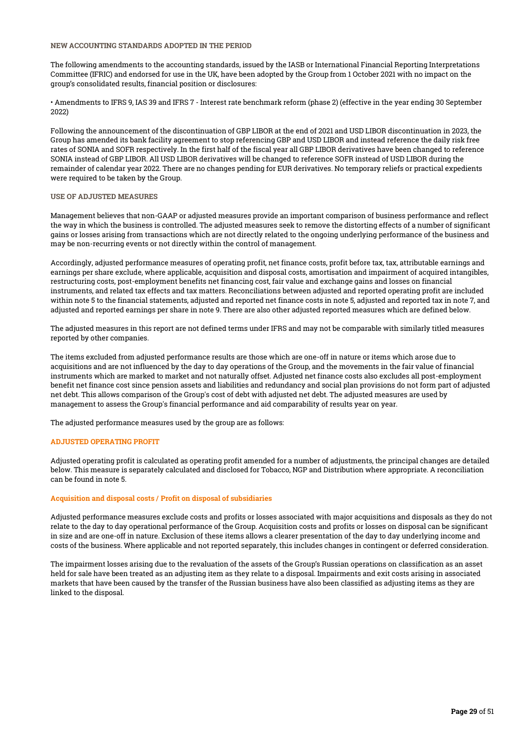### NEW ACCOUNTING STANDARDS ADOPTED IN THE PERIOD

The following amendments to the accounting standards, issued by the IASB or International Financial Reporting Interpretations Committee (IFRIC) and endorsed for use in the UK, have been adopted by the Group from 1 October 2021 with no impact on the group's consolidated results, financial position or disclosures:

• Amendments to IFRS 9, IAS 39 and IFRS 7 - Interest rate benchmark reform (phase 2) (effective in the year ending 30 September 2022)

Following the announcement of the discontinuation of GBP LIBOR at the end of 2021 and USD LIBOR discontinuation in 2023, the Group has amended its bank facility agreement to stop referencing GBP and USD LIBOR and instead reference the daily risk free rates of SONIA and SOFR respectively. In the first half of the fiscal year all GBP LIBOR derivatives have been changed to reference SONIA instead of GBP LIBOR. All USD LIBOR derivatives will be changed to reference SOFR instead of USD LIBOR during the remainder of calendar year 2022. There are no changes pending for EUR derivatives. No temporary reliefs or practical expedients were required to be taken by the Group.

### USE OF ADJUSTED MEASURES

Management believes that non-GAAP or adjusted measures provide an important comparison of business performance and reflect the way in which the business is controlled. The adjusted measures seek to remove the distorting effects of a number of significant gains or losses arising from transactions which are not directly related to the ongoing underlying performance of the business and may be non-recurring events or not directly within the control of management.

Accordingly, adjusted performance measures of operating profit, net finance costs, profit before tax, tax, attributable earnings and earnings per share exclude, where applicable, acquisition and disposal costs, amortisation and impairment of acquired intangibles, restructuring costs, post-employment benefits net financing cost, fair value and exchange gains and losses on financial instruments, and related tax effects and tax matters. Reconciliations between adjusted and reported operating profit are included within note 5 to the financial statements, adjusted and reported net finance costs in note 5, adjusted and reported tax in note 7, and adjusted and reported earnings per share in note 9. There are also other adjusted reported measures which are defined below.

The adjusted measures in this report are not defined terms under IFRS and may not be comparable with similarly titled measures reported by other companies.

The items excluded from adjusted performance results are those which are one-off in nature or items which arose due to acquisitions and are not influenced by the day to day operations of the Group, and the movements in the fair value of financial instruments which are marked to market and not naturally offset. Adjusted net finance costs also excludes all post-employment benefit net finance cost since pension assets and liabilities and redundancy and social plan provisions do not form part of adjusted net debt. This allows comparison of the Group's cost of debt with adjusted net debt. The adjusted measures are used by management to assess the Group's financial performance and aid comparability of results year on year.

The adjusted performance measures used by the group are as follows:

### ADJUSTED OPERATING PROFIT

Adjusted operating profit is calculated as operating profit amended for a number of adjustments, the principal changes are detailed below. This measure is separately calculated and disclosed for Tobacco, NGP and Distribution where appropriate. A reconciliation can be found in note 5.

#### Acquisition and disposal costs / Profit on disposal of subsidiaries

Adjusted performance measures exclude costs and profits or losses associated with major acquisitions and disposals as they do not relate to the day to day operational performance of the Group. Acquisition costs and profits or losses on disposal can be significant in size and are one-off in nature. Exclusion of these items allows a clearer presentation of the day to day underlying income and costs of the business. Where applicable and not reported separately, this includes changes in contingent or deferred consideration.

The impairment losses arising due to the revaluation of the assets of the Group's Russian operations on classification as an asset held for sale have been treated as an adjusting item as they relate to a disposal. Impairments and exit costs arising in associated markets that have been caused by the transfer of the Russian business have also been classified as adjusting items as they are linked to the disposal.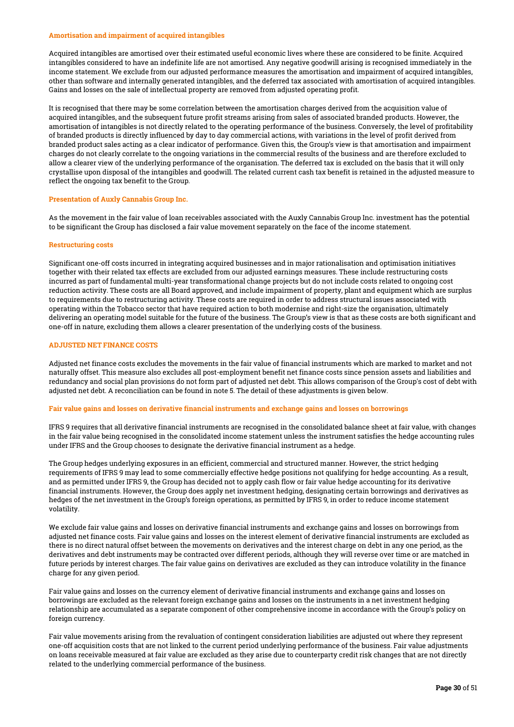#### Amortisation and impairment of acquired intangibles

Acquired intangibles are amortised over their estimated useful economic lives where these are considered to be finite. Acquired intangibles considered to have an indefinite life are not amortised. Any negative goodwill arising is recognised immediately in the income statement. We exclude from our adjusted performance measures the amortisation and impairment of acquired intangibles, other than software and internally generated intangibles, and the deferred tax associated with amortisation of acquired intangibles. Gains and losses on the sale of intellectual property are removed from adjusted operating profit.

It is recognised that there may be some correlation between the amortisation charges derived from the acquisition value of acquired intangibles, and the subsequent future profit streams arising from sales of associated branded products. However, the amortisation of intangibles is not directly related to the operating performance of the business. Conversely, the level of profitability of branded products is directly influenced by day to day commercial actions, with variations in the level of profit derived from branded product sales acting as a clear indicator of performance. Given this, the Group's view is that amortisation and impairment charges do not clearly correlate to the ongoing variations in the commercial results of the business and are therefore excluded to allow a clearer view of the underlying performance of the organisation. The deferred tax is excluded on the basis that it will only crystallise upon disposal of the intangibles and goodwill. The related current cash tax benefit is retained in the adjusted measure to reflect the ongoing tax benefit to the Group.

#### Presentation of Auxly Cannabis Group Inc.

As the movement in the fair value of loan receivables associated with the Auxly Cannabis Group Inc. investment has the potential to be significant the Group has disclosed a fair value movement separately on the face of the income statement.

#### Restructuring costs

Significant one-off costs incurred in integrating acquired businesses and in major rationalisation and optimisation initiatives together with their related tax effects are excluded from our adjusted earnings measures. These include restructuring costs incurred as part of fundamental multi-year transformational change projects but do not include costs related to ongoing cost reduction activity. These costs are all Board approved, and include impairment of property, plant and equipment which are surplus to requirements due to restructuring activity. These costs are required in order to address structural issues associated with operating within the Tobacco sector that have required action to both modernise and right-size the organisation, ultimately delivering an operating model suitable for the future of the business. The Group's view is that as these costs are both significant and one-off in nature, excluding them allows a clearer presentation of the underlying costs of the business.

### ADJUSTED NET FINANCE COSTS

Adjusted net finance costs excludes the movements in the fair value of financial instruments which are marked to market and not naturally offset. This measure also excludes all post-employment benefit net finance costs since pension assets and liabilities and redundancy and social plan provisions do not form part of adjusted net debt. This allows comparison of the Group's cost of debt with adjusted net debt. A reconciliation can be found in note 5. The detail of these adjustments is given below.

#### Fair value gains and losses on derivative financial instruments and exchange gains and losses on borrowings

IFRS 9 requires that all derivative financial instruments are recognised in the consolidated balance sheet at fair value, with changes in the fair value being recognised in the consolidated income statement unless the instrument satisfies the hedge accounting rules under IFRS and the Group chooses to designate the derivative financial instrument as a hedge.

The Group hedges underlying exposures in an efficient, commercial and structured manner. However, the strict hedging requirements of IFRS 9 may lead to some commercially effective hedge positions not qualifying for hedge accounting. As a result, and as permitted under IFRS 9, the Group has decided not to apply cash flow or fair value hedge accounting for its derivative financial instruments. However, the Group does apply net investment hedging, designating certain borrowings and derivatives as hedges of the net investment in the Group's foreign operations, as permitted by IFRS 9, in order to reduce income statement volatility.

We exclude fair value gains and losses on derivative financial instruments and exchange gains and losses on borrowings from adjusted net finance costs. Fair value gains and losses on the interest element of derivative financial instruments are excluded as there is no direct natural offset between the movements on derivatives and the interest charge on debt in any one period, as the derivatives and debt instruments may be contracted over different periods, although they will reverse over time or are matched in future periods by interest charges. The fair value gains on derivatives are excluded as they can introduce volatility in the finance charge for any given period.

Fair value gains and losses on the currency element of derivative financial instruments and exchange gains and losses on borrowings are excluded as the relevant foreign exchange gains and losses on the instruments in a net investment hedging relationship are accumulated as a separate component of other comprehensive income in accordance with the Group's policy on foreign currency.

Fair value movements arising from the revaluation of contingent consideration liabilities are adjusted out where they represent one-off acquisition costs that are not linked to the current period underlying performance of the business. Fair value adjustments on loans receivable measured at fair value are excluded as they arise due to counterparty credit risk changes that are not directly related to the underlying commercial performance of the business.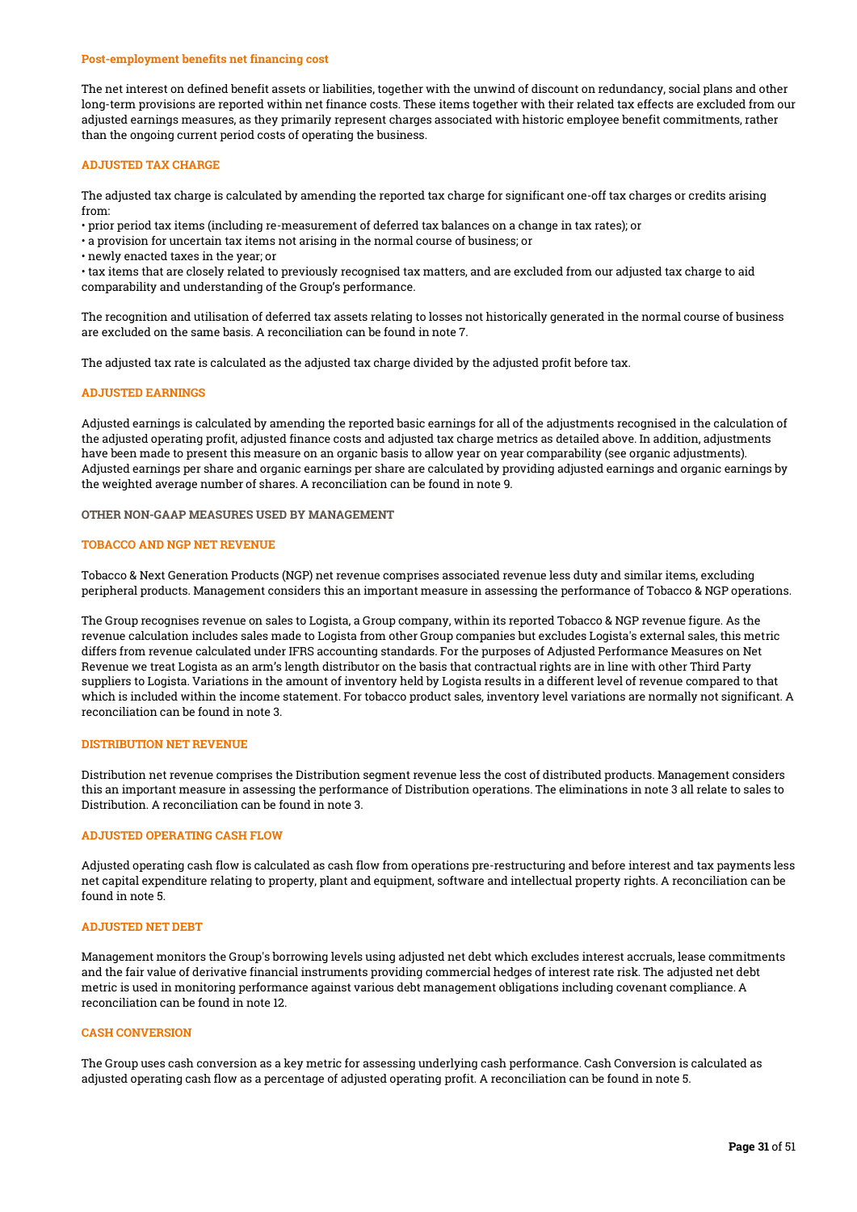### Post-employment benefits net financing cost

The net interest on defined benefit assets or liabilities, together with the unwind of discount on redundancy, social plans and other long-term provisions are reported within net finance costs. These items together with their related tax effects are excluded from our adjusted earnings measures, as they primarily represent charges associated with historic employee benefit commitments, rather than the ongoing current period costs of operating the business.

### ADJUSTED TAX CHARGE

The adjusted tax charge is calculated by amending the reported tax charge for significant one-off tax charges or credits arising from:

- prior period tax items (including re-measurement of deferred tax balances on a change in tax rates); or
- a provision for uncertain tax items not arising in the normal course of business; or
- newly enacted taxes in the year; or
- tax items that are closely related to previously recognised tax matters, and are excluded from our adjusted tax charge to aid comparability and understanding of the Group's performance.

The recognition and utilisation of deferred tax assets relating to losses not historically generated in the normal course of business are excluded on the same basis. A reconciliation can be found in note 7.

The adjusted tax rate is calculated as the adjusted tax charge divided by the adjusted profit before tax.

### ADJUSTED EARNINGS

Adjusted earnings is calculated by amending the reported basic earnings for all of the adjustments recognised in the calculation of the adjusted operating profit, adjusted finance costs and adjusted tax charge metrics as detailed above. In addition, adjustments have been made to present this measure on an organic basis to allow year on year comparability (see organic adjustments). Adjusted earnings per share and organic earnings per share are calculated by providing adjusted earnings and organic earnings by the weighted average number of shares. A reconciliation can be found in note 9.

## OTHER NON-GAAP MEASURES USED BY MANAGEMENT

### TOBACCO AND NGP NET REVENUE

Tobacco & Next Generation Products (NGP) net revenue comprises associated revenue less duty and similar items, excluding peripheral products. Management considers this an important measure in assessing the performance of Tobacco & NGP operations.

The Group recognises revenue on sales to Logista, a Group company, within its reported Tobacco & NGP revenue figure. As the revenue calculation includes sales made to Logista from other Group companies but excludes Logista's external sales, this metric differs from revenue calculated under IFRS accounting standards. For the purposes of Adjusted Performance Measures on Net Revenue we treat Logista as an arm's length distributor on the basis that contractual rights are in line with other Third Party suppliers to Logista. Variations in the amount of inventory held by Logista results in a different level of revenue compared to that which is included within the income statement. For tobacco product sales, inventory level variations are normally not significant. A reconciliation can be found in note 3.

### DISTRIBUTION NET REVENUE

Distribution net revenue comprises the Distribution segment revenue less the cost of distributed products. Management considers this an important measure in assessing the performance of Distribution operations. The eliminations in note 3 all relate to sales to Distribution. A reconciliation can be found in note 3.

### ADJUSTED OPERATING CASH FLOW

Adjusted operating cash flow is calculated as cash flow from operations pre-restructuring and before interest and tax payments less net capital expenditure relating to property, plant and equipment, software and intellectual property rights. A reconciliation can be found in note 5.

### ADJUSTED NET DEBT

Management monitors the Group's borrowing levels using adjusted net debt which excludes interest accruals, lease commitments and the fair value of derivative financial instruments providing commercial hedges of interest rate risk. The adjusted net debt metric is used in monitoring performance against various debt management obligations including covenant compliance. A reconciliation can be found in note 12.

### CASH CONVERSION

The Group uses cash conversion as a key metric for assessing underlying cash performance. Cash Conversion is calculated as adjusted operating cash flow as a percentage of adjusted operating profit. A reconciliation can be found in note 5.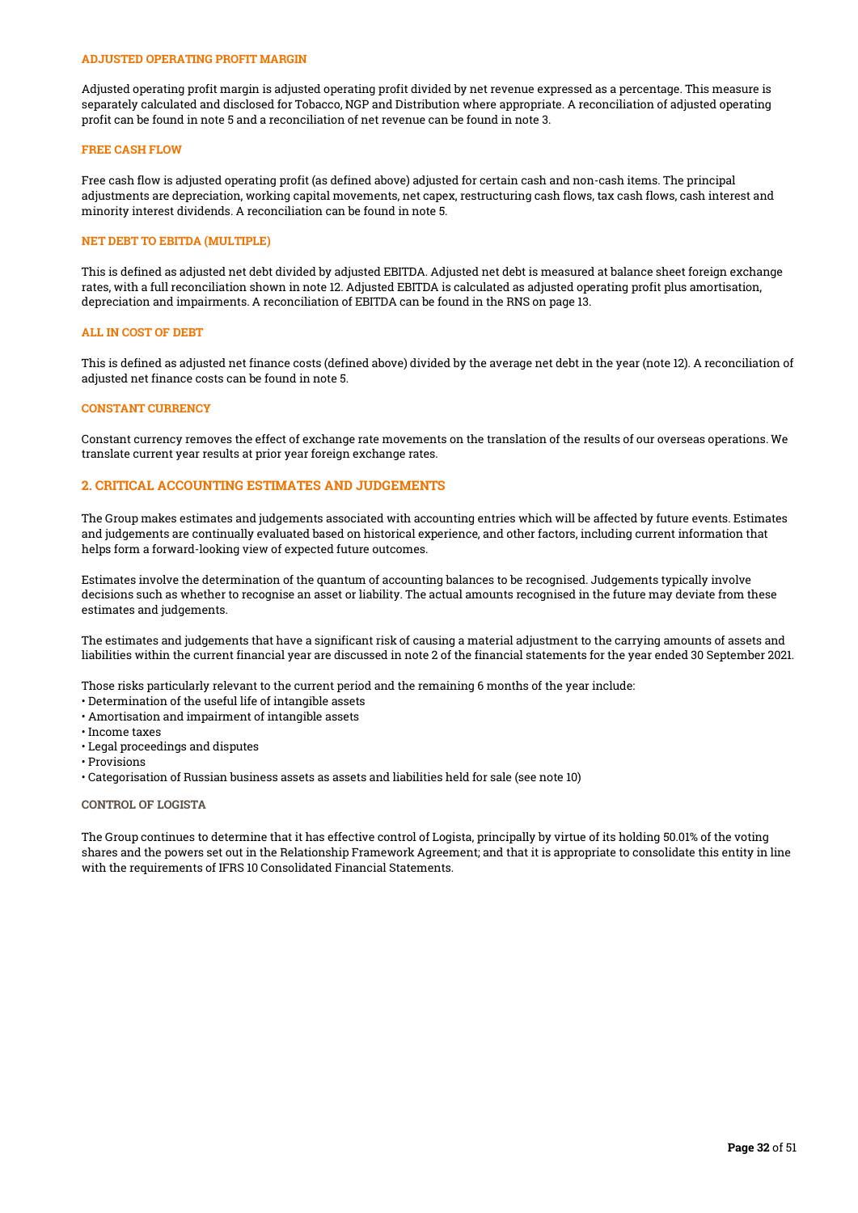### ADJUSTED OPERATING PROFIT MARGIN

Adjusted operating profit margin is adjusted operating profit divided by net revenue expressed as a percentage. This measure is separately calculated and disclosed for Tobacco, NGP and Distribution where appropriate. A reconciliation of adjusted operating profit can be found in note 5 and a reconciliation of net revenue can be found in note 3.

### FREE CASH FLOW

Free cash flow is adjusted operating profit (as defined above) adjusted for certain cash and non-cash items. The principal adjustments are depreciation, working capital movements, net capex, restructuring cash flows, tax cash flows, cash interest and minority interest dividends. A reconciliation can be found in note 5.

### NET DEBT TO EBITDA (MULTIPLE)

This is defined as adjusted net debt divided by adjusted EBITDA. Adjusted net debt is measured at balance sheet foreign exchange rates, with a full reconciliation shown in note 12. Adjusted EBITDA is calculated as adjusted operating profit plus amortisation, depreciation and impairments. A reconciliation of EBITDA can be found in the RNS on page 13.

### ALL IN COST OF DEBT

This is defined as adjusted net finance costs (defined above) divided by the average net debt in the year (note 12). A reconciliation of adjusted net finance costs can be found in note 5.

### CONSTANT CURRENCY

Constant currency removes the effect of exchange rate movements on the translation of the results of our overseas operations. We translate current year results at prior year foreign exchange rates.

## 2. CRITICAL ACCOUNTING ESTIMATES AND JUDGEMENTS

The Group makes estimates and judgements associated with accounting entries which will be affected by future events. Estimates and judgements are continually evaluated based on historical experience, and other factors, including current information that helps form a forward-looking view of expected future outcomes.

Estimates involve the determination of the quantum of accounting balances to be recognised. Judgements typically involve decisions such as whether to recognise an asset or liability. The actual amounts recognised in the future may deviate from these estimates and judgements.

The estimates and judgements that have a significant risk of causing a material adjustment to the carrying amounts of assets and liabilities within the current financial year are discussed in note 2 of the financial statements for the year ended 30 September 2021.

Those risks particularly relevant to the current period and the remaining 6 months of the year include:

- Determination of the useful life of intangible assets
- Amortisation and impairment of intangible assets
- Income taxes
- Legal proceedings and disputes
- Provisions
- Categorisation of Russian business assets as assets and liabilities held for sale (see note 10)

### CONTROL OF LOGISTA

The Group continues to determine that it has effective control of Logista, principally by virtue of its holding 50.01% of the voting shares and the powers set out in the Relationship Framework Agreement; and that it is appropriate to consolidate this entity in line with the requirements of IFRS 10 Consolidated Financial Statements.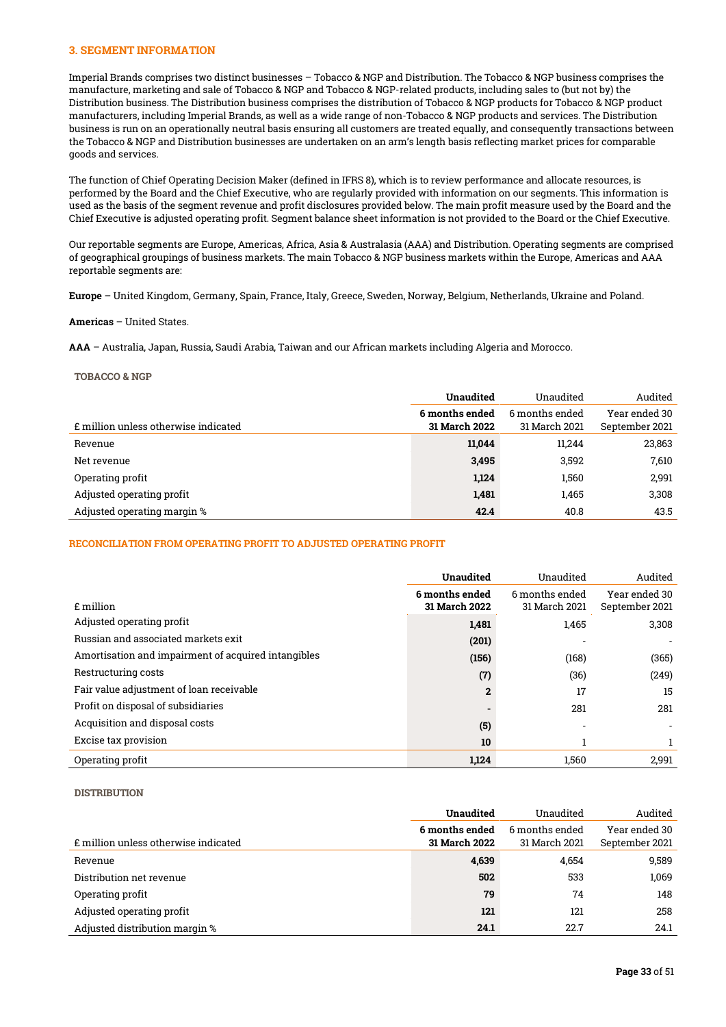## 3. SEGMENT INFORMATION

Imperial Brands comprises two distinct businesses – Tobacco & NGP and Distribution. The Tobacco & NGP business comprises the manufacture, marketing and sale of Tobacco & NGP and Tobacco & NGP-related products, including sales to (but not by) the Distribution business. The Distribution business comprises the distribution of Tobacco & NGP products for Tobacco & NGP product manufacturers, including Imperial Brands, as well as a wide range of non-Tobacco & NGP products and services. The Distribution business is run on an operationally neutral basis ensuring all customers are treated equally, and consequently transactions between the Tobacco & NGP and Distribution businesses are undertaken on an arm's length basis reflecting market prices for comparable goods and services.

The function of Chief Operating Decision Maker (defined in IFRS 8), which is to review performance and allocate resources, is performed by the Board and the Chief Executive, who are regularly provided with information on our segments. This information is used as the basis of the segment revenue and profit disclosures provided below. The main profit measure used by the Board and the Chief Executive is adjusted operating profit. Segment balance sheet information is not provided to the Board or the Chief Executive.

Our reportable segments are Europe, Americas, Africa, Asia & Australasia (AAA) and Distribution. Operating segments are comprised of geographical groupings of business markets. The main Tobacco & NGP business markets within the Europe, Americas and AAA reportable segments are:

**Europe** – United Kingdom, Germany, Spain, France, Italy, Greece, Sweden, Norway, Belgium, Netherlands, Ukraine and Poland.

**Americas** – United States.

**AAA** – Australia, Japan, Russia, Saudi Arabia, Taiwan and our African markets including Algeria and Morocco.

### TOBACCO & NGP

| £ million unless otherwise indicated | **Unaudited**<br>**6 months ended 31 March 2022** | Unaudited<br>6 months ended 31 March 2021 | Audited<br>Year ended 30 September 2021 |
|---|---|---|---|
| Revenue | **11,044** | 11,244 | 23,863 |
| Net revenue | **3,495** | 3,592 | 7,610 |
| Operating profit | **1,124** | 1,560 | 2,991 |
| Adjusted operating profit | **1,481** | 1,465 | 3,308 |
| Adjusted operating margin % | **42.4** | 40.8 | 43.5 |

### RECONCILIATION FROM OPERATING PROFIT TO ADJUSTED OPERATING PROFIT

| £ million | **Unaudited**<br>**6 months ended 31 March 2022** | Unaudited<br>6 months ended 31 March 2021 | Audited<br>Year ended 30 September 2021 |
|---|---|---|---|
| Adjusted operating profit | **1,481** | 1,465 | 3,308 |
| Russian and associated markets exit | **(201)** | - | - |
| Amortisation and impairment of acquired intangibles | **(156)** | (168) | (365) |
| Restructuring costs | **(7)** | (36) | (249) |
| Fair value adjustment of loan receivable | **2** | 17 | 15 |
| Profit on disposal of subsidiaries | **-** | 281 | 281 |
| Acquisition and disposal costs | **(5)** | - | - |
| Excise tax provision | **10** | 1 | 1 |
| Operating profit | **1,124** | 1,560 | 2,991 |

### DISTRIBUTION

| £ million unless otherwise indicated | **Unaudited**<br>**6 months ended 31 March 2022** | Unaudited<br>6 months ended 31 March 2021 | Audited<br>Year ended 30 September 2021 |
|---|---|---|---|
| Revenue | **4,639** | 4,654 | 9,589 |
| Distribution net revenue | **502** | 533 | 1,069 |
| Operating profit | **79** | 74 | 148 |
| Adjusted operating profit | **121** | 121 | 258 |
| Adjusted distribution margin % | **24.1** | 22.7 | 24.1 |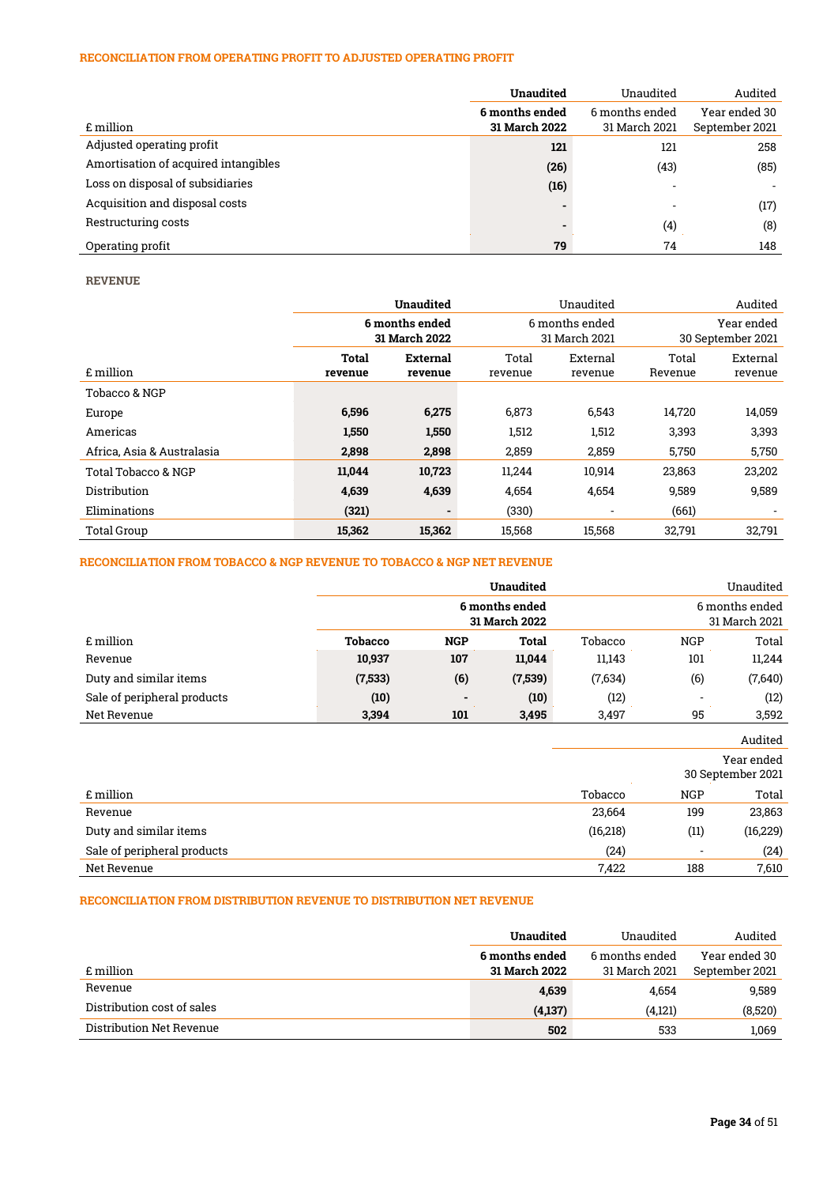### RECONCILIATION FROM OPERATING PROFIT TO ADJUSTED OPERATING PROFIT

| £ million | **Unaudited** **6 months ended 31 March 2022** | Unaudited 6 months ended 31 March 2021 | Audited Year ended 30 September 2021 |
|---|---|---|---|
| Adjusted operating profit | **121** | 121 | 258 |
| Amortisation of acquired intangibles | **(26)** | (43) | (85) |
| Loss on disposal of subsidiaries | **(16)** | - | - |
| Acquisition and disposal costs | **-** | - | (17) |
| Restructuring costs | **-** | (4) | (8) |
| Operating profit | **79** | 74 | 148 |

### REVENUE

| | **Unaudited** | | Unaudited | | Audited | |
|---|---|---|---|---|---|---|
| | **6 months ended 31 March 2022** | | 6 months ended 31 March 2021 | | Year ended 30 September 2021 | |
| £ million | **Total revenue** | **External revenue** | Total revenue | External revenue | Total Revenue | External revenue |
| Tobacco & NGP | | | | | | |
| Europe | **6,596** | **6,275** | 6,873 | 6,543 | 14,720 | 14,059 |
| Americas | **1,550** | **1,550** | 1,512 | 1,512 | 3,393 | 3,393 |
| Africa, Asia & Australasia | **2,898** | **2,898** | 2,859 | 2,859 | 5,750 | 5,750 |
| Total Tobacco & NGP | **11,044** | **10,723** | 11,244 | 10,914 | 23,863 | 23,202 |
| Distribution | **4,639** | **4,639** | 4,654 | 4,654 | 9,589 | 9,589 |
| Eliminations | **(321)** | **-** | (330) | - | (661) | - |
| Total Group | **15,362** | **15,362** | 15,568 | 15,568 | 32,791 | 32,791 |

### RECONCILIATION FROM TOBACCO & NGP REVENUE TO TOBACCO & NGP NET REVENUE

| | **Unaudited** | | | Unaudited | | |
|---|---|---|---|---|---|---|
| | **6 months ended 31 March 2022** | | | 6 months ended 31 March 2021 | | |
| £ million | **Tobacco** | **NGP** | **Total** | Tobacco | NGP | Total |
| Revenue | **10,937** | **107** | **11,044** | 11,143 | 101 | 11,244 |
| Duty and similar items | **(7,533)** | **(6)** | **(7,539)** | (7,634) | (6) | (7,640) |
| Sale of peripheral products | **(10)** | **-** | **(10)** | (12) | - | (12) |
| Net Revenue | **3,394** | **101** | **3,495** | 3,497 | 95 | 3,592 |

| | Audited | | |
|---|---|---|---|
| | Year ended 30 September 2021 | | |
| £ million | Tobacco | NGP | Total |
| Revenue | 23,664 | 199 | 23,863 |
| Duty and similar items | (16,218) | (11) | (16,229) |
| Sale of peripheral products | (24) | - | (24) |
| Net Revenue | 7,422 | 188 | 7,610 |

### RECONCILIATION FROM DISTRIBUTION REVENUE TO DISTRIBUTION NET REVENUE

| £ million | **Unaudited** **6 months ended 31 March 2022** | Unaudited 6 months ended 31 March 2021 | Audited Year ended 30 September 2021 |
|---|---|---|---|
| Revenue | **4,639** | 4,654 | 9,589 |
| Distribution cost of sales | **(4,137)** | (4,121) | (8,520) |
| Distribution Net Revenue | **502** | 533 | 1,069 |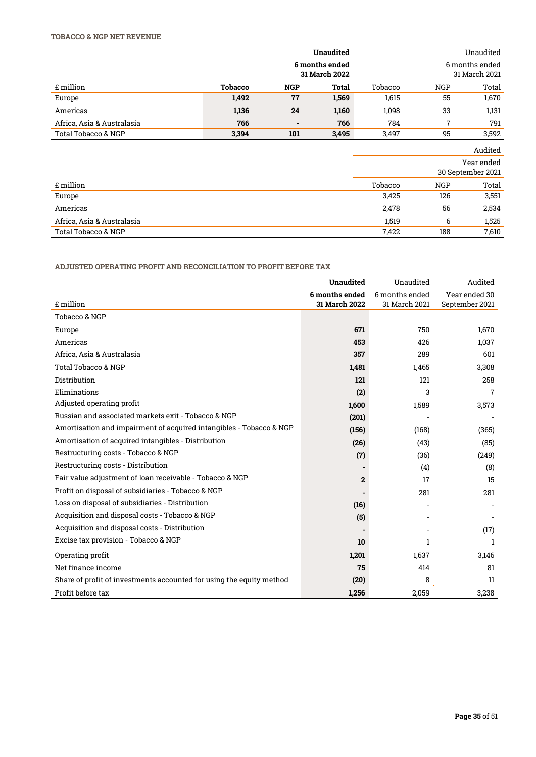#### TOBACCO & NGP NET REVENUE

| £ million | Unaudited 6 months ended 31 March 2022 | | | Unaudited 6 months ended 31 March 2021 | | |
|---|---|---|---|---|---|---|
| | **Tobacco** | **NGP** | **Total** | Tobacco | NGP | Total |
| Europe | **1,492** | **77** | **1,569** | 1,615 | 55 | 1,670 |
| Americas | **1,136** | **24** | **1,160** | 1,098 | 33 | 1,131 |
| Africa, Asia & Australasia | **766** | **-** | **766** | 784 | 7 | 791 |
| Total Tobacco & NGP | **3,394** | **101** | **3,495** | 3,497 | 95 | 3,592 |

| £ million | Audited Year ended 30 September 2021 | | |
|---|---|---|---|
| | Tobacco | NGP | Total |
| Europe | 3,425 | 126 | 3,551 |
| Americas | 2,478 | 56 | 2,534 |
| Africa, Asia & Australasia | 1,519 | 6 | 1,525 |
| Total Tobacco & NGP | 7,422 | 188 | 7,610 |

#### ADJUSTED OPERATING PROFIT AND RECONCILIATION TO PROFIT BEFORE TAX

| £ million | **Unaudited 6 months ended 31 March 2022** | Unaudited 6 months ended 31 March 2021 | Audited Year ended 30 September 2021 |
|---|---|---|---|
| Tobacco & NGP | | | |
| Europe | **671** | 750 | 1,670 |
| Americas | **453** | 426 | 1,037 |
| Africa, Asia & Australasia | **357** | 289 | 601 |
| Total Tobacco & NGP | **1,481** | 1,465 | 3,308 |
| Distribution | **121** | 121 | 258 |
| Eliminations | **(2)** | 3 | 7 |
| Adjusted operating profit | **1,600** | 1,589 | 3,573 |
| Russian and associated markets exit - Tobacco & NGP | **(201)** | - | - |
| Amortisation and impairment of acquired intangibles - Tobacco & NGP | **(156)** | (168) | (365) |
| Amortisation of acquired intangibles - Distribution | **(26)** | (43) | (85) |
| Restructuring costs - Tobacco & NGP | **(7)** | (36) | (249) |
| Restructuring costs - Distribution | **-** | (4) | (8) |
| Fair value adjustment of loan receivable - Tobacco & NGP | **2** | 17 | 15 |
| Profit on disposal of subsidiaries - Tobacco & NGP | **-** | 281 | 281 |
| Loss on disposal of subsidiaries - Distribution | **(16)** | - | - |
| Acquisition and disposal costs - Tobacco & NGP | **(5)** | - | - |
| Acquisition and disposal costs - Distribution | **-** | - | (17) |
| Excise tax provision - Tobacco & NGP | **10** | 1 | 1 |
| Operating profit | **1,201** | 1,637 | 3,146 |
| Net finance income | **75** | 414 | 81 |
| Share of profit of investments accounted for using the equity method | **(20)** | 8 | 11 |
| Profit before tax | **1,256** | 2,059 | 3,238 |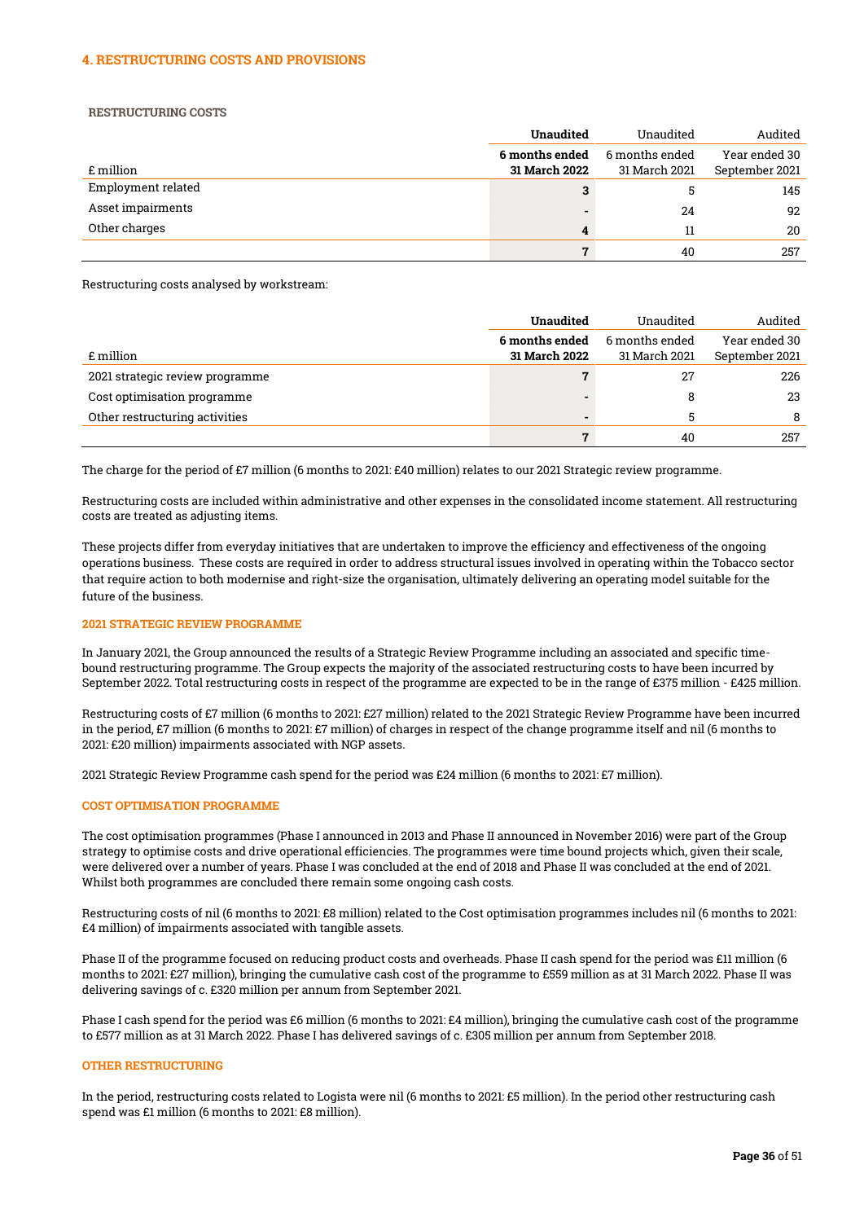## 4. RESTRUCTURING COSTS AND PROVISIONS

### RESTRUCTURING COSTS

| £ million | **Unaudited** **6 months ended 31 March 2022** | Unaudited 6 months ended 31 March 2021 | Audited Year ended 30 September 2021 |
|---|---|---|---|
| Employment related | **3** | 5 | 145 |
| Asset impairments | **-** | 24 | 92 |
| Other charges | **4** | 11 | 20 |
| | **7** | 40 | 257 |

Restructuring costs analysed by workstream:

| £ million | **Unaudited** **6 months ended 31 March 2022** | Unaudited 6 months ended 31 March 2021 | Audited Year ended 30 September 2021 |
|---|---|---|---|
| 2021 strategic review programme | **7** | 27 | 226 |
| Cost optimisation programme | **-** | 8 | 23 |
| Other restructuring activities | **-** | 5 | 8 |
| | **7** | 40 | 257 |

The charge for the period of £7 million (6 months to 2021: £40 million) relates to our 2021 Strategic review programme.

Restructuring costs are included within administrative and other expenses in the consolidated income statement. All restructuring costs are treated as adjusting items.

These projects differ from everyday initiatives that are undertaken to improve the efficiency and effectiveness of the ongoing operations business. These costs are required in order to address structural issues involved in operating within the Tobacco sector that require action to both modernise and right-size the organisation, ultimately delivering an operating model suitable for the future of the business.

### 2021 STRATEGIC REVIEW PROGRAMME

In January 2021, the Group announced the results of a Strategic Review Programme including an associated and specific time-bound restructuring programme. The Group expects the majority of the associated restructuring costs to have been incurred by September 2022. Total restructuring costs in respect of the programme are expected to be in the range of £375 million - £425 million.

Restructuring costs of £7 million (6 months to 2021: £27 million) related to the 2021 Strategic Review Programme have been incurred in the period, £7 million (6 months to 2021: £7 million) of charges in respect of the change programme itself and nil (6 months to 2021: £20 million) impairments associated with NGP assets.

2021 Strategic Review Programme cash spend for the period was £24 million (6 months to 2021: £7 million).

### COST OPTIMISATION PROGRAMME

The cost optimisation programmes (Phase I announced in 2013 and Phase II announced in November 2016) were part of the Group strategy to optimise costs and drive operational efficiencies. The programmes were time bound projects which, given their scale, were delivered over a number of years. Phase I was concluded at the end of 2018 and Phase II was concluded at the end of 2021. Whilst both programmes are concluded there remain some ongoing cash costs.

Restructuring costs of nil (6 months to 2021: £8 million) related to the Cost optimisation programmes includes nil (6 months to 2021: £4 million) of impairments associated with tangible assets.

Phase II of the programme focused on reducing product costs and overheads. Phase II cash spend for the period was £11 million (6 months to 2021: £27 million), bringing the cumulative cash cost of the programme to £559 million as at 31 March 2022. Phase II was delivering savings of c. £320 million per annum from September 2021.

Phase I cash spend for the period was £6 million (6 months to 2021: £4 million), bringing the cumulative cash cost of the programme to £577 million as at 31 March 2022. Phase I has delivered savings of c. £305 million per annum from September 2018.

### OTHER RESTRUCTURING

In the period, restructuring costs related to Logista were nil (6 months to 2021: £5 million). In the period other restructuring cash spend was £1 million (6 months to 2021: £8 million).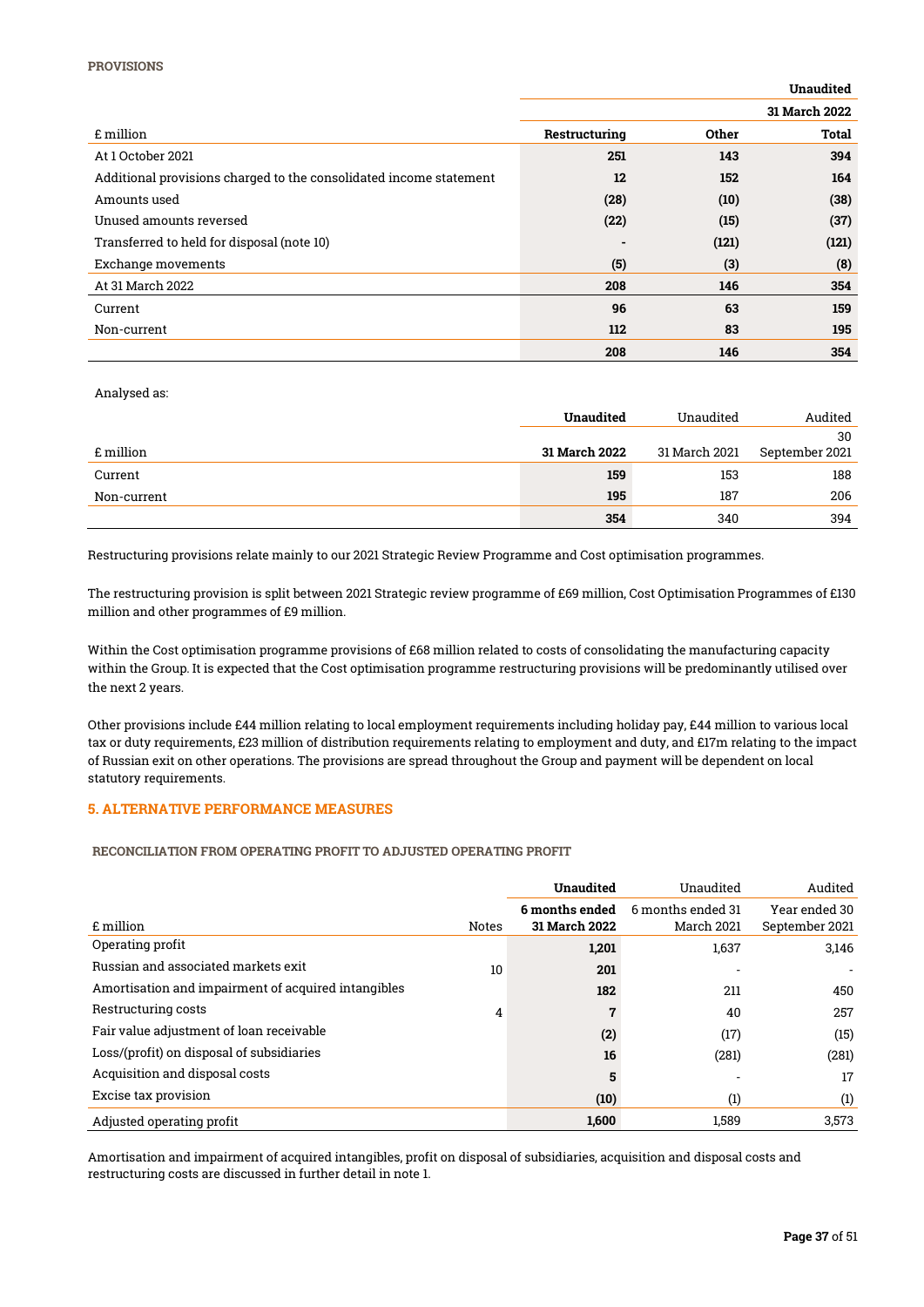**PROVISIONS**

| £ million | Restructuring | Other | Total |
|---|---|---|---|
| | | | **Unaudited** |
| | | | **31 March 2022** |
| At 1 October 2021 | **251** | **143** | **394** |
| Additional provisions charged to the consolidated income statement | **12** | **152** | **164** |
| Amounts used | **(28)** | **(10)** | **(38)** |
| Unused amounts reversed | **(22)** | **(15)** | **(37)** |
| Transferred to held for disposal (note 10) | **-** | **(121)** | **(121)** |
| Exchange movements | **(5)** | **(3)** | **(8)** |
| At 31 March 2022 | **208** | **146** | **354** |
| Current | **96** | **63** | **159** |
| Non-current | **112** | **83** | **195** |
| | **208** | **146** | **354** |

Analysed as:

| £ million | **Unaudited**<br>**31 March 2022** | Unaudited<br>31 March 2021 | Audited<br>30 September 2021 |
|---|---|---|---|
| Current | **159** | 153 | 188 |
| Non-current | **195** | 187 | 206 |
| | **354** | 340 | 394 |

Restructuring provisions relate mainly to our 2021 Strategic Review Programme and Cost optimisation programmes.

The restructuring provision is split between 2021 Strategic review programme of £69 million, Cost Optimisation Programmes of £130 million and other programmes of £9 million.

Within the Cost optimisation programme provisions of £68 million related to costs of consolidating the manufacturing capacity within the Group. It is expected that the Cost optimisation programme restructuring provisions will be predominantly utilised over the next 2 years.

Other provisions include £44 million relating to local employment requirements including holiday pay, £44 million to various local tax or duty requirements, £23 million of distribution requirements relating to employment and duty, and £17m relating to the impact of Russian exit on other operations. The provisions are spread throughout the Group and payment will be dependent on local statutory requirements.

## 5. ALTERNATIVE PERFORMANCE MEASURES

**RECONCILIATION FROM OPERATING PROFIT TO ADJUSTED OPERATING PROFIT**

| £ million | Notes | **Unaudited**<br>**6 months ended 31 March 2022** | Unaudited<br>6 months ended 31 March 2021 | Audited<br>Year ended 30 September 2021 |
|---|---|---|---|---|
| Operating profit | | **1,201** | 1,637 | 3,146 |
| Russian and associated markets exit | 10 | **201** | - | - |
| Amortisation and impairment of acquired intangibles | | **182** | 211 | 450 |
| Restructuring costs | 4 | **7** | 40 | 257 |
| Fair value adjustment of loan receivable | | **(2)** | (17) | (15) |
| Loss/(profit) on disposal of subsidiaries | | **16** | (281) | (281) |
| Acquisition and disposal costs | | **5** | - | 17 |
| Excise tax provision | | **(10)** | (1) | (1) |
| Adjusted operating profit | | **1,600** | 1,589 | 3,573 |

Amortisation and impairment of acquired intangibles, profit on disposal of subsidiaries, acquisition and disposal costs and restructuring costs are discussed in further detail in note 1.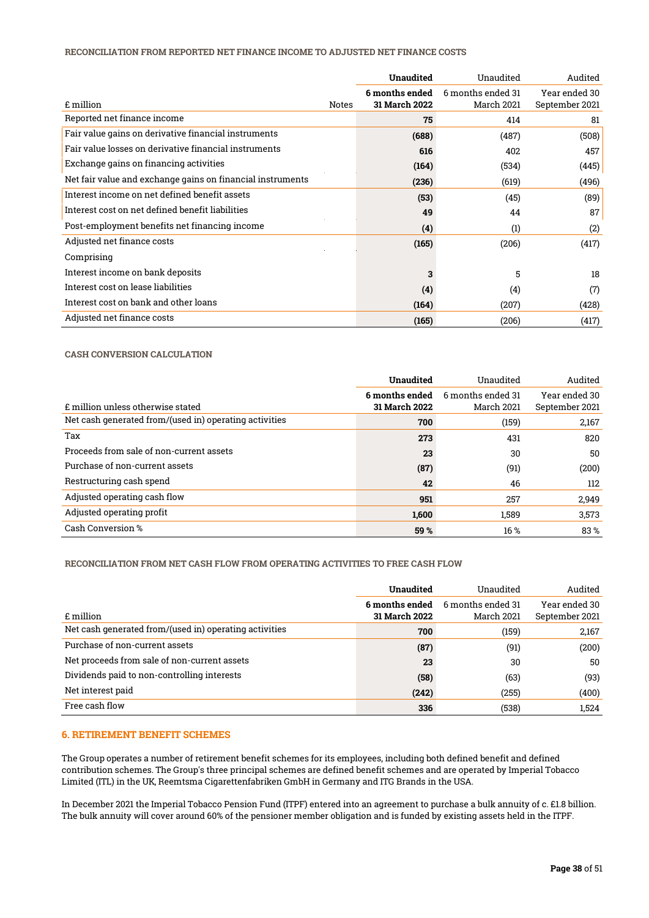#### RECONCILIATION FROM REPORTED NET FINANCE INCOME TO ADJUSTED NET FINANCE COSTS

| £ million | Notes | **Unaudited**<br>**6 months ended 31 March 2022** | Unaudited<br>6 months ended 31 March 2021 | Audited<br>Year ended 30 September 2021 |
|---|---|---|---|---|
| Reported net finance income | | **75** | 414 | 81 |
| Fair value gains on derivative financial instruments | | **(688)** | (487) | (508) |
| Fair value losses on derivative financial instruments | | **616** | 402 | 457 |
| Exchange gains on financing activities | | **(164)** | (534) | (445) |
| Net fair value and exchange gains on financial instruments | | **(236)** | (619) | (496) |
| Interest income on net defined benefit assets | | **(53)** | (45) | (89) |
| Interest cost on net defined benefit liabilities | | **49** | 44 | 87 |
| Post-employment benefits net financing income | | **(4)** | (1) | (2) |
| Adjusted net finance costs | | **(165)** | (206) | (417) |
| Comprising | | | | |
| Interest income on bank deposits | | **3** | 5 | 18 |
| Interest cost on lease liabilities | | **(4)** | (4) | (7) |
| Interest cost on bank and other loans | | **(164)** | (207) | (428) |
| Adjusted net finance costs | | **(165)** | (206) | (417) |

#### CASH CONVERSION CALCULATION

| £ million unless otherwise stated | **Unaudited**<br>**6 months ended 31 March 2022** | Unaudited<br>6 months ended 31 March 2021 | Audited<br>Year ended 30 September 2021 |
|---|---|---|---|
| Net cash generated from/(used in) operating activities | **700** | (159) | 2,167 |
| Tax | **273** | 431 | 820 |
| Proceeds from sale of non-current assets | **23** | 30 | 50 |
| Purchase of non-current assets | **(87)** | (91) | (200) |
| Restructuring cash spend | **42** | 46 | 112 |
| Adjusted operating cash flow | **951** | 257 | 2,949 |
| Adjusted operating profit | **1,600** | 1,589 | 3,573 |
| Cash Conversion % | **59 %** | 16 % | 83 % |

#### RECONCILIATION FROM NET CASH FLOW FROM OPERATING ACTIVITIES TO FREE CASH FLOW

| £ million | **Unaudited**<br>**6 months ended 31 March 2022** | Unaudited<br>6 months ended 31 March 2021 | Audited<br>Year ended 30 September 2021 |
|---|---|---|---|
| Net cash generated from/(used in) operating activities | **700** | (159) | 2,167 |
| Purchase of non-current assets | **(87)** | (91) | (200) |
| Net proceeds from sale of non-current assets | **23** | 30 | 50 |
| Dividends paid to non-controlling interests | **(58)** | (63) | (93) |
| Net interest paid | **(242)** | (255) | (400) |
| Free cash flow | **336** | (538) | 1,524 |

## 6. RETIREMENT BENEFIT SCHEMES

The Group operates a number of retirement benefit schemes for its employees, including both defined benefit and defined contribution schemes. The Group's three principal schemes are defined benefit schemes and are operated by Imperial Tobacco Limited (ITL) in the UK, Reemtsma Cigarettenfabriken GmbH in Germany and ITG Brands in the USA.

In December 2021 the Imperial Tobacco Pension Fund (ITPF) entered into an agreement to purchase a bulk annuity of c. £1.8 billion. The bulk annuity will cover around 60% of the pensioner member obligation and is funded by existing assets held in the ITPF.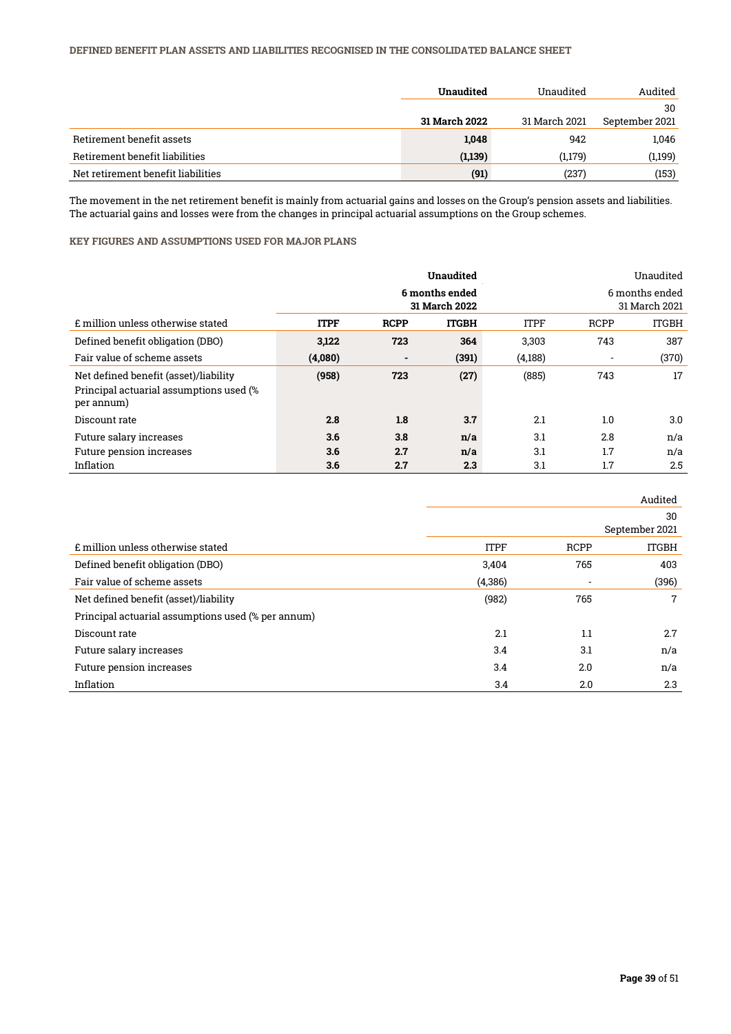### DEFINED BENEFIT PLAN ASSETS AND LIABILITIES RECOGNISED IN THE CONSOLIDATED BALANCE SHEET

| | **Unaudited** | Unaudited | Audited |
|---|---|---|---|
| | **31 March 2022** | 31 March 2021 | 30 September 2021 |
| Retirement benefit assets | **1,048** | 942 | 1,046 |
| Retirement benefit liabilities | **(1,139)** | (1,179) | (1,199) |
| Net retirement benefit liabilities | **(91)** | (237) | (153) |

The movement in the net retirement benefit is mainly from actuarial gains and losses on the Group's pension assets and liabilities. The actuarial gains and losses were from the changes in principal actuarial assumptions on the Group schemes.

### KEY FIGURES AND ASSUMPTIONS USED FOR MAJOR PLANS

| | **Unaudited** | | | Unaudited | | |
|---|---|---|---|---|---|---|
| | **6 months ended 31 March 2022** | | | 6 months ended 31 March 2021 | | |
| £ million unless otherwise stated | **ITPF** | **RCPP** | **ITGBH** | ITPF | RCPP | ITGBH |
| Defined benefit obligation (DBO) | **3,122** | **723** | **364** | 3,303 | 743 | 387 |
| Fair value of scheme assets | **(4,080)** | **-** | **(391)** | (4,188) | - | (370) |
| Net defined benefit (asset)/liability | **(958)** | **723** | **(27)** | (885) | 743 | 17 |
| Principal actuarial assumptions used (% per annum) | | | | | | |
| Discount rate | **2.8** | **1.8** | **3.7** | 2.1 | 1.0 | 3.0 |
| Future salary increases | **3.6** | **3.8** | **n/a** | 3.1 | 2.8 | n/a |
| Future pension increases | **3.6** | **2.7** | **n/a** | 3.1 | 1.7 | n/a |
| Inflation | **3.6** | **2.7** | **2.3** | 3.1 | 1.7 | 2.5 |

| | Audited | | |
|---|---|---|---|
| | 30 September 2021 | | |
| £ million unless otherwise stated | ITPF | RCPP | ITGBH |
| Defined benefit obligation (DBO) | 3,404 | 765 | 403 |
| Fair value of scheme assets | (4,386) | - | (396) |
| Net defined benefit (asset)/liability | (982) | 765 | 7 |
| Principal actuarial assumptions used (% per annum) | | | |
| Discount rate | 2.1 | 1.1 | 2.7 |
| Future salary increases | 3.4 | 3.1 | n/a |
| Future pension increases | 3.4 | 2.0 | n/a |
| Inflation | 3.4 | 2.0 | 2.3 |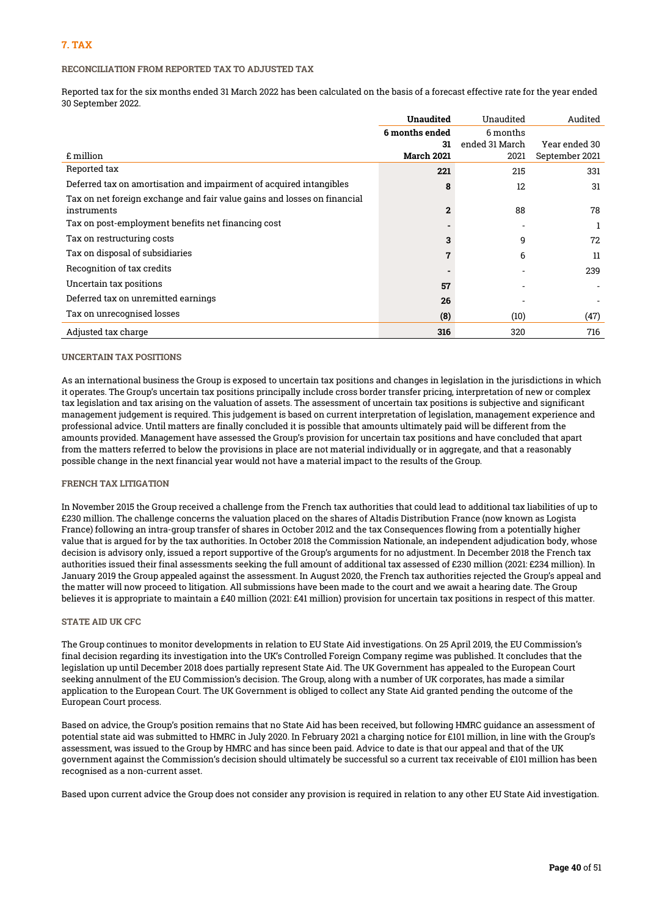## 7. TAX

### RECONCILIATION FROM REPORTED TAX TO ADJUSTED TAX

Reported tax for the six months ended 31 March 2022 has been calculated on the basis of a forecast effective rate for the year ended 30 September 2022.

| £ million | **Unaudited** **6 months ended 31 March 2021** | Unaudited 6 months ended 31 March 2021 | Audited Year ended 30 September 2021 |
|---|---|---|---|
| Reported tax | **221** | 215 | 331 |
| Deferred tax on amortisation and impairment of acquired intangibles | **8** | 12 | 31 |
| Tax on net foreign exchange and fair value gains and losses on financial instruments | **2** | 88 | 78 |
| Tax on post-employment benefits net financing cost | **-** | - | 1 |
| Tax on restructuring costs | **3** | 9 | 72 |
| Tax on disposal of subsidiaries | **7** | 6 | 11 |
| Recognition of tax credits | **-** | - | 239 |
| Uncertain tax positions | **57** | - | - |
| Deferred tax on unremitted earnings | **26** | - | - |
| Tax on unrecognised losses | **(8)** | (10) | (47) |
| Adjusted tax charge | **316** | 320 | 716 |

### UNCERTAIN TAX POSITIONS

As an international business the Group is exposed to uncertain tax positions and changes in legislation in the jurisdictions in which it operates. The Group's uncertain tax positions principally include cross border transfer pricing, interpretation of new or complex tax legislation and tax arising on the valuation of assets. The assessment of uncertain tax positions is subjective and significant management judgement is required. This judgement is based on current interpretation of legislation, management experience and professional advice. Until matters are finally concluded it is possible that amounts ultimately paid will be different from the amounts provided. Management have assessed the Group's provision for uncertain tax positions and have concluded that apart from the matters referred to below the provisions in place are not material individually or in aggregate, and that a reasonably possible change in the next financial year would not have a material impact to the results of the Group.

### FRENCH TAX LITIGATION

In November 2015 the Group received a challenge from the French tax authorities that could lead to additional tax liabilities of up to £230 million. The challenge concerns the valuation placed on the shares of Altadis Distribution France (now known as Logista France) following an intra-group transfer of shares in October 2012 and the tax Consequences flowing from a potentially higher value that is argued for by the tax authorities. In October 2018 the Commission Nationale, an independent adjudication body, whose decision is advisory only, issued a report supportive of the Group's arguments for no adjustment. In December 2018 the French tax authorities issued their final assessments seeking the full amount of additional tax assessed of £230 million (2021: £234 million). In January 2019 the Group appealed against the assessment. In August 2020, the French tax authorities rejected the Group's appeal and the matter will now proceed to litigation. All submissions have been made to the court and we await a hearing date. The Group believes it is appropriate to maintain a £40 million (2021: £41 million) provision for uncertain tax positions in respect of this matter.

### STATE AID UK CFC

The Group continues to monitor developments in relation to EU State Aid investigations. On 25 April 2019, the EU Commission's final decision regarding its investigation into the UK's Controlled Foreign Company regime was published. It concludes that the legislation up until December 2018 does partially represent State Aid. The UK Government has appealed to the European Court seeking annulment of the EU Commission's decision. The Group, along with a number of UK corporates, has made a similar application to the European Court. The UK Government is obliged to collect any State Aid granted pending the outcome of the European Court process.

Based on advice, the Group's position remains that no State Aid has been received, but following HMRC guidance an assessment of potential state aid was submitted to HMRC in July 2020. In February 2021 a charging notice for £101 million, in line with the Group's assessment, was issued to the Group by HMRC and has since been paid. Advice to date is that our appeal and that of the UK government against the Commission's decision should ultimately be successful so a current tax receivable of £101 million has been recognised as a non-current asset.

Based upon current advice the Group does not consider any provision is required in relation to any other EU State Aid investigation.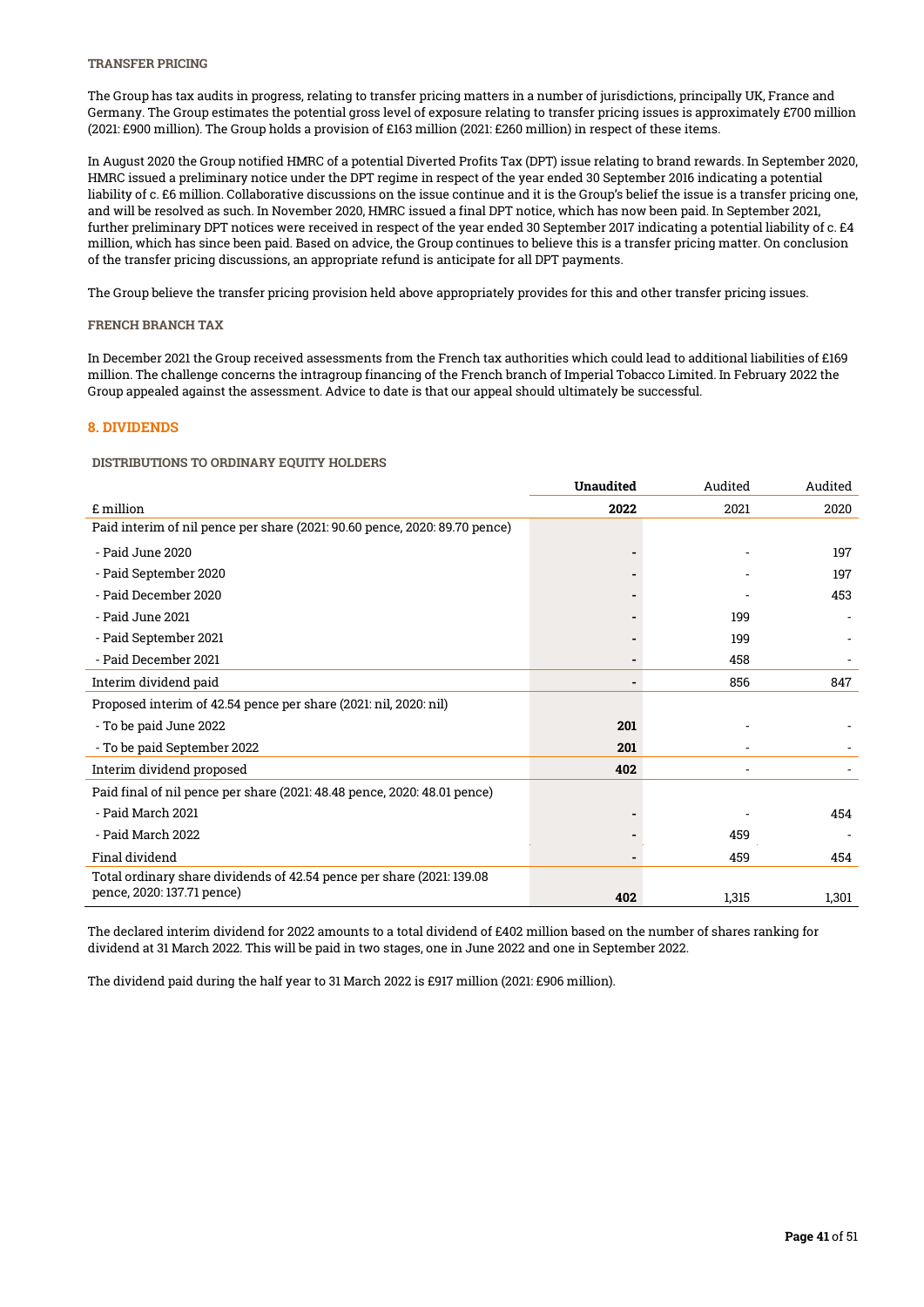### TRANSFER PRICING

The Group has tax audits in progress, relating to transfer pricing matters in a number of jurisdictions, principally UK, France and Germany. The Group estimates the potential gross level of exposure relating to transfer pricing issues is approximately £700 million (2021: £900 million). The Group holds a provision of £163 million (2021: £260 million) in respect of these items.

In August 2020 the Group notified HMRC of a potential Diverted Profits Tax (DPT) issue relating to brand rewards. In September 2020, HMRC issued a preliminary notice under the DPT regime in respect of the year ended 30 September 2016 indicating a potential liability of c. £6 million. Collaborative discussions on the issue continue and it is the Group's belief the issue is a transfer pricing one, and will be resolved as such. In November 2020, HMRC issued a final DPT notice, which has now been paid. In September 2021, further preliminary DPT notices were received in respect of the year ended 30 September 2017 indicating a potential liability of c. £4 million, which has since been paid. Based on advice, the Group continues to believe this is a transfer pricing matter. On conclusion of the transfer pricing discussions, an appropriate refund is anticipate for all DPT payments.

The Group believe the transfer pricing provision held above appropriately provides for this and other transfer pricing issues.

### FRENCH BRANCH TAX

In December 2021 the Group received assessments from the French tax authorities which could lead to additional liabilities of £169 million. The challenge concerns the intragroup financing of the French branch of Imperial Tobacco Limited. In February 2022 the Group appealed against the assessment. Advice to date is that our appeal should ultimately be successful.

## 8. DIVIDENDS

### DISTRIBUTIONS TO ORDINARY EQUITY HOLDERS

| | **Unaudited** | Audited | Audited |
|---|---|---|---|
| £ million | **2022** | 2021 | 2020 |
| Paid interim of nil pence per share (2021: 90.60 pence, 2020: 89.70 pence) | | | |
| - Paid June 2020 | **-** | - | 197 |
| - Paid September 2020 | **-** | - | 197 |
| - Paid December 2020 | **-** | - | 453 |
| - Paid June 2021 | **-** | 199 | - |
| - Paid September 2021 | **-** | 199 | - |
| - Paid December 2021 | **-** | 458 | - |
| Interim dividend paid | **-** | 856 | 847 |
| Proposed interim of 42.54 pence per share (2021: nil, 2020: nil) | | | |
| - To be paid June 2022 | **201** | - | - |
| - To be paid September 2022 | **201** | - | - |
| Interim dividend proposed | **402** | - | - |
| Paid final of nil pence per share (2021: 48.48 pence, 2020: 48.01 pence) | | | |
| - Paid March 2021 | **-** | - | 454 |
| - Paid March 2022 | **-** | 459 | - |
| Final dividend | **-** | 459 | 454 |
| Total ordinary share dividends of 42.54 pence per share (2021: 139.08 pence, 2020: 137.71 pence) | **402** | 1,315 | 1,301 |

The declared interim dividend for 2022 amounts to a total dividend of £402 million based on the number of shares ranking for dividend at 31 March 2022. This will be paid in two stages, one in June 2022 and one in September 2022.

The dividend paid during the half year to 31 March 2022 is £917 million (2021: £906 million).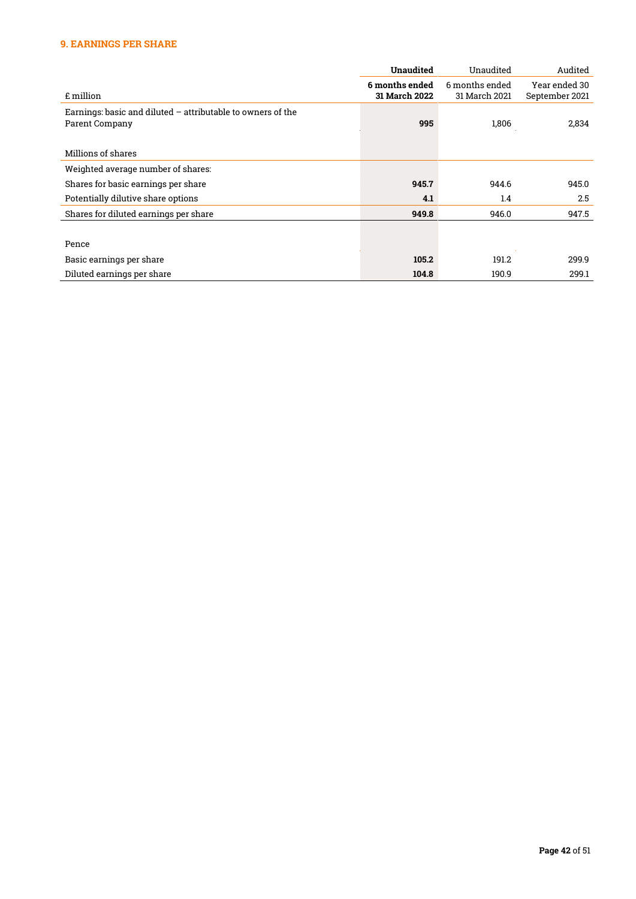### 9. EARNINGS PER SHARE

| £ million | **Unaudited** **6 months ended 31 March 2022** | Unaudited 6 months ended 31 March 2021 | Audited Year ended 30 September 2021 |
|---|---|---|---|
| Earnings: basic and diluted – attributable to owners of the Parent Company | **995** | 1,806 | 2,834 |
| Millions of shares | | | |
| Weighted average number of shares: | | | |
| Shares for basic earnings per share | **945.7** | 944.6 | 945.0 |
| Potentially dilutive share options | **4.1** | 1.4 | 2.5 |
| Shares for diluted earnings per share | **949.8** | 946.0 | 947.5 |
| Pence | | | |
| Basic earnings per share | **105.2** | 191.2 | 299.9 |
| Diluted earnings per share | **104.8** | 190.9 | 299.1 |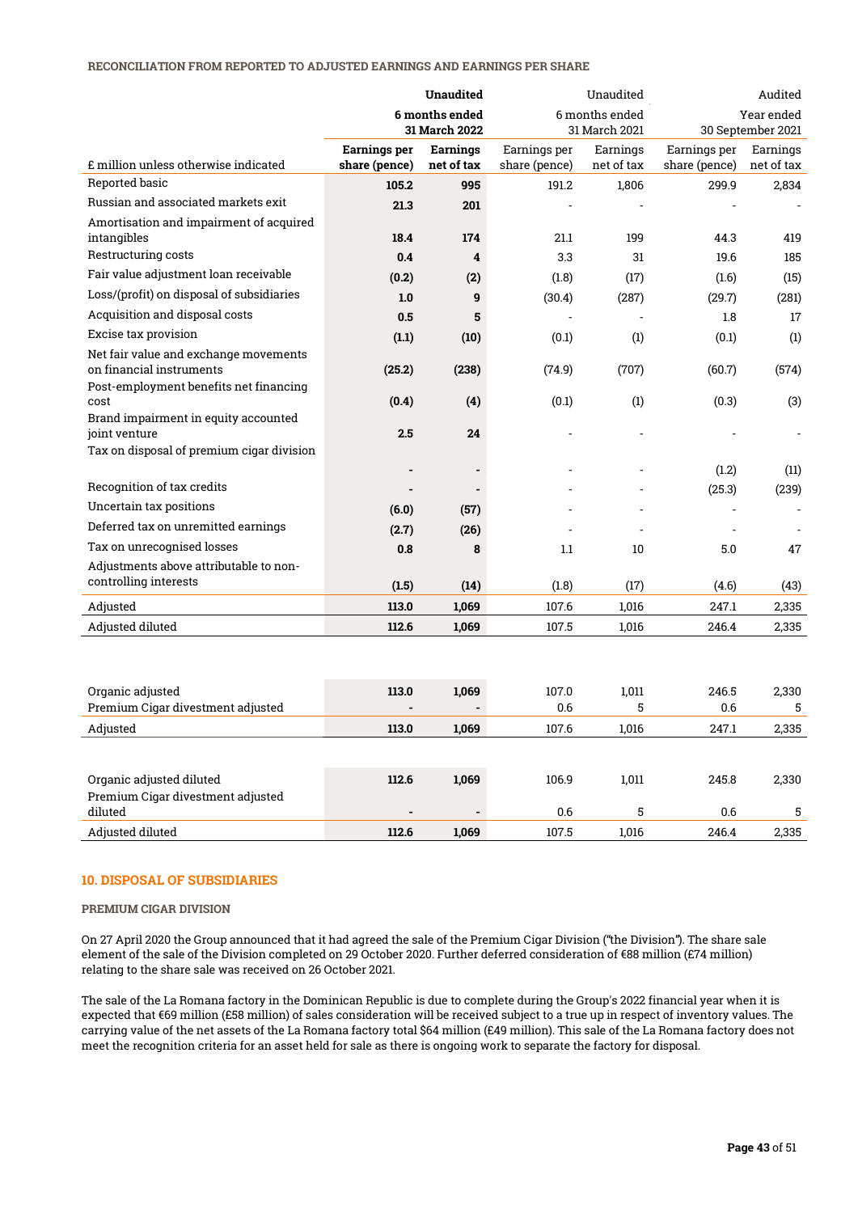#### RECONCILIATION FROM REPORTED TO ADJUSTED EARNINGS AND EARNINGS PER SHARE

| £ million unless otherwise indicated | **Unaudited 6 months ended 31 March 2022** | | Unaudited 6 months ended 31 March 2021 | | Audited Year ended 30 September 2021 | |
|---|---|---|---|---|---|---|
| | **Earnings per share (pence)** | **Earnings net of tax** | Earnings per share (pence) | Earnings net of tax | Earnings per share (pence) | Earnings net of tax |
| Reported basic | **105.2** | **995** | 191.2 | 1,806 | 299.9 | 2,834 |
| Russian and associated markets exit | **21.3** | **201** | - | - | - | - |
| Amortisation and impairment of acquired intangibles | **18.4** | **174** | 21.1 | 199 | 44.3 | 419 |
| Restructuring costs | **0.4** | **4** | 3.3 | 31 | 19.6 | 185 |
| Fair value adjustment loan receivable | **(0.2)** | **(2)** | (1.8) | (17) | (1.6) | (15) |
| Loss/(profit) on disposal of subsidiaries | **1.0** | **9** | (30.4) | (287) | (29.7) | (281) |
| Acquisition and disposal costs | **0.5** | **5** | - | - | 1.8 | 17 |
| Excise tax provision | **(1.1)** | **(10)** | (0.1) | (1) | (0.1) | (1) |
| Net fair value and exchange movements on financial instruments | **(25.2)** | **(238)** | (74.9) | (707) | (60.7) | (574) |
| Post-employment benefits net financing cost | **(0.4)** | **(4)** | (0.1) | (1) | (0.3) | (3) |
| Brand impairment in equity accounted joint venture | **2.5** | **24** | - | - | - | - |
| Tax on disposal of premium cigar division | **-** | **-** | - | - | (1.2) | (11) |
| Recognition of tax credits | **-** | **-** | - | - | (25.3) | (239) |
| Uncertain tax positions | **(6.0)** | **(57)** | - | - | - | - |
| Deferred tax on unremitted earnings | **(2.7)** | **(26)** | - | - | - | - |
| Tax on unrecognised losses | **0.8** | **8** | 1.1 | 10 | 5.0 | 47 |
| Adjustments above attributable to non-controlling interests | **(1.5)** | **(14)** | (1.8) | (17) | (4.6) | (43) |
| Adjusted | **113.0** | **1,069** | 107.6 | 1,016 | 247.1 | 2,335 |
| Adjusted diluted | **112.6** | **1,069** | 107.5 | 1,016 | 246.4 | 2,335 |

| | | | | | | |
|---|---|---|---|---|---|---|
| Organic adjusted | **113.0** | **1,069** | 107.0 | 1,011 | 246.5 | 2,330 |
| Premium Cigar divestment adjusted | **-** | **-** | 0.6 | 5 | 0.6 | 5 |
| Adjusted | **113.0** | **1,069** | 107.6 | 1,016 | 247.1 | 2,335 |

| | | | | | | |
|---|---|---|---|---|---|---|
| Organic adjusted diluted | **112.6** | **1,069** | 106.9 | 1,011 | 245.8 | 2,330 |
| Premium Cigar divestment adjusted diluted | **-** | **-** | 0.6 | 5 | 0.6 | 5 |
| Adjusted diluted | **112.6** | **1,069** | 107.5 | 1,016 | 246.4 | 2,335 |

## 10. DISPOSAL OF SUBSIDIARIES

#### PREMIUM CIGAR DIVISION

On 27 April 2020 the Group announced that it had agreed the sale of the Premium Cigar Division ("the Division"). The share sale element of the sale of the Division completed on 29 October 2020. Further deferred consideration of €88 million (£74 million) relating to the share sale was received on 26 October 2021.

The sale of the La Romana factory in the Dominican Republic is due to complete during the Group's 2022 financial year when it is expected that €69 million (£58 million) of sales consideration will be received subject to a true up in respect of inventory values. The carrying value of the net assets of the La Romana factory total $64 million (£49 million). This sale of the La Romana factory does not meet the recognition criteria for an asset held for sale as there is ongoing work to separate the factory for disposal.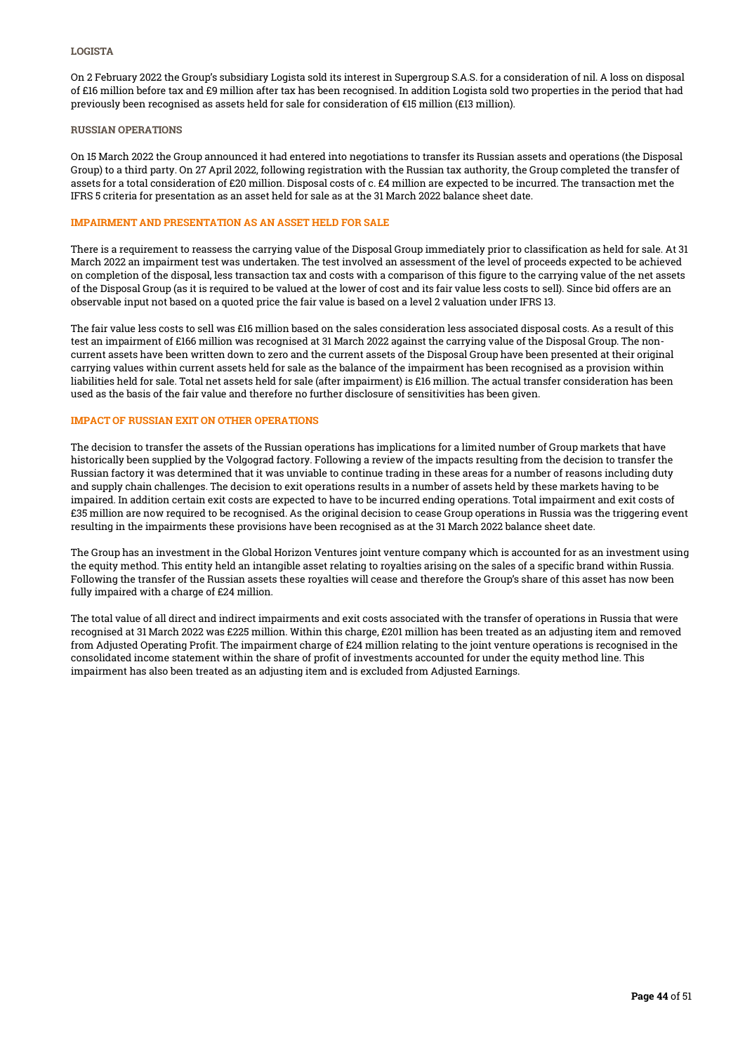### LOGISTA

On 2 February 2022 the Group's subsidiary Logista sold its interest in Supergroup S.A.S. for a consideration of nil. A loss on disposal of £16 million before tax and £9 million after tax has been recognised. In addition Logista sold two properties in the period that had previously been recognised as assets held for sale for consideration of €15 million (£13 million).

### RUSSIAN OPERATIONS

On 15 March 2022 the Group announced it had entered into negotiations to transfer its Russian assets and operations (the Disposal Group) to a third party. On 27 April 2022, following registration with the Russian tax authority, the Group completed the transfer of assets for a total consideration of £20 million. Disposal costs of c. £4 million are expected to be incurred. The transaction met the IFRS 5 criteria for presentation as an asset held for sale as at the 31 March 2022 balance sheet date.

### IMPAIRMENT AND PRESENTATION AS AN ASSET HELD FOR SALE

There is a requirement to reassess the carrying value of the Disposal Group immediately prior to classification as held for sale. At 31 March 2022 an impairment test was undertaken. The test involved an assessment of the level of proceeds expected to be achieved on completion of the disposal, less transaction tax and costs with a comparison of this figure to the carrying value of the net assets of the Disposal Group (as it is required to be valued at the lower of cost and its fair value less costs to sell). Since bid offers are an observable input not based on a quoted price the fair value is based on a level 2 valuation under IFRS 13.

The fair value less costs to sell was £16 million based on the sales consideration less associated disposal costs. As a result of this test an impairment of £166 million was recognised at 31 March 2022 against the carrying value of the Disposal Group. The non-current assets have been written down to zero and the current assets of the Disposal Group have been presented at their original carrying values within current assets held for sale as the balance of the impairment has been recognised as a provision within liabilities held for sale. Total net assets held for sale (after impairment) is £16 million. The actual transfer consideration has been used as the basis of the fair value and therefore no further disclosure of sensitivities has been given.

### IMPACT OF RUSSIAN EXIT ON OTHER OPERATIONS

The decision to transfer the assets of the Russian operations has implications for a limited number of Group markets that have historically been supplied by the Volgograd factory. Following a review of the impacts resulting from the decision to transfer the Russian factory it was determined that it was unviable to continue trading in these areas for a number of reasons including duty and supply chain challenges. The decision to exit operations results in a number of assets held by these markets having to be impaired. In addition certain exit costs are expected to have to be incurred ending operations. Total impairment and exit costs of £35 million are now required to be recognised. As the original decision to cease Group operations in Russia was the triggering event resulting in the impairments these provisions have been recognised as at the 31 March 2022 balance sheet date.

The Group has an investment in the Global Horizon Ventures joint venture company which is accounted for as an investment using the equity method. This entity held an intangible asset relating to royalties arising on the sales of a specific brand within Russia. Following the transfer of the Russian assets these royalties will cease and therefore the Group's share of this asset has now been fully impaired with a charge of £24 million.

The total value of all direct and indirect impairments and exit costs associated with the transfer of operations in Russia that were recognised at 31 March 2022 was £225 million. Within this charge, £201 million has been treated as an adjusting item and removed from Adjusted Operating Profit. The impairment charge of £24 million relating to the joint venture operations is recognised in the consolidated income statement within the share of profit of investments accounted for under the equity method line. This impairment has also been treated as an adjusting item and is excluded from Adjusted Earnings.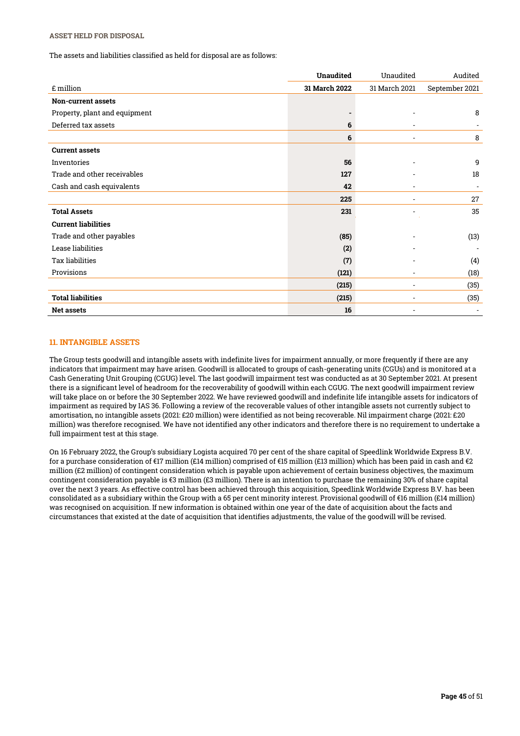### ASSET HELD FOR DISPOSAL

The assets and liabilities classified as held for disposal are as follows:

| | **Unaudited** | Unaudited | Audited |
|---|---|---|---|
| £ million | **31 March 2022** | 31 March 2021 | September 2021 |
| **Non-current assets** | | | |
| Property, plant and equipment | **-** | - | 8 |
| Deferred tax assets | **6** | - | - |
| | **6** | - | 8 |
| **Current assets** | | | |
| Inventories | **56** | - | 9 |
| Trade and other receivables | **127** | - | 18 |
| Cash and cash equivalents | **42** | - | - |
| | **225** | - | 27 |
| **Total Assets** | **231** | - | 35 |
| **Current liabilities** | | | |
| Trade and other payables | **(85)** | - | (13) |
| Lease liabilities | **(2)** | - | - |
| Tax liabilities | **(7)** | - | (4) |
| Provisions | **(121)** | - | (18) |
| | **(215)** | - | (35) |
| **Total liabilities** | **(215)** | - | (35) |
| **Net assets** | **16** | - | - |

## 11. INTANGIBLE ASSETS

The Group tests goodwill and intangible assets with indefinite lives for impairment annually, or more frequently if there are any indicators that impairment may have arisen. Goodwill is allocated to groups of cash-generating units (CGUs) and is monitored at a Cash Generating Unit Grouping (CGUG) level. The last goodwill impairment test was conducted as at 30 September 2021. At present there is a significant level of headroom for the recoverability of goodwill within each CGUG. The next goodwill impairment review will take place on or before the 30 September 2022. We have reviewed goodwill and indefinite life intangible assets for indicators of impairment as required by IAS 36. Following a review of the recoverable values of other intangible assets not currently subject to amortisation, no intangible assets (2021: £20 million) were identified as not being recoverable. Nil impairment charge (2021: £20 million) was therefore recognised. We have not identified any other indicators and therefore there is no requirement to undertake a full impairment test at this stage.

On 16 February 2022, the Group's subsidiary Logista acquired 70 per cent of the share capital of Speedlink Worldwide Express B.V. for a purchase consideration of €17 million (£14 million) comprised of €15 million (£13 million) which has been paid in cash and €2 million (£2 million) of contingent consideration which is payable upon achievement of certain business objectives, the maximum contingent consideration payable is €3 million (£3 million). There is an intention to purchase the remaining 30% of share capital over the next 3 years. As effective control has been achieved through this acquisition, Speedlink Worldwide Express B.V. has been consolidated as a subsidiary within the Group with a 65 per cent minority interest. Provisional goodwill of €16 million (£14 million) was recognised on acquisition. If new information is obtained within one year of the date of acquisition about the facts and circumstances that existed at the date of acquisition that identifies adjustments, the value of the goodwill will be revised.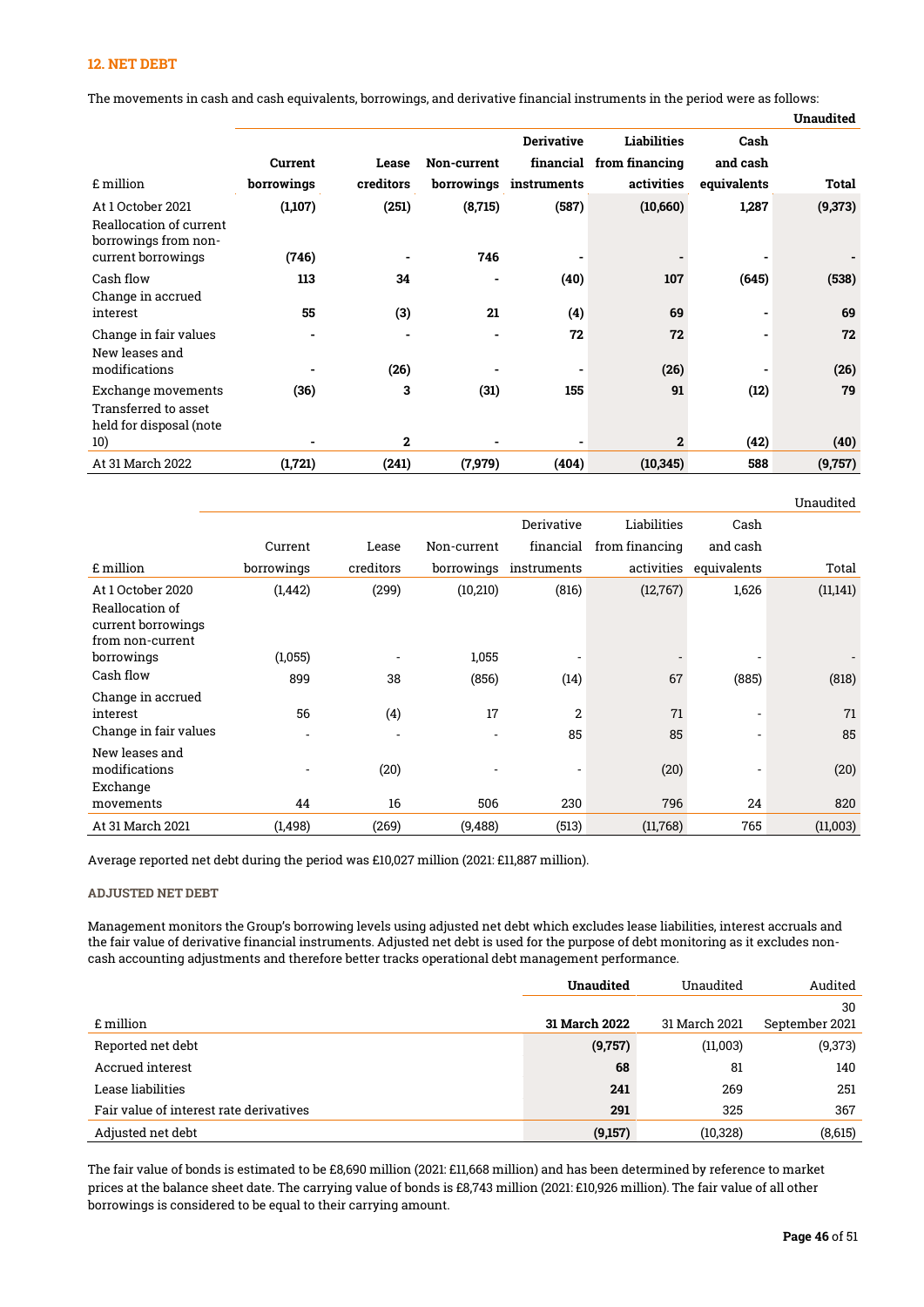## 12. NET DEBT

The movements in cash and cash equivalents, borrowings, and derivative financial instruments in the period were as follows:

| £ million | Current borrowings | Lease creditors | Non-current borrowings | Derivative financial instruments | Liabilities from financing activities | Cash and cash equivalents | Total |
|---|---|---|---|---|---|---|---|
| | | | | | | | **Unaudited** |
| At 1 October 2021 | **(1,107)** | **(251)** | **(8,715)** | **(587)** | **(10,660)** | **1,287** | **(9,373)** |
| Reallocation of current borrowings from non-current borrowings | **(746)** | **-** | **746** | **-** | **-** | **-** | **-** |
| Cash flow | **113** | **34** | **-** | **(40)** | **107** | **(645)** | **(538)** |
| Change in accrued interest | **55** | **(3)** | **21** | **(4)** | **69** | **-** | **69** |
| Change in fair values | **-** | **-** | **-** | **72** | **72** | **-** | **72** |
| New leases and modifications | **-** | **(26)** | **-** | **-** | **(26)** | **-** | **(26)** |
| Exchange movements | **(36)** | **3** | **(31)** | **155** | **91** | **(12)** | **79** |
| Transferred to asset held for disposal (note 10) | **-** | **2** | **-** | **-** | **2** | **(42)** | **(40)** |
| At 31 March 2022 | **(1,721)** | **(241)** | **(7,979)** | **(404)** | **(10,345)** | **588** | **(9,757)** |

| £ million | Current borrowings | Lease creditors | Non-current borrowings | Derivative financial instruments | Liabilities from financing activities | Cash and cash equivalents | Total |
|---|---|---|---|---|---|---|---|
| | | | | | | | Unaudited |
| At 1 October 2020 | (1,442) | (299) | (10,210) | (816) | (12,767) | 1,626 | (11,141) |
| Reallocation of current borrowings from non-current borrowings | (1,055) | - | 1,055 | - | - | - | - |
| Cash flow | 899 | 38 | (856) | (14) | 67 | (885) | (818) |
| Change in accrued interest | 56 | (4) | 17 | 2 | 71 | - | 71 |
| Change in fair values | - | - | - | 85 | 85 | - | 85 |
| New leases and modifications | - | (20) | - | - | (20) | - | (20) |
| Exchange movements | 44 | 16 | 506 | 230 | 796 | 24 | 820 |
| At 31 March 2021 | (1,498) | (269) | (9,488) | (513) | (11,768) | 765 | (11,003) |

Average reported net debt during the period was £10,027 million (2021: £11,887 million).

### ADJUSTED NET DEBT

Management monitors the Group's borrowing levels using adjusted net debt which excludes lease liabilities, interest accruals and the fair value of derivative financial instruments. Adjusted net debt is used for the purpose of debt monitoring as it excludes non-cash accounting adjustments and therefore better tracks operational debt management performance.

| £ million | **Unaudited** **31 March 2022** | Unaudited 31 March 2021 | Audited 30 September 2021 |
|---|---|---|---|
| Reported net debt | **(9,757)** | (11,003) | (9,373) |
| Accrued interest | **68** | 81 | 140 |
| Lease liabilities | **241** | 269 | 251 |
| Fair value of interest rate derivatives | **291** | 325 | 367 |
| Adjusted net debt | **(9,157)** | (10,328) | (8,615) |

The fair value of bonds is estimated to be £8,690 million (2021: £11,668 million) and has been determined by reference to market prices at the balance sheet date. The carrying value of bonds is £8,743 million (2021: £10,926 million). The fair value of all other borrowings is considered to be equal to their carrying amount.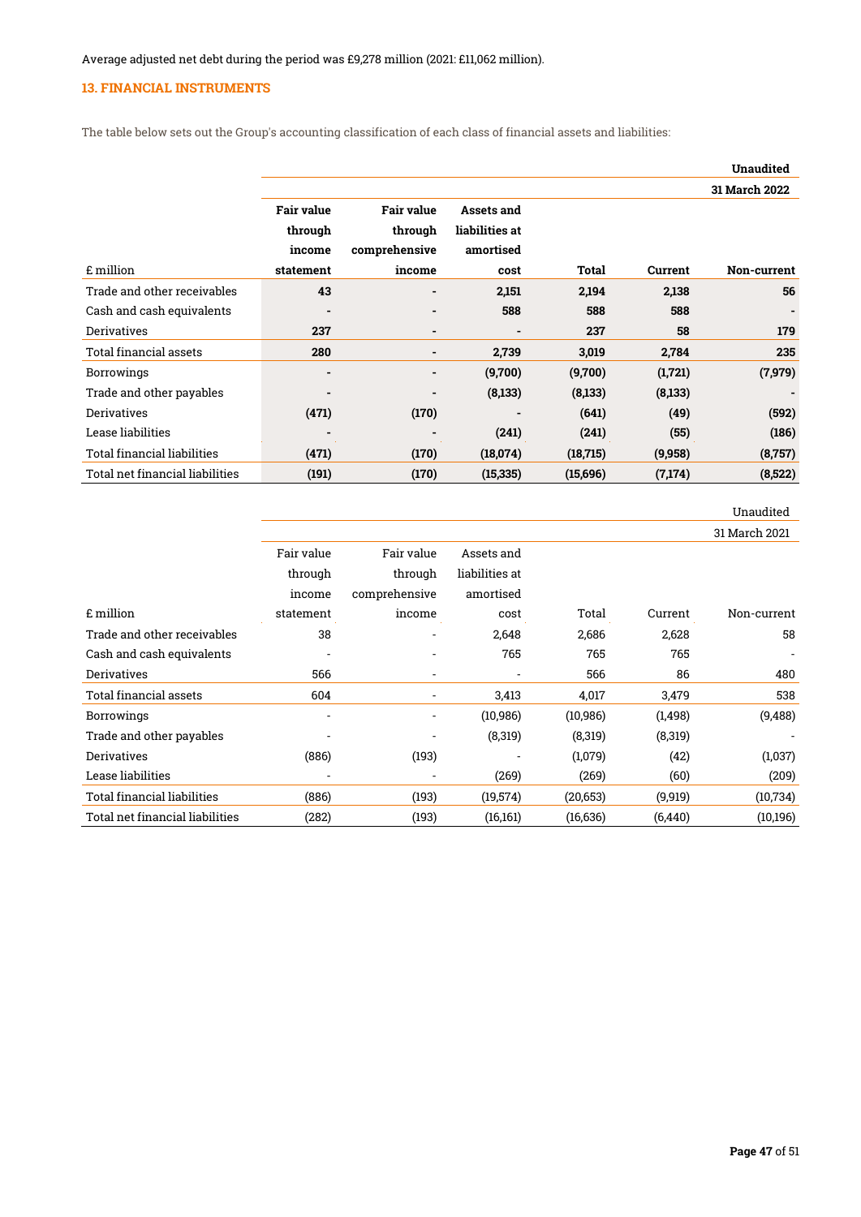Average adjusted net debt during the period was £9,278 million (2021: £11,062 million).

## 13. FINANCIAL INSTRUMENTS

The table below sets out the Group's accounting classification of each class of financial assets and liabilities:

| | | | | | | **Unaudited** |
|---|---|---|---|---|---|---|
| | | | | | | **31 March 2022** |
| **£ million** | **Fair value through income statement** | **Fair value through comprehensive income** | **Assets and liabilities at amortised cost** | **Total** | **Current** | **Non-current** |
| Trade and other receivables | **43** | **-** | **2,151** | **2,194** | **2,138** | **56** |
| Cash and cash equivalents | **-** | **-** | **588** | **588** | **588** | **-** |
| Derivatives | **237** | **-** | **-** | **237** | **58** | **179** |
| Total financial assets | **280** | **-** | **2,739** | **3,019** | **2,784** | **235** |
| Borrowings | **-** | **-** | **(9,700)** | **(9,700)** | **(1,721)** | **(7,979)** |
| Trade and other payables | **-** | **-** | **(8,133)** | **(8,133)** | **(8,133)** | **-** |
| Derivatives | **(471)** | **(170)** | **-** | **(641)** | **(49)** | **(592)** |
| Lease liabilities | **-** | **-** | **(241)** | **(241)** | **(55)** | **(186)** |
| Total financial liabilities | **(471)** | **(170)** | **(18,074)** | **(18,715)** | **(9,958)** | **(8,757)** |
| Total net financial liabilities | **(191)** | **(170)** | **(15,335)** | **(15,696)** | **(7,174)** | **(8,522)** |

| | | | | | | Unaudited |
|---|---|---|---|---|---|---|
| | | | | | | 31 March 2021 |
| £ million | Fair value through income statement | Fair value through comprehensive income | Assets and liabilities at amortised cost | Total | Current | Non-current |
| Trade and other receivables | 38 | - | 2,648 | 2,686 | 2,628 | 58 |
| Cash and cash equivalents | - | - | 765 | 765 | 765 | - |
| Derivatives | 566 | - | - | 566 | 86 | 480 |
| Total financial assets | 604 | - | 3,413 | 4,017 | 3,479 | 538 |
| Borrowings | - | - | (10,986) | (10,986) | (1,498) | (9,488) |
| Trade and other payables | - | - | (8,319) | (8,319) | (8,319) | - |
| Derivatives | (886) | (193) | - | (1,079) | (42) | (1,037) |
| Lease liabilities | - | - | (269) | (269) | (60) | (209) |
| Total financial liabilities | (886) | (193) | (19,574) | (20,653) | (9,919) | (10,734) |
| Total net financial liabilities | (282) | (193) | (16,161) | (16,636) | (6,440) | (10,196) |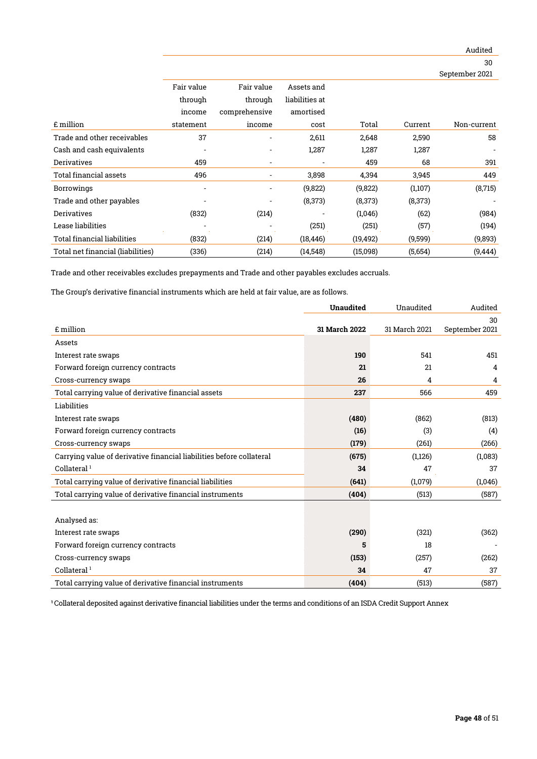| £ million | Fair value through income statement | Fair value through comprehensive income | Assets and liabilities at amortised cost | Total | Current | Audited 30 September 2021 Non-current |
|---|---|---|---|---|---|---|
| Trade and other receivables | 37 | - | 2,611 | 2,648 | 2,590 | 58 |
| Cash and cash equivalents | - | - | 1,287 | 1,287 | 1,287 | - |
| Derivatives | 459 | - | - | 459 | 68 | 391 |
| Total financial assets | 496 | - | 3,898 | 4,394 | 3,945 | 449 |
| Borrowings | - | - | (9,822) | (9,822) | (1,107) | (8,715) |
| Trade and other payables | - | - | (8,373) | (8,373) | (8,373) | - |
| Derivatives | (832) | (214) | - | (1,046) | (62) | (984) |
| Lease liabilities | - | - | (251) | (251) | (57) | (194) |
| Total financial liabilities | (832) | (214) | (18,446) | (19,492) | (9,599) | (9,893) |
| Total net financial (liabilities) | (336) | (214) | (14,548) | (15,098) | (5,654) | (9,444) |

Trade and other receivables excludes prepayments and Trade and other payables excludes accruals.

The Group's derivative financial instruments which are held at fair value, are as follows.

| £ million | Unaudited 31 March 2022 | Unaudited 31 March 2021 | Audited 30 September 2021 |
|---|---|---|---|
| Assets | | | |
| Interest rate swaps | **190** | 541 | 451 |
| Forward foreign currency contracts | **21** | 21 | 4 |
| Cross-currency swaps | **26** | 4 | 4 |
| Total carrying value of derivative financial assets | **237** | 566 | 459 |
| Liabilities | | | |
| Interest rate swaps | **(480)** | (862) | (813) |
| Forward foreign currency contracts | **(16)** | (3) | (4) |
| Cross-currency swaps | **(179)** | (261) | (266) |
| Carrying value of derivative financial liabilities before collateral | **(675)** | (1,126) | (1,083) |
| Collateral [1] | **34** | 47 | 37 |
| Total carrying value of derivative financial liabilities | **(641)** | (1,079) | (1,046) |
| Total carrying value of derivative financial instruments | **(404)** | (513) | (587) |
| | | | |
| Analysed as: | | | |
| Interest rate swaps | **(290)** | (321) | (362) |
| Forward foreign currency contracts | **5** | 18 | - |
| Cross-currency swaps | **(153)** | (257) | (262) |
| Collateral [1] | **34** | 47 | 37 |
| Total carrying value of derivative financial instruments | **(404)** | (513) | (587) |

[1] Collateral deposited against derivative financial liabilities under the terms and conditions of an ISDA Credit Support Annex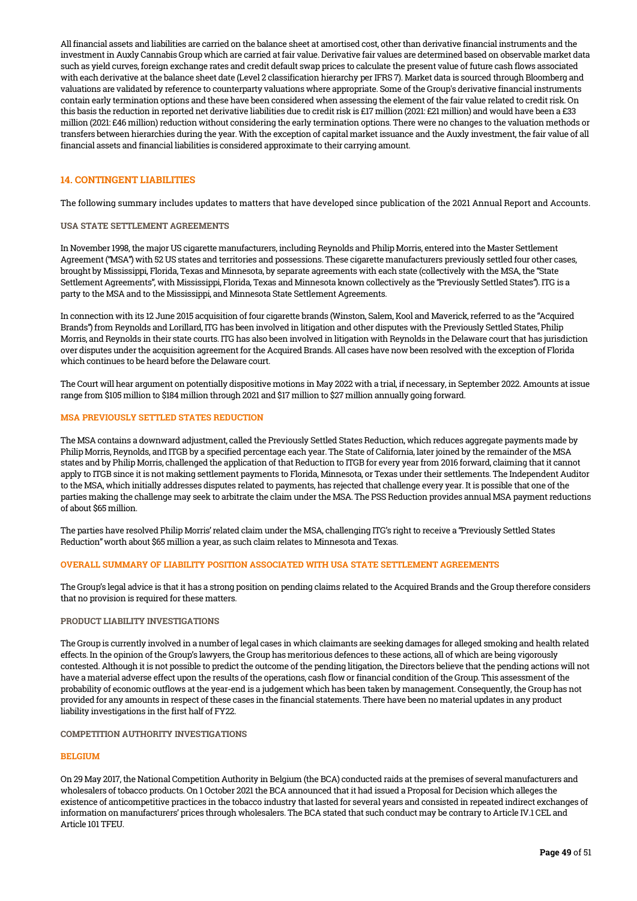All financial assets and liabilities are carried on the balance sheet at amortised cost, other than derivative financial instruments and the investment in Auxly Cannabis Group which are carried at fair value. Derivative fair values are determined based on observable market data such as yield curves, foreign exchange rates and credit default swap prices to calculate the present value of future cash flows associated with each derivative at the balance sheet date (Level 2 classification hierarchy per IFRS 7). Market data is sourced through Bloomberg and valuations are validated by reference to counterparty valuations where appropriate. Some of the Group's derivative financial instruments contain early termination options and these have been considered when assessing the element of the fair value related to credit risk. On this basis the reduction in reported net derivative liabilities due to credit risk is £17 million (2021: £21 million) and would have been a £33 million (2021: £46 million) reduction without considering the early termination options. There were no changes to the valuation methods or transfers between hierarchies during the year. With the exception of capital market issuance and the Auxly investment, the fair value of all financial assets and financial liabilities is considered approximate to their carrying amount.

## 14. CONTINGENT LIABILITIES

The following summary includes updates to matters that have developed since publication of the 2021 Annual Report and Accounts.

### USA STATE SETTLEMENT AGREEMENTS

In November 1998, the major US cigarette manufacturers, including Reynolds and Philip Morris, entered into the Master Settlement Agreement ("MSA") with 52 US states and territories and possessions. These cigarette manufacturers previously settled four other cases, brought by Mississippi, Florida, Texas and Minnesota, by separate agreements with each state (collectively with the MSA, the "State Settlement Agreements", with Mississippi, Florida, Texas and Minnesota known collectively as the "Previously Settled States"). ITG is a party to the MSA and to the Mississippi, and Minnesota State Settlement Agreements.

In connection with its 12 June 2015 acquisition of four cigarette brands (Winston, Salem, Kool and Maverick, referred to as the "Acquired Brands") from Reynolds and Lorillard, ITG has been involved in litigation and other disputes with the Previously Settled States, Philip Morris, and Reynolds in their state courts. ITG has also been involved in litigation with Reynolds in the Delaware court that has jurisdiction over disputes under the acquisition agreement for the Acquired Brands. All cases have now been resolved with the exception of Florida which continues to be heard before the Delaware court.

The Court will hear argument on potentially dispositive motions in May 2022 with a trial, if necessary, in September 2022. Amounts at issue range from $105 million to $184 million through 2021 and $17 million to $27 million annually going forward.

### MSA PREVIOUSLY SETTLED STATES REDUCTION

The MSA contains a downward adjustment, called the Previously Settled States Reduction, which reduces aggregate payments made by Philip Morris, Reynolds, and ITGB by a specified percentage each year. The State of California, later joined by the remainder of the MSA states and by Philip Morris, challenged the application of that Reduction to ITGB for every year from 2016 forward, claiming that it cannot apply to ITGB since it is not making settlement payments to Florida, Minnesota, or Texas under their settlements. The Independent Auditor to the MSA, which initially addresses disputes related to payments, has rejected that challenge every year. It is possible that one of the parties making the challenge may seek to arbitrate the claim under the MSA. The PSS Reduction provides annual MSA payment reductions of about $65 million.

The parties have resolved Philip Morris' related claim under the MSA, challenging ITG's right to receive a "Previously Settled States Reduction" worth about $65 million a year, as such claim relates to Minnesota and Texas.

### OVERALL SUMMARY OF LIABILITY POSITION ASSOCIATED WITH USA STATE SETTLEMENT AGREEMENTS

The Group's legal advice is that it has a strong position on pending claims related to the Acquired Brands and the Group therefore considers that no provision is required for these matters.

### PRODUCT LIABILITY INVESTIGATIONS

The Group is currently involved in a number of legal cases in which claimants are seeking damages for alleged smoking and health related effects. In the opinion of the Group's lawyers, the Group has meritorious defences to these actions, all of which are being vigorously contested. Although it is not possible to predict the outcome of the pending litigation, the Directors believe that the pending actions will not have a material adverse effect upon the results of the operations, cash flow or financial condition of the Group. This assessment of the probability of economic outflows at the year-end is a judgement which has been taken by management. Consequently, the Group has not provided for any amounts in respect of these cases in the financial statements. There have been no material updates in any product liability investigations in the first half of FY22.

### COMPETITION AUTHORITY INVESTIGATIONS

#### BELGIUM

On 29 May 2017, the National Competition Authority in Belgium (the BCA) conducted raids at the premises of several manufacturers and wholesalers of tobacco products. On 1 October 2021 the BCA announced that it had issued a Proposal for Decision which alleges the existence of anticompetitive practices in the tobacco industry that lasted for several years and consisted in repeated indirect exchanges of information on manufacturers' prices through wholesalers. The BCA stated that such conduct may be contrary to Article IV.1 CEL and Article 101 TFEU.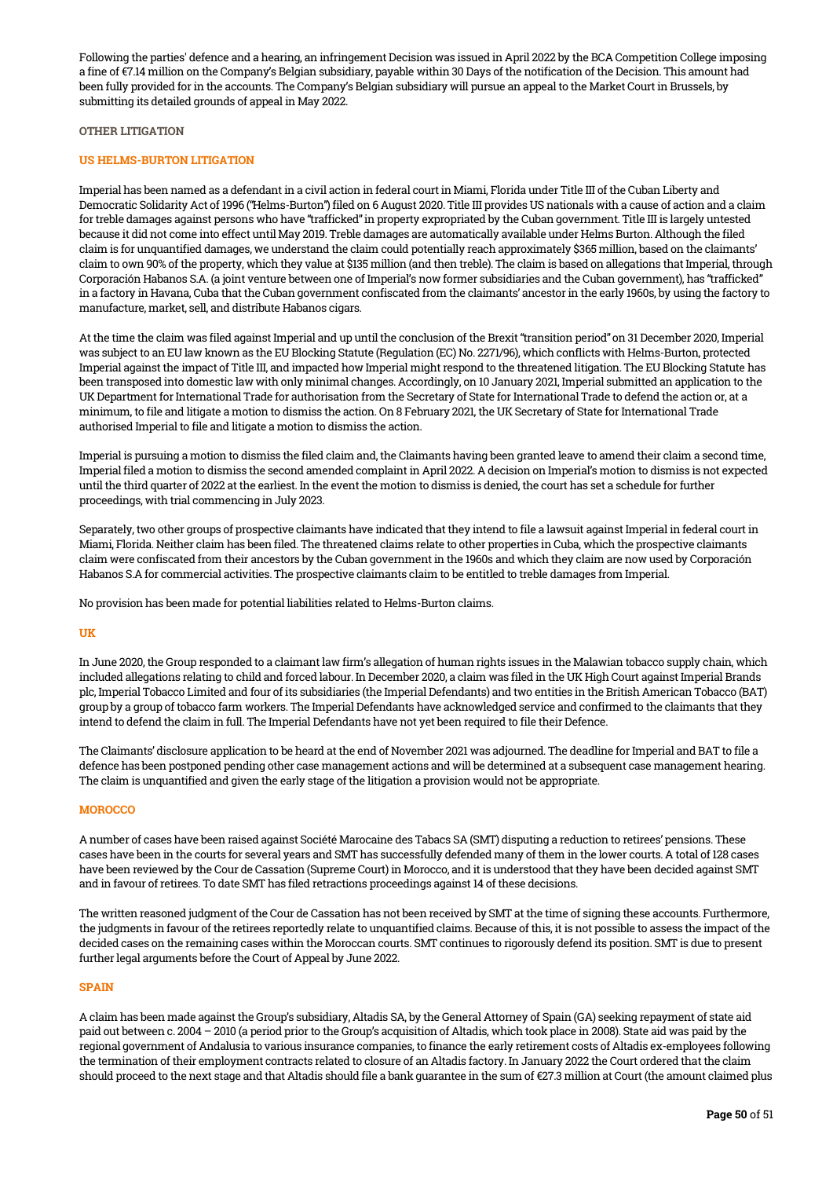Following the parties' defence and a hearing, an infringement Decision was issued in April 2022 by the BCA Competition College imposing a fine of €7.14 million on the Company's Belgian subsidiary, payable within 30 Days of the notification of the Decision. This amount had been fully provided for in the accounts. The Company's Belgian subsidiary will pursue an appeal to the Market Court in Brussels, by submitting its detailed grounds of appeal in May 2022.

## OTHER LITIGATION

### US HELMS-BURTON LITIGATION

Imperial has been named as a defendant in a civil action in federal court in Miami, Florida under Title III of the Cuban Liberty and Democratic Solidarity Act of 1996 ("Helms-Burton") filed on 6 August 2020. Title III provides US nationals with a cause of action and a claim for treble damages against persons who have "trafficked" in property expropriated by the Cuban government. Title III is largely untested because it did not come into effect until May 2019. Treble damages are automatically available under Helms Burton. Although the filed claim is for unquantified damages, we understand the claim could potentially reach approximately $365 million, based on the claimants' claim to own 90% of the property, which they value at $135 million (and then treble). The claim is based on allegations that Imperial, through Corporación Habanos S.A. (a joint venture between one of Imperial's now former subsidiaries and the Cuban government), has "trafficked" in a factory in Havana, Cuba that the Cuban government confiscated from the claimants' ancestor in the early 1960s, by using the factory to manufacture, market, sell, and distribute Habanos cigars.

At the time the claim was filed against Imperial and up until the conclusion of the Brexit "transition period" on 31 December 2020, Imperial was subject to an EU law known as the EU Blocking Statute (Regulation (EC) No. 2271/96), which conflicts with Helms-Burton, protected Imperial against the impact of Title III, and impacted how Imperial might respond to the threatened litigation. The EU Blocking Statute has been transposed into domestic law with only minimal changes. Accordingly, on 10 January 2021, Imperial submitted an application to the UK Department for International Trade for authorisation from the Secretary of State for International Trade to defend the action or, at a minimum, to file and litigate a motion to dismiss the action. On 8 February 2021, the UK Secretary of State for International Trade authorised Imperial to file and litigate a motion to dismiss the action.

Imperial is pursuing a motion to dismiss the filed claim and, the Claimants having been granted leave to amend their claim a second time, Imperial filed a motion to dismiss the second amended complaint in April 2022. A decision on Imperial's motion to dismiss is not expected until the third quarter of 2022 at the earliest. In the event the motion to dismiss is denied, the court has set a schedule for further proceedings, with trial commencing in July 2023.

Separately, two other groups of prospective claimants have indicated that they intend to file a lawsuit against Imperial in federal court in Miami, Florida. Neither claim has been filed. The threatened claims relate to other properties in Cuba, which the prospective claimants claim were confiscated from their ancestors by the Cuban government in the 1960s and which they claim are now used by Corporación Habanos S.A for commercial activities. The prospective claimants claim to be entitled to treble damages from Imperial.

No provision has been made for potential liabilities related to Helms-Burton claims.

### UK

In June 2020, the Group responded to a claimant law firm's allegation of human rights issues in the Malawian tobacco supply chain, which included allegations relating to child and forced labour. In December 2020, a claim was filed in the UK High Court against Imperial Brands plc, Imperial Tobacco Limited and four of its subsidiaries (the Imperial Defendants) and two entities in the British American Tobacco (BAT) group by a group of tobacco farm workers. The Imperial Defendants have acknowledged service and confirmed to the claimants that they intend to defend the claim in full. The Imperial Defendants have not yet been required to file their Defence.

The Claimants' disclosure application to be heard at the end of November 2021 was adjourned. The deadline for Imperial and BAT to file a defence has been postponed pending other case management actions and will be determined at a subsequent case management hearing. The claim is unquantified and given the early stage of the litigation a provision would not be appropriate.

### MOROCCO

A number of cases have been raised against Société Marocaine des Tabacs SA (SMT) disputing a reduction to retirees' pensions. These cases have been in the courts for several years and SMT has successfully defended many of them in the lower courts. A total of 128 cases have been reviewed by the Cour de Cassation (Supreme Court) in Morocco, and it is understood that they have been decided against SMT and in favour of retirees. To date SMT has filed retractions proceedings against 14 of these decisions.

The written reasoned judgment of the Cour de Cassation has not been received by SMT at the time of signing these accounts. Furthermore, the judgments in favour of the retirees reportedly relate to unquantified claims. Because of this, it is not possible to assess the impact of the decided cases on the remaining cases within the Moroccan courts. SMT continues to rigorously defend its position. SMT is due to present further legal arguments before the Court of Appeal by June 2022.

### SPAIN

A claim has been made against the Group's subsidiary, Altadis SA, by the General Attorney of Spain (GA) seeking repayment of state aid paid out between c. 2004 – 2010 (a period prior to the Group's acquisition of Altadis, which took place in 2008). State aid was paid by the regional government of Andalusia to various insurance companies, to finance the early retirement costs of Altadis ex-employees following the termination of their employment contracts related to closure of an Altadis factory. In January 2022 the Court ordered that the claim should proceed to the next stage and that Altadis should file a bank guarantee in the sum of €27.3 million at Court (the amount claimed plus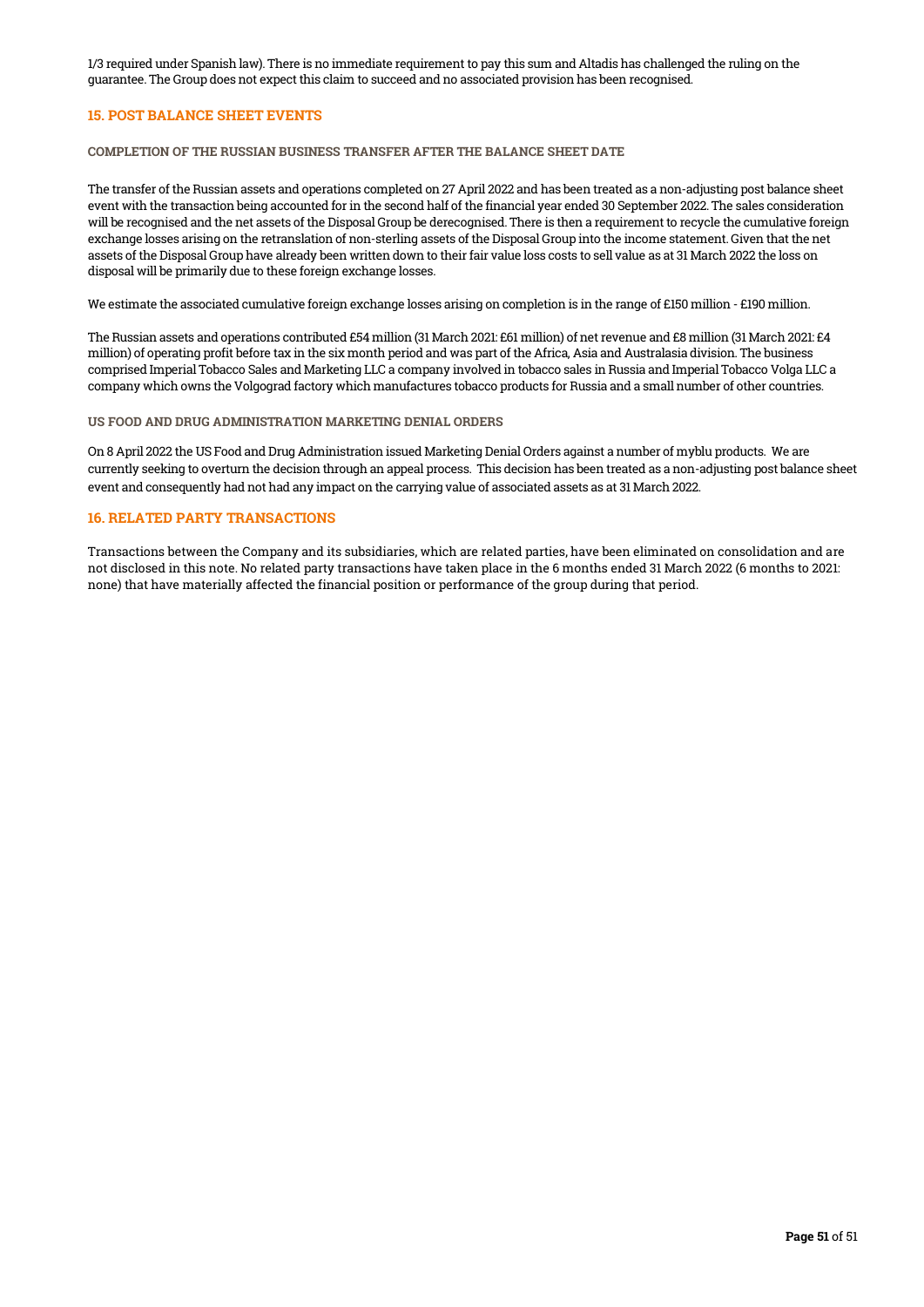1/3 required under Spanish law). There is no immediate requirement to pay this sum and Altadis has challenged the ruling on the guarantee. The Group does not expect this claim to succeed and no associated provision has been recognised.

## 15. POST BALANCE SHEET EVENTS

### COMPLETION OF THE RUSSIAN BUSINESS TRANSFER AFTER THE BALANCE SHEET DATE

The transfer of the Russian assets and operations completed on 27 April 2022 and has been treated as a non-adjusting post balance sheet event with the transaction being accounted for in the second half of the financial year ended 30 September 2022. The sales consideration will be recognised and the net assets of the Disposal Group be derecognised. There is then a requirement to recycle the cumulative foreign exchange losses arising on the retranslation of non-sterling assets of the Disposal Group into the income statement. Given that the net assets of the Disposal Group have already been written down to their fair value loss costs to sell value as at 31 March 2022 the loss on disposal will be primarily due to these foreign exchange losses.

We estimate the associated cumulative foreign exchange losses arising on completion is in the range of £150 million - £190 million.

The Russian assets and operations contributed £54 million (31 March 2021: £61 million) of net revenue and £8 million (31 March 2021: £4 million) of operating profit before tax in the six month period and was part of the Africa, Asia and Australasia division. The business comprised Imperial Tobacco Sales and Marketing LLC a company involved in tobacco sales in Russia and Imperial Tobacco Volga LLC a company which owns the Volgograd factory which manufactures tobacco products for Russia and a small number of other countries.

### US FOOD AND DRUG ADMINISTRATION MARKETING DENIAL ORDERS

On 8 April 2022 the US Food and Drug Administration issued Marketing Denial Orders against a number of myblu products. We are currently seeking to overturn the decision through an appeal process. This decision has been treated as a non-adjusting post balance sheet event and consequently had not had any impact on the carrying value of associated assets as at 31 March 2022.

## 16. RELATED PARTY TRANSACTIONS

Transactions between the Company and its subsidiaries, which are related parties, have been eliminated on consolidation and are not disclosed in this note. No related party transactions have taken place in the 6 months ended 31 March 2022 (6 months to 2021: none) that have materially affected the financial position or performance of the group during that period.